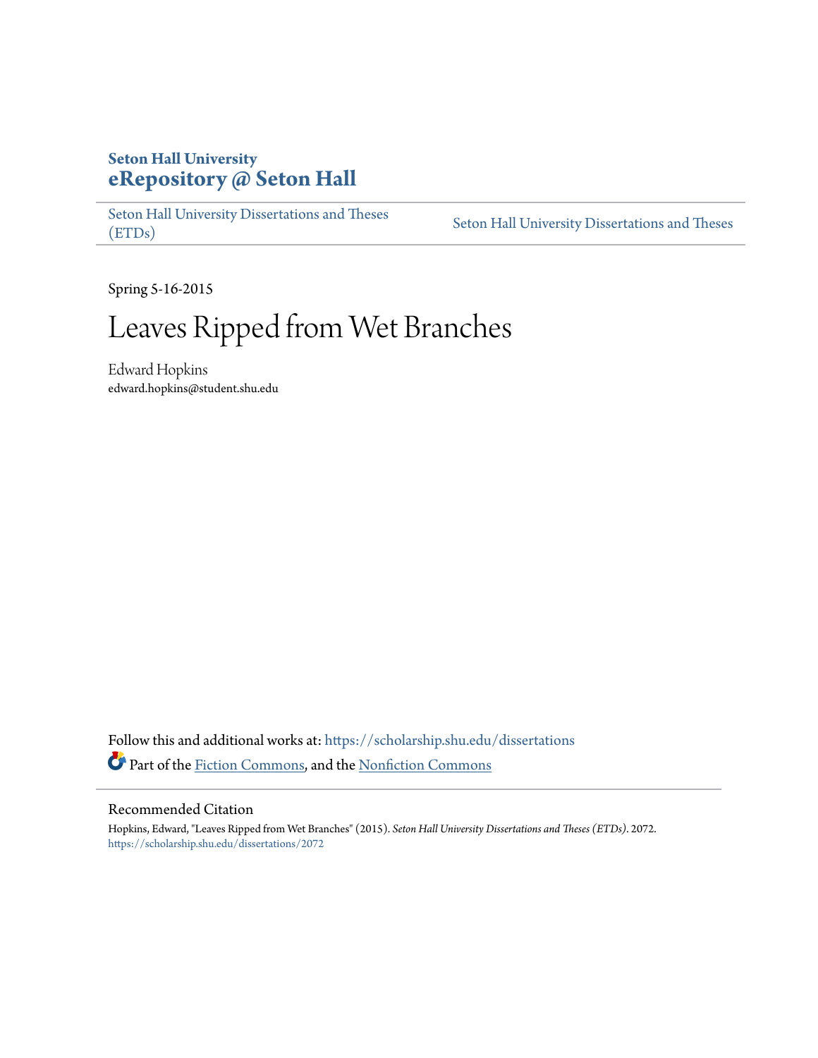**Seton Hall University**
**eRepository @ Seton Hall**

Seton Hall University Dissertations and Theses (ETDs) | Seton Hall University Dissertations and Theses

Spring 5-16-2015

# Leaves Ripped from Wet Branches

Edward Hopkins
edward.hopkins@student.shu.edu

Follow this and additional works at: https://scholarship.shu.edu/dissertations

Part of the Fiction Commons, and the Nonfiction Commons

## Recommended Citation

Hopkins, Edward, "Leaves Ripped from Wet Branches" (2015). *Seton Hall University Dissertations and Theses (ETDs)*. 2072.
https://scholarship.shu.edu/dissertations/2072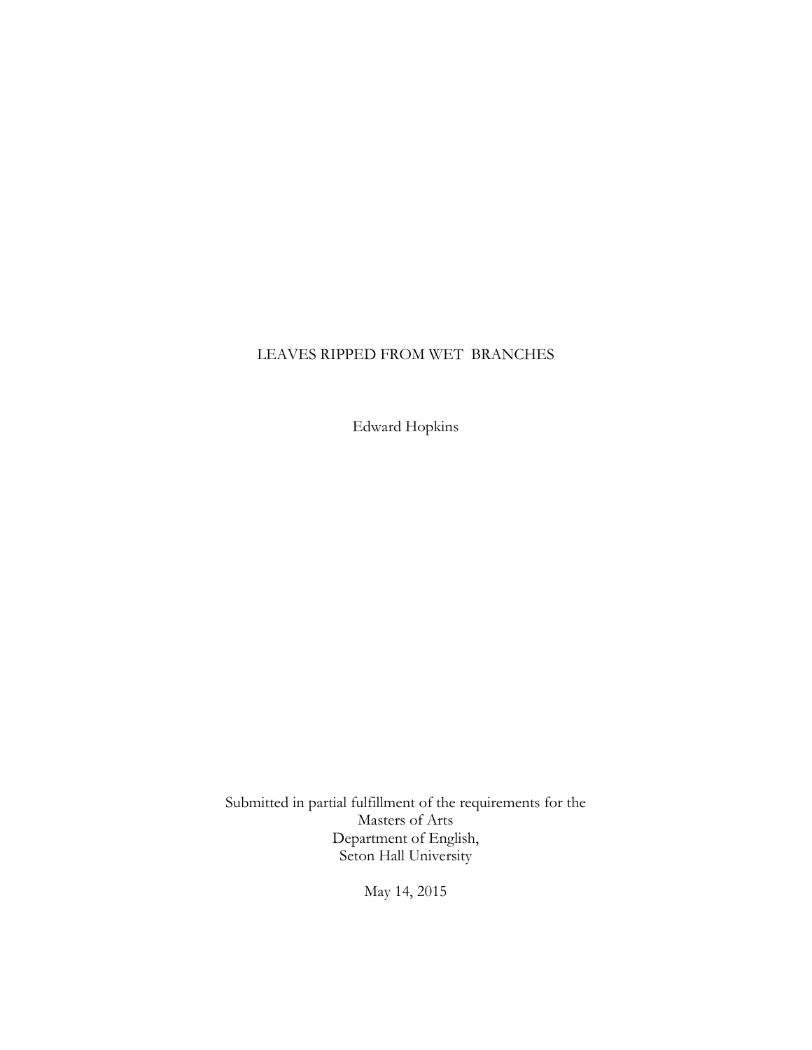# LEAVES RIPPED FROM WET BRANCHES

Edward Hopkins

Submitted in partial fulfillment of the requirements for the
Masters of Arts
Department of English,
Seton Hall University

May 14, 2015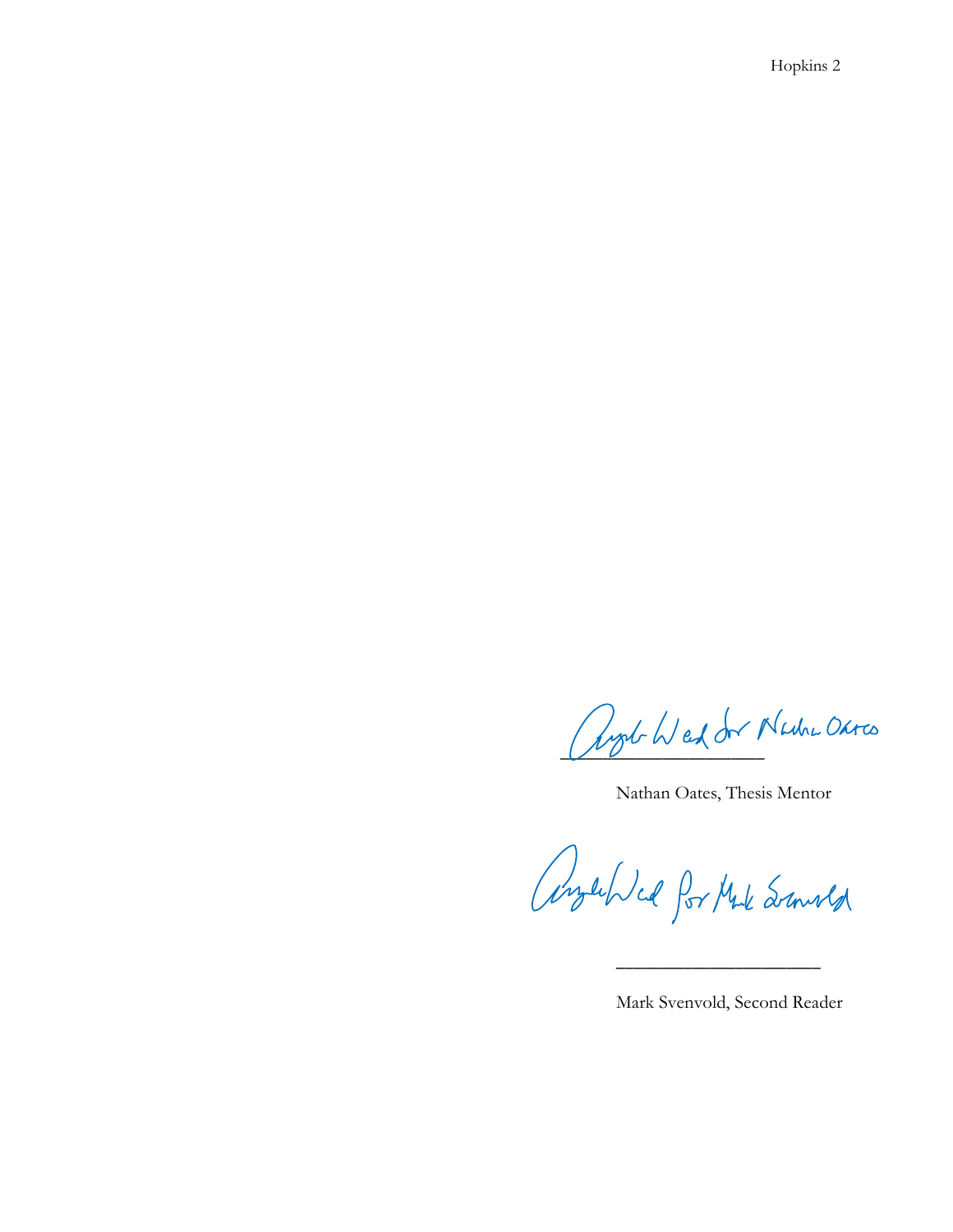Angela Ward for Nathan Oates
\_\_\_\_\_\_\_\_\_\_\_\_\_\_\_\_\_\_\_\_\_\_

Nathan Oates, Thesis Mentor

Angela Ward for Mark Svenvold

\_\_\_\_\_\_\_\_\_\_\_\_\_\_\_\_\_\_\_\_\_\_

Mark Svenvold, Second Reader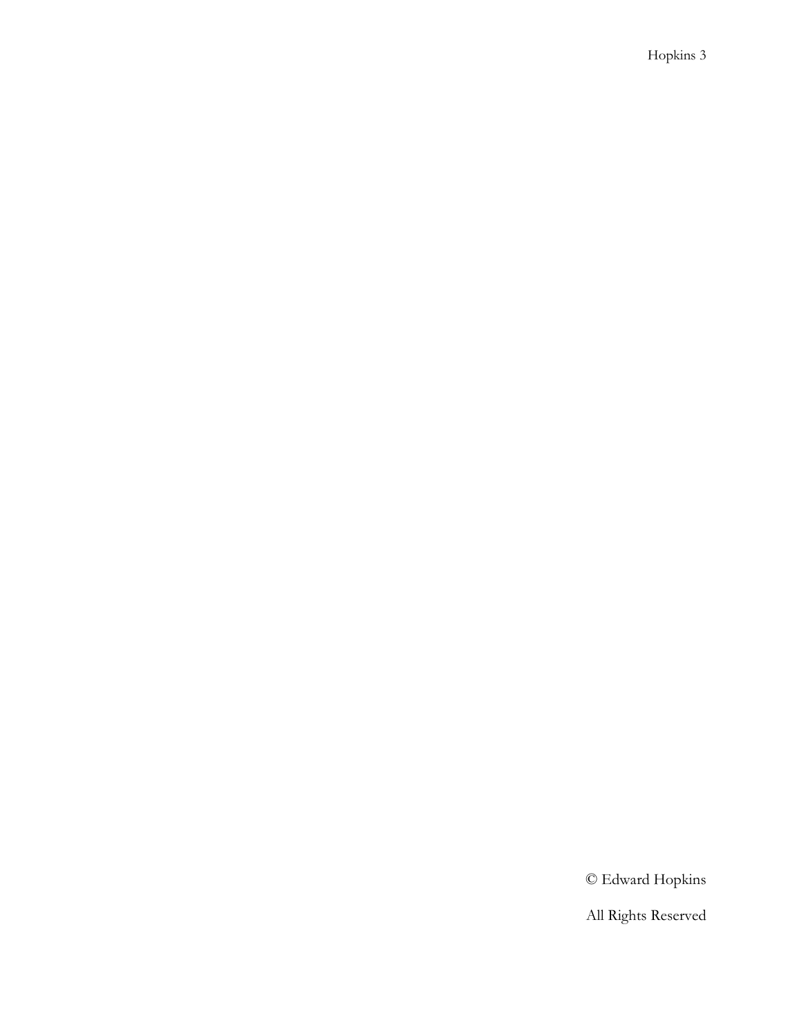© Edward Hopkins

All Rights Reserved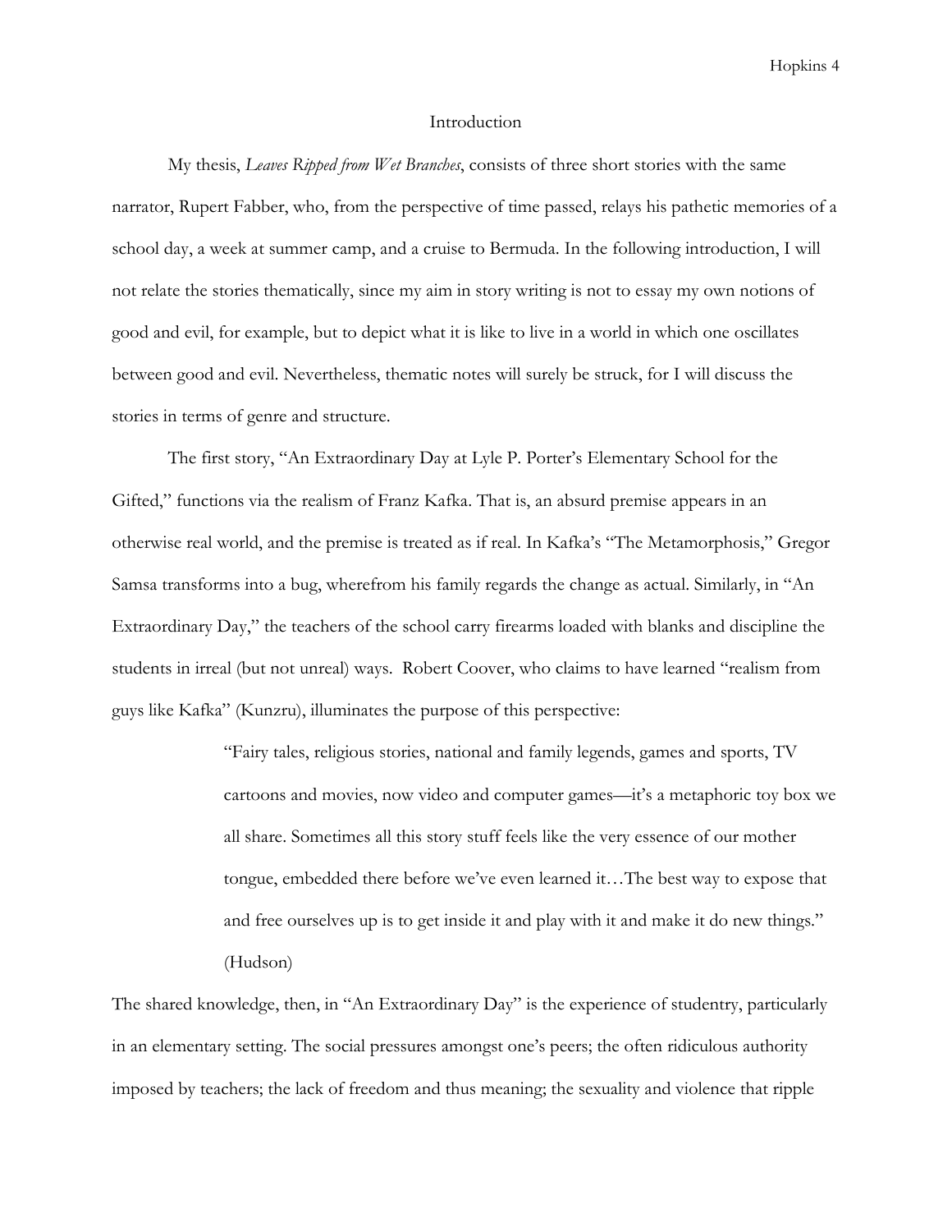# Introduction

My thesis, *Leaves Ripped from Wet Branches*, consists of three short stories with the same narrator, Rupert Fabber, who, from the perspective of time passed, relays his pathetic memories of a school day, a week at summer camp, and a cruise to Bermuda. In the following introduction, I will not relate the stories thematically, since my aim in story writing is not to essay my own notions of good and evil, for example, but to depict what it is like to live in a world in which one oscillates between good and evil. Nevertheless, thematic notes will surely be struck, for I will discuss the stories in terms of genre and structure.

The first story, "An Extraordinary Day at Lyle P. Porter's Elementary School for the Gifted," functions via the realism of Franz Kafka. That is, an absurd premise appears in an otherwise real world, and the premise is treated as if real. In Kafka's "The Metamorphosis," Gregor Samsa transforms into a bug, wherefrom his family regards the change as actual. Similarly, in "An Extraordinary Day," the teachers of the school carry firearms loaded with blanks and discipline the students in irreal (but not unreal) ways. Robert Coover, who claims to have learned "realism from guys like Kafka" (Kunzru), illuminates the purpose of this perspective:

> "Fairy tales, religious stories, national and family legends, games and sports, TV cartoons and movies, now video and computer games—it's a metaphoric toy box we all share. Sometimes all this story stuff feels like the very essence of our mother tongue, embedded there before we've even learned it…The best way to expose that and free ourselves up is to get inside it and play with it and make it do new things." (Hudson)

The shared knowledge, then, in "An Extraordinary Day" is the experience of studentry, particularly in an elementary setting. The social pressures amongst one's peers; the often ridiculous authority imposed by teachers; the lack of freedom and thus meaning; the sexuality and violence that ripple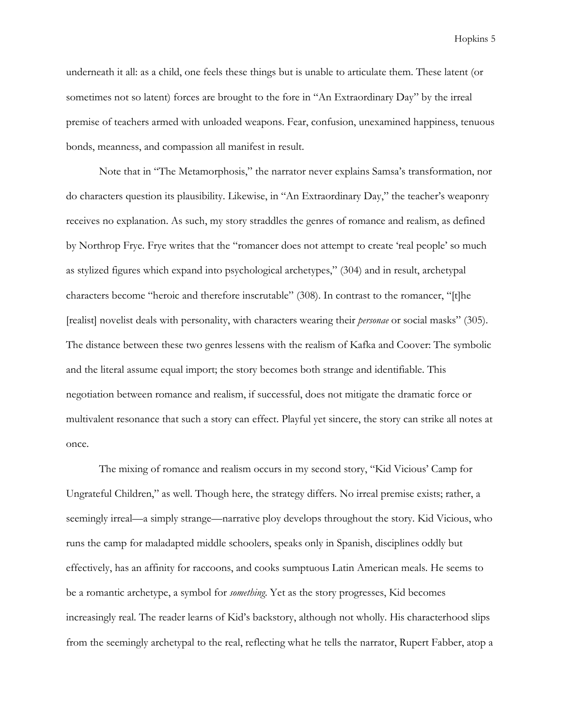underneath it all: as a child, one feels these things but is unable to articulate them. These latent (or sometimes not so latent) forces are brought to the fore in "An Extraordinary Day" by the irreal premise of teachers armed with unloaded weapons. Fear, confusion, unexamined happiness, tenuous bonds, meanness, and compassion all manifest in result.

Note that in "The Metamorphosis," the narrator never explains Samsa's transformation, nor do characters question its plausibility. Likewise, in "An Extraordinary Day," the teacher's weaponry receives no explanation. As such, my story straddles the genres of romance and realism, as defined by Northrop Frye. Frye writes that the "romancer does not attempt to create 'real people' so much as stylized figures which expand into psychological archetypes," (304) and in result, archetypal characters become "heroic and therefore inscrutable" (308). In contrast to the romancer, "[t]he [realist] novelist deals with personality, with characters wearing their *personae* or social masks" (305). The distance between these two genres lessens with the realism of Kafka and Coover: The symbolic and the literal assume equal import; the story becomes both strange and identifiable. This negotiation between romance and realism, if successful, does not mitigate the dramatic force or multivalent resonance that such a story can effect. Playful yet sincere, the story can strike all notes at once.

The mixing of romance and realism occurs in my second story, "Kid Vicious' Camp for Ungrateful Children," as well. Though here, the strategy differs. No irreal premise exists; rather, a seemingly irreal—a simply strange—narrative ploy develops throughout the story. Kid Vicious, who runs the camp for maladapted middle schoolers, speaks only in Spanish, disciplines oddly but effectively, has an affinity for raccoons, and cooks sumptuous Latin American meals. He seems to be a romantic archetype, a symbol for *something*. Yet as the story progresses, Kid becomes increasingly real. The reader learns of Kid's backstory, although not wholly. His characterhood slips from the seemingly archetypal to the real, reflecting what he tells the narrator, Rupert Fabber, atop a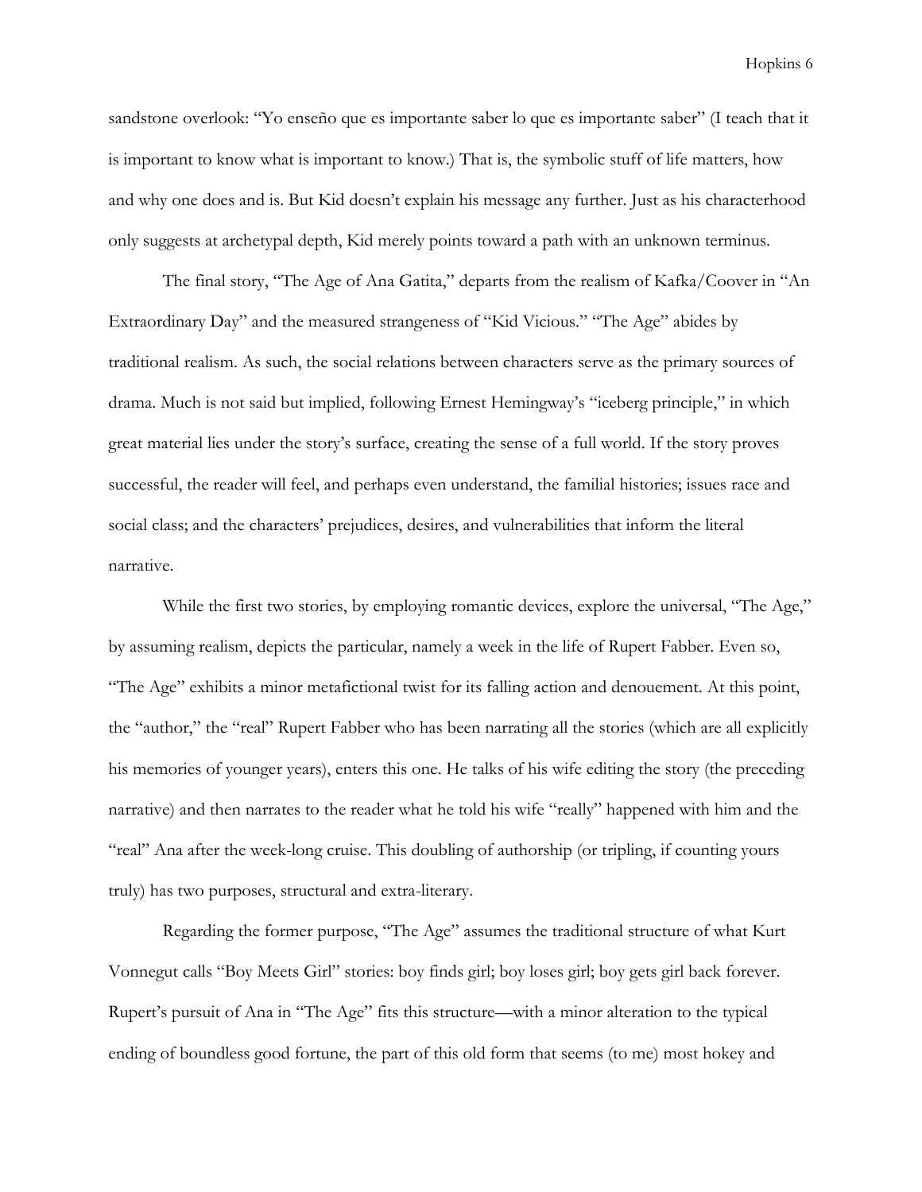sandstone overlook: "Yo enseño que es importante saber lo que es importante saber" (I teach that it is important to know what is important to know.) That is, the symbolic stuff of life matters, how and why one does and is. But Kid doesn't explain his message any further. Just as his characterhood only suggests at archetypal depth, Kid merely points toward a path with an unknown terminus.

The final story, "The Age of Ana Gatita," departs from the realism of Kafka/Coover in "An Extraordinary Day" and the measured strangeness of "Kid Vicious." "The Age" abides by traditional realism. As such, the social relations between characters serve as the primary sources of drama. Much is not said but implied, following Ernest Hemingway's "iceberg principle," in which great material lies under the story's surface, creating the sense of a full world. If the story proves successful, the reader will feel, and perhaps even understand, the familial histories; issues race and social class; and the characters' prejudices, desires, and vulnerabilities that inform the literal narrative.

While the first two stories, by employing romantic devices, explore the universal, "The Age," by assuming realism, depicts the particular, namely a week in the life of Rupert Fabber. Even so, "The Age" exhibits a minor metafictional twist for its falling action and denouement. At this point, the "author," the "real" Rupert Fabber who has been narrating all the stories (which are all explicitly his memories of younger years), enters this one. He talks of his wife editing the story (the preceding narrative) and then narrates to the reader what he told his wife "really" happened with him and the "real" Ana after the week-long cruise. This doubling of authorship (or tripling, if counting yours truly) has two purposes, structural and extra-literary.

Regarding the former purpose, "The Age" assumes the traditional structure of what Kurt Vonnegut calls "Boy Meets Girl" stories: boy finds girl; boy loses girl; boy gets girl back forever. Rupert's pursuit of Ana in "The Age" fits this structure—with a minor alteration to the typical ending of boundless good fortune, the part of this old form that seems (to me) most hokey and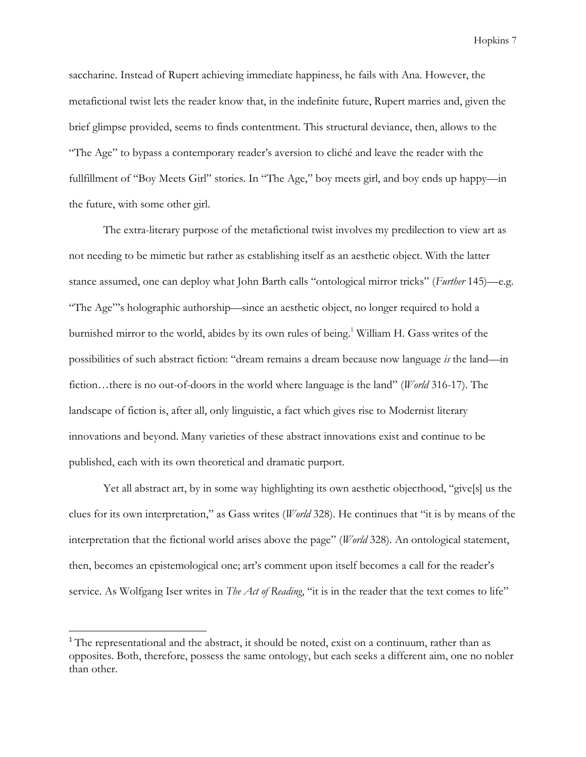saccharine. Instead of Rupert achieving immediate happiness, he fails with Ana. However, the metafictional twist lets the reader know that, in the indefinite future, Rupert marries and, given the brief glimpse provided, seems to finds contentment. This structural deviance, then, allows to the "The Age" to bypass a contemporary reader's aversion to cliché and leave the reader with the fullfillment of "Boy Meets Girl" stories. In "The Age," boy meets girl, and boy ends up happy—in the future, with some other girl.

The extra-literary purpose of the metafictional twist involves my predilection to view art as not needing to be mimetic but rather as establishing itself as an aesthetic object. With the latter stance assumed, one can deploy what John Barth calls "ontological mirror tricks" (*Further* 145)—e.g. "The Age"'s holographic authorship—since an aesthetic object, no longer required to hold a burnished mirror to the world, abides by its own rules of being.[1] William H. Gass writes of the possibilities of such abstract fiction: "dream remains a dream because now language *is* the land—in fiction…there is no out-of-doors in the world where language is the land" (*World* 316-17). The landscape of fiction is, after all, only linguistic, a fact which gives rise to Modernist literary innovations and beyond. Many varieties of these abstract innovations exist and continue to be published, each with its own theoretical and dramatic purport.

Yet all abstract art, by in some way highlighting its own aesthetic objecthood, "give[s] us the clues for its own interpretation," as Gass writes (*World* 328). He continues that "it is by means of the interpretation that the fictional world arises above the page" (*World* 328). An ontological statement, then, becomes an epistemological one; art's comment upon itself becomes a call for the reader's service. As Wolfgang Iser writes in *The Act of Reading*, "it is in the reader that the text comes to life"

---

[1] The representational and the abstract, it should be noted, exist on a continuum, rather than as opposites. Both, therefore, possess the same ontology, but each seeks a different aim, one no nobler than other.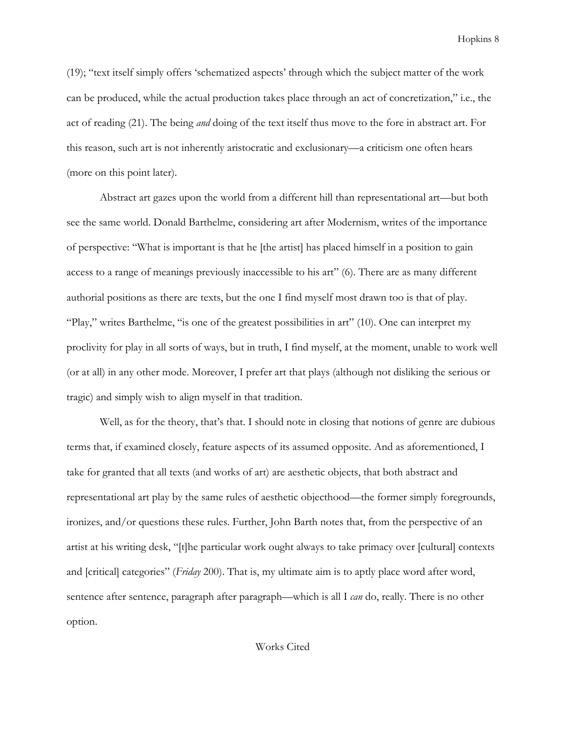(19); "text itself simply offers 'schematized aspects' through which the subject matter of the work can be produced, while the actual production takes place through an act of concretization," i.e., the act of reading (21). The being *and* doing of the text itself thus move to the fore in abstract art. For this reason, such art is not inherently aristocratic and exclusionary—a criticism one often hears (more on this point later).

Abstract art gazes upon the world from a different hill than representational art—but both see the same world. Donald Barthelme, considering art after Modernism, writes of the importance of perspective: "What is important is that he [the artist] has placed himself in a position to gain access to a range of meanings previously inaccessible to his art" (6). There are as many different authorial positions as there are texts, but the one I find myself most drawn too is that of play. "Play," writes Barthelme, "is one of the greatest possibilities in art" (10). One can interpret my proclivity for play in all sorts of ways, but in truth, I find myself, at the moment, unable to work well (or at all) in any other mode. Moreover, I prefer art that plays (although not disliking the serious or tragic) and simply wish to align myself in that tradition.

Well, as for the theory, that's that. I should note in closing that notions of genre are dubious terms that, if examined closely, feature aspects of its assumed opposite. And as aforementioned, I take for granted that all texts (and works of art) are aesthetic objects, that both abstract and representational art play by the same rules of aesthetic objecthood—the former simply foregrounds, ironizes, and/or questions these rules. Further, John Barth notes that, from the perspective of an artist at his writing desk, "[t]he particular work ought always to take primacy over [cultural] contexts and [critical] categories" (*Friday* 200). That is, my ultimate aim is to aptly place word after word, sentence after sentence, paragraph after paragraph—which is all I *can* do, really. There is no other option.

## Works Cited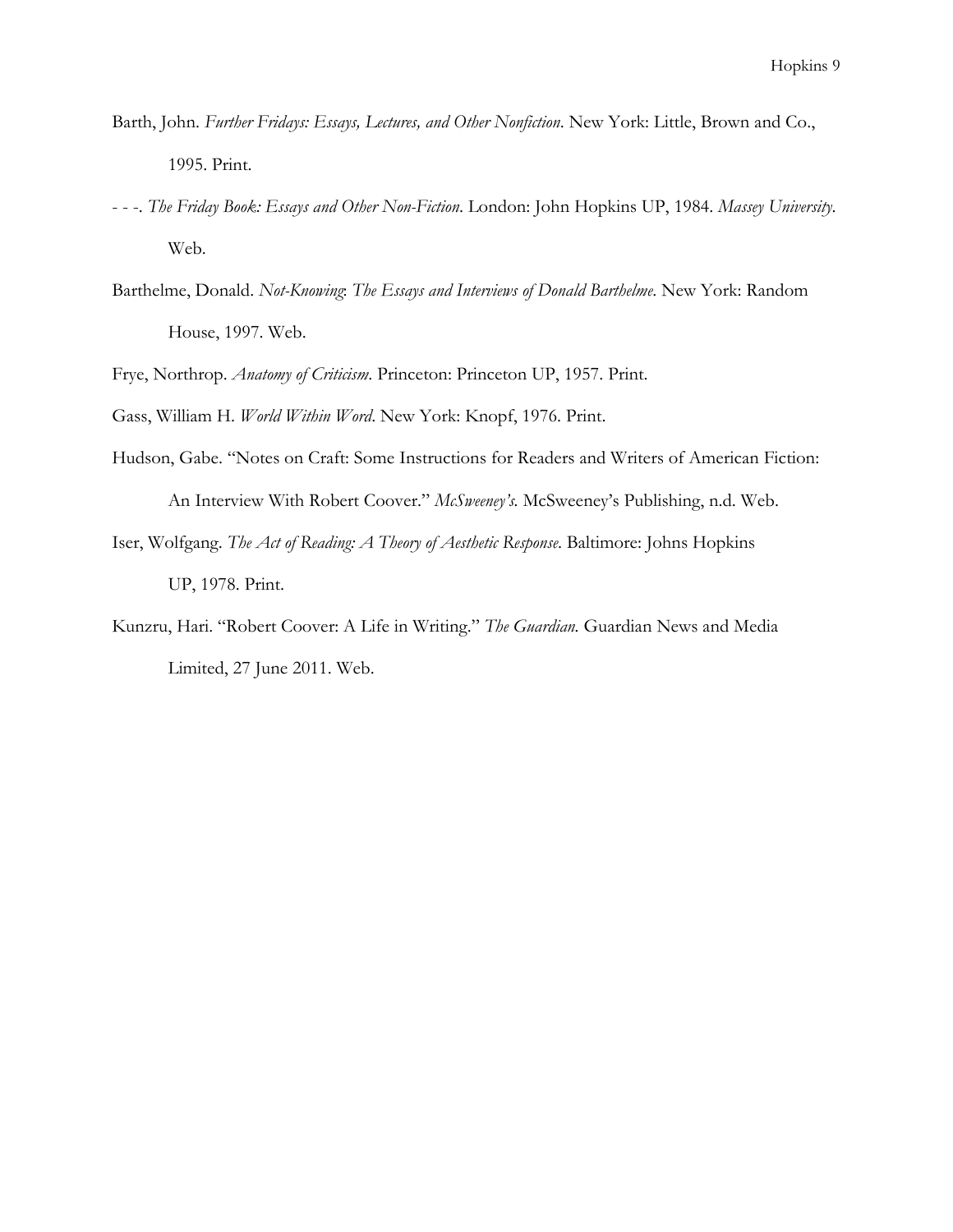Barth, John. *Further Fridays: Essays, Lectures, and Other Nonfiction*. New York: Little, Brown and Co., 1995. Print.

- - -. *The Friday Book: Essays and Other Non-Fiction*. London: John Hopkins UP, 1984. *Massey University*. Web.

Barthelme, Donald. *Not-Knowing: The Essays and Interviews of Donald Barthelme*. New York: Random House, 1997. Web.

Frye, Northrop. *Anatomy of Criticism*. Princeton: Princeton UP, 1957. Print.

Gass, William H. *World Within Word*. New York: Knopf, 1976. Print.

Hudson, Gabe. "Notes on Craft: Some Instructions for Readers and Writers of American Fiction: An Interview With Robert Coover." *McSweeney's*. McSweeney's Publishing, n.d. Web.

Iser, Wolfgang. *The Act of Reading: A Theory of Aesthetic Response*. Baltimore: Johns Hopkins UP, 1978. Print.

Kunzru, Hari. "Robert Coover: A Life in Writing." *The Guardian.* Guardian News and Media Limited, 27 June 2011. Web.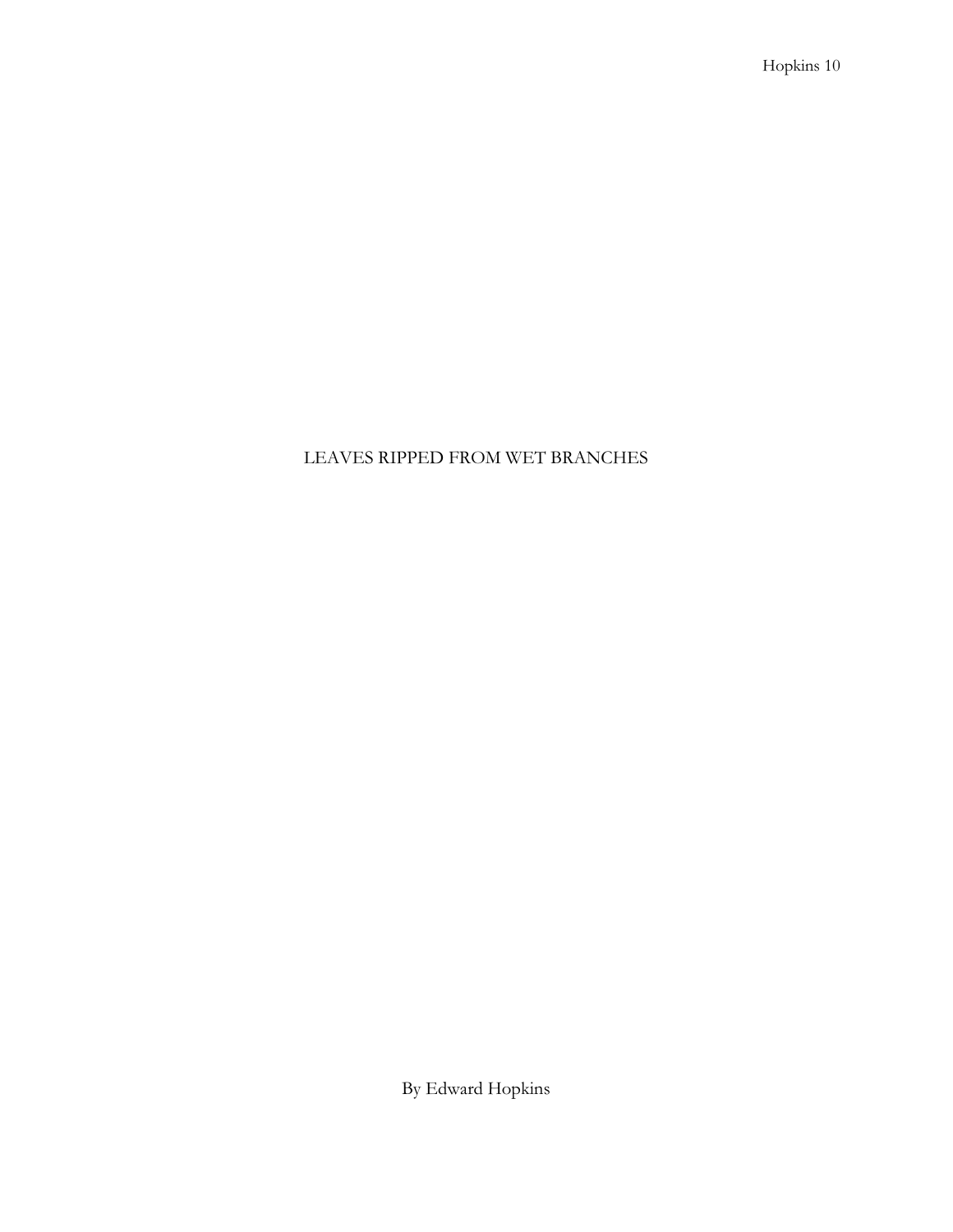# LEAVES RIPPED FROM WET BRANCHES

By Edward Hopkins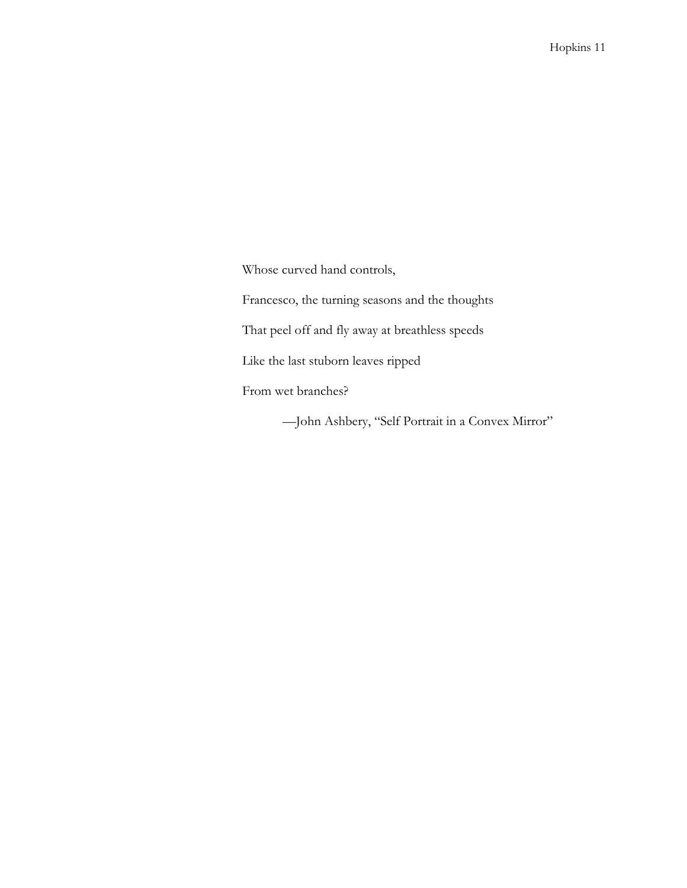Whose curved hand controls,

Francesco, the turning seasons and the thoughts

That peel off and fly away at breathless speeds

Like the last stuborn leaves ripped

From wet branches?

—John Ashbery, "Self Portrait in a Convex Mirror"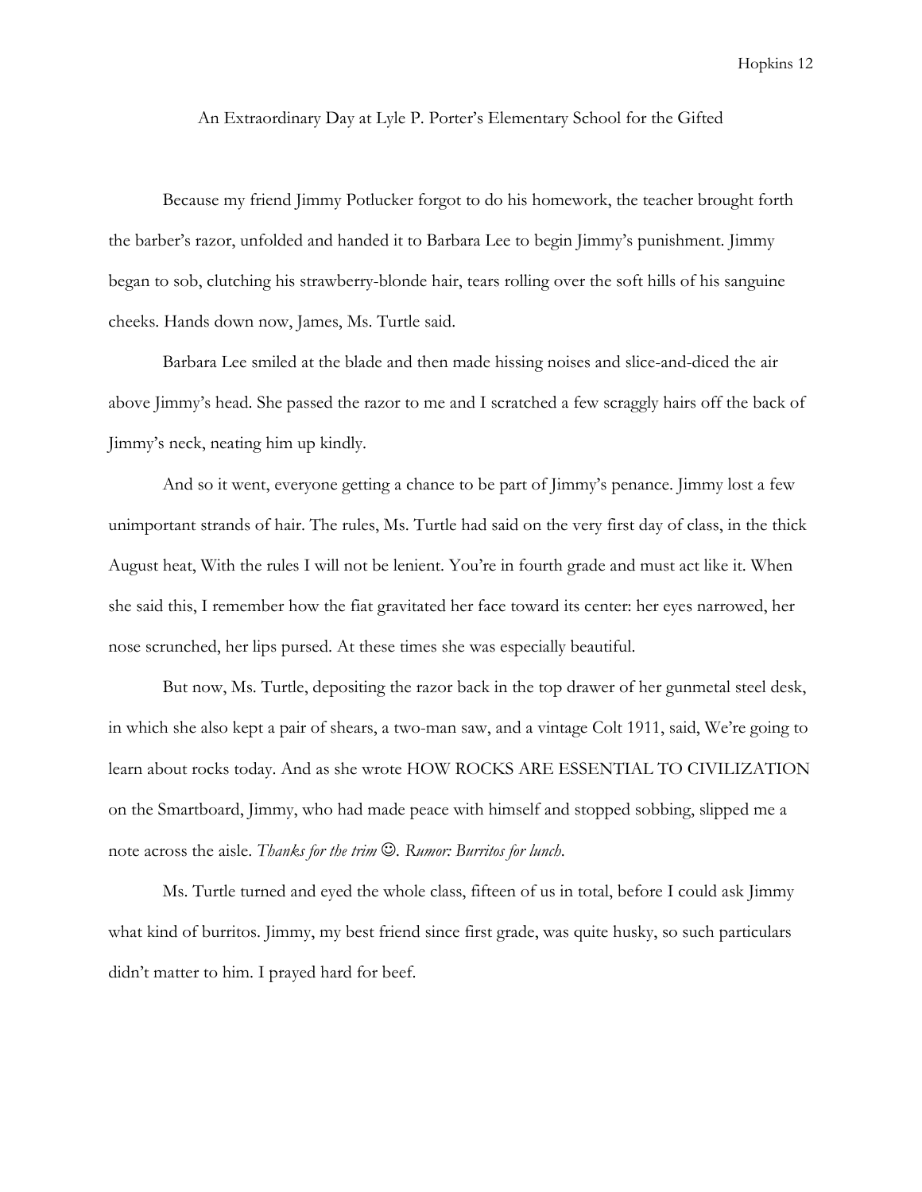# An Extraordinary Day at Lyle P. Porter's Elementary School for the Gifted

Because my friend Jimmy Potlucker forgot to do his homework, the teacher brought forth the barber's razor, unfolded and handed it to Barbara Lee to begin Jimmy's punishment. Jimmy began to sob, clutching his strawberry-blonde hair, tears rolling over the soft hills of his sanguine cheeks. Hands down now, James, Ms. Turtle said.

Barbara Lee smiled at the blade and then made hissing noises and slice-and-diced the air above Jimmy's head. She passed the razor to me and I scratched a few scraggly hairs off the back of Jimmy's neck, neating him up kindly.

And so it went, everyone getting a chance to be part of Jimmy's penance. Jimmy lost a few unimportant strands of hair. The rules, Ms. Turtle had said on the very first day of class, in the thick August heat, With the rules I will not be lenient. You're in fourth grade and must act like it. When she said this, I remember how the fiat gravitated her face toward its center: her eyes narrowed, her nose scrunched, her lips pursed. At these times she was especially beautiful.

But now, Ms. Turtle, depositing the razor back in the top drawer of her gunmetal steel desk, in which she also kept a pair of shears, a two-man saw, and a vintage Colt 1911, said, We're going to learn about rocks today. And as she wrote HOW ROCKS ARE ESSENTIAL TO CIVILIZATION on the Smartboard, Jimmy, who had made peace with himself and stopped sobbing, slipped me a note across the aisle. *Thanks for the trim ☺. Rumor: Burritos for lunch.*

Ms. Turtle turned and eyed the whole class, fifteen of us in total, before I could ask Jimmy what kind of burritos. Jimmy, my best friend since first grade, was quite husky, so such particulars didn't matter to him. I prayed hard for beef.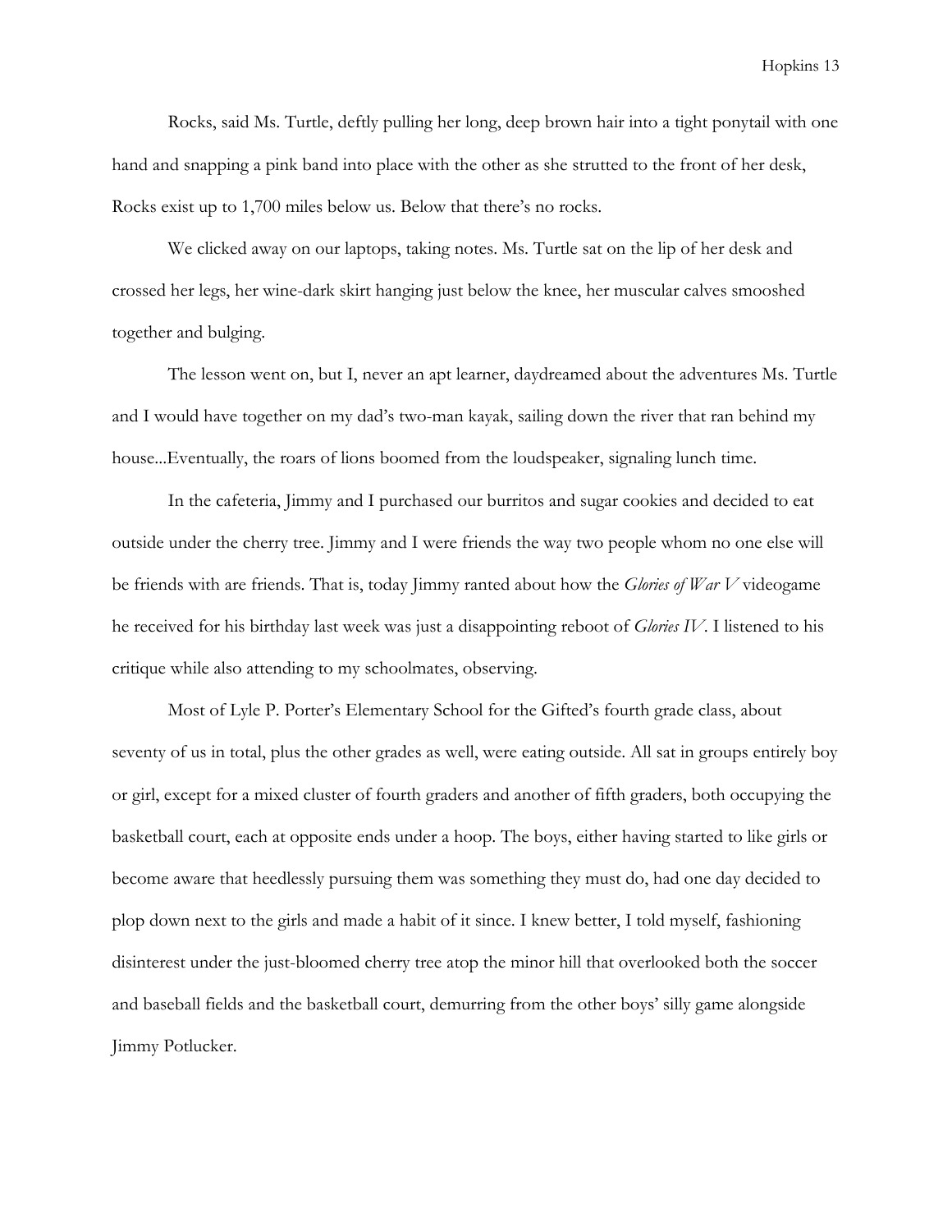Rocks, said Ms. Turtle, deftly pulling her long, deep brown hair into a tight ponytail with one hand and snapping a pink band into place with the other as she strutted to the front of her desk, Rocks exist up to 1,700 miles below us. Below that there's no rocks.

We clicked away on our laptops, taking notes. Ms. Turtle sat on the lip of her desk and crossed her legs, her wine-dark skirt hanging just below the knee, her muscular calves smooshed together and bulging.

The lesson went on, but I, never an apt learner, daydreamed about the adventures Ms. Turtle and I would have together on my dad's two-man kayak, sailing down the river that ran behind my house...Eventually, the roars of lions boomed from the loudspeaker, signaling lunch time.

In the cafeteria, Jimmy and I purchased our burritos and sugar cookies and decided to eat outside under the cherry tree. Jimmy and I were friends the way two people whom no one else will be friends with are friends. That is, today Jimmy ranted about how the *Glories of War V* videogame he received for his birthday last week was just a disappointing reboot of *Glories IV*. I listened to his critique while also attending to my schoolmates, observing.

Most of Lyle P. Porter's Elementary School for the Gifted's fourth grade class, about seventy of us in total, plus the other grades as well, were eating outside. All sat in groups entirely boy or girl, except for a mixed cluster of fourth graders and another of fifth graders, both occupying the basketball court, each at opposite ends under a hoop. The boys, either having started to like girls or become aware that heedlessly pursuing them was something they must do, had one day decided to plop down next to the girls and made a habit of it since. I knew better, I told myself, fashioning disinterest under the just-bloomed cherry tree atop the minor hill that overlooked both the soccer and baseball fields and the basketball court, demurring from the other boys' silly game alongside Jimmy Potlucker.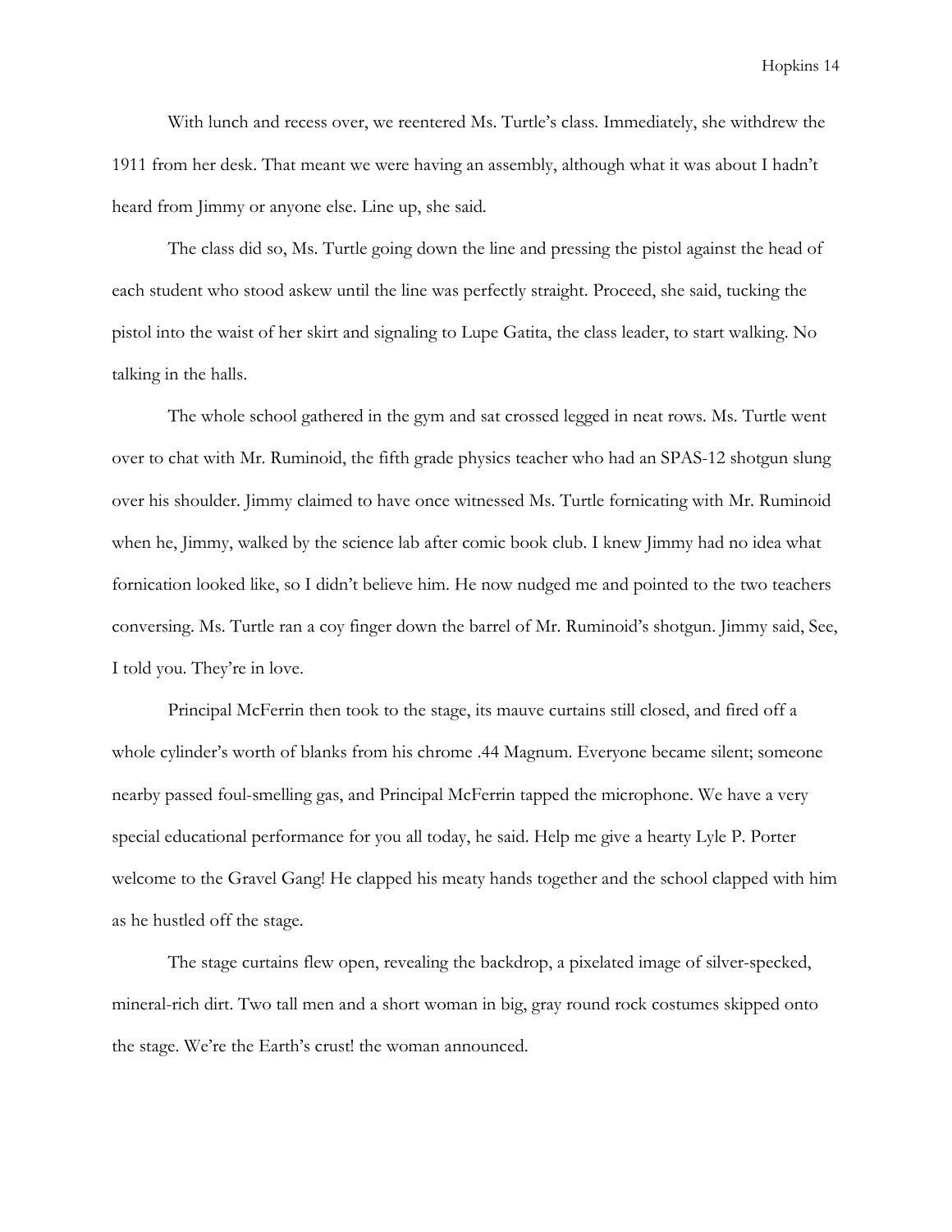With lunch and recess over, we reentered Ms. Turtle's class. Immediately, she withdrew the 1911 from her desk. That meant we were having an assembly, although what it was about I hadn't heard from Jimmy or anyone else. Line up, she said.

The class did so, Ms. Turtle going down the line and pressing the pistol against the head of each student who stood askew until the line was perfectly straight. Proceed, she said, tucking the pistol into the waist of her skirt and signaling to Lupe Gatita, the class leader, to start walking. No talking in the halls.

The whole school gathered in the gym and sat crossed legged in neat rows. Ms. Turtle went over to chat with Mr. Ruminoid, the fifth grade physics teacher who had an SPAS-12 shotgun slung over his shoulder. Jimmy claimed to have once witnessed Ms. Turtle fornicating with Mr. Ruminoid when he, Jimmy, walked by the science lab after comic book club. I knew Jimmy had no idea what fornication looked like, so I didn't believe him. He now nudged me and pointed to the two teachers conversing. Ms. Turtle ran a coy finger down the barrel of Mr. Ruminoid's shotgun. Jimmy said, See, I told you. They're in love.

Principal McFerrin then took to the stage, its mauve curtains still closed, and fired off a whole cylinder's worth of blanks from his chrome .44 Magnum. Everyone became silent; someone nearby passed foul-smelling gas, and Principal McFerrin tapped the microphone. We have a very special educational performance for you all today, he said. Help me give a hearty Lyle P. Porter welcome to the Gravel Gang! He clapped his meaty hands together and the school clapped with him as he hustled off the stage.

The stage curtains flew open, revealing the backdrop, a pixelated image of silver-specked, mineral-rich dirt. Two tall men and a short woman in big, gray round rock costumes skipped onto the stage. We're the Earth's crust! the woman announced.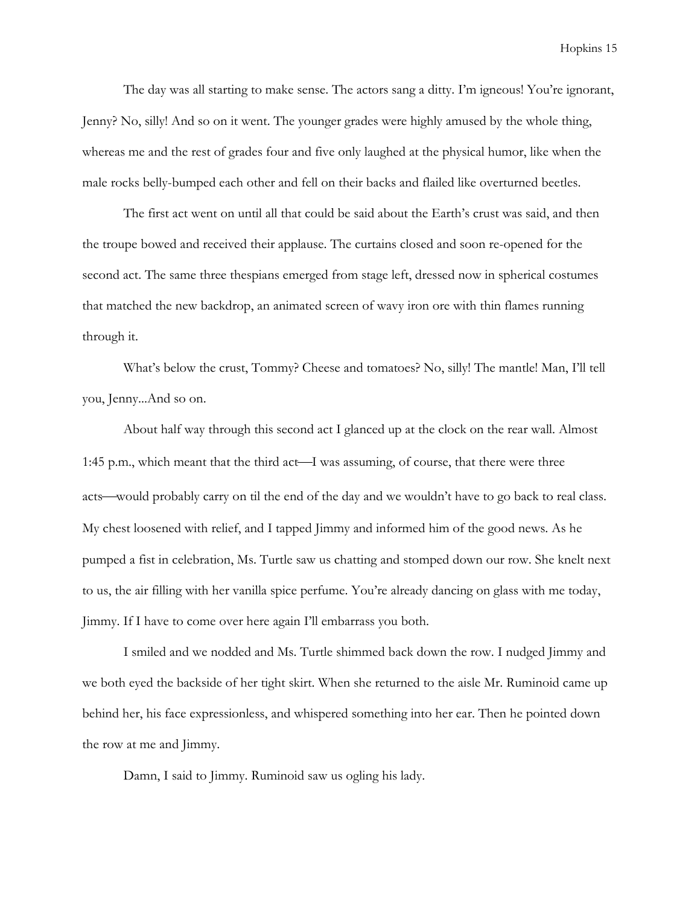The day was all starting to make sense. The actors sang a ditty. I'm igneous! You're ignorant, Jenny? No, silly! And so on it went. The younger grades were highly amused by the whole thing, whereas me and the rest of grades four and five only laughed at the physical humor, like when the male rocks belly-bumped each other and fell on their backs and flailed like overturned beetles.

The first act went on until all that could be said about the Earth's crust was said, and then the troupe bowed and received their applause. The curtains closed and soon re-opened for the second act. The same three thespians emerged from stage left, dressed now in spherical costumes that matched the new backdrop, an animated screen of wavy iron ore with thin flames running through it.

What's below the crust, Tommy? Cheese and tomatoes? No, silly! The mantle! Man, I'll tell you, Jenny...And so on.

About half way through this second act I glanced up at the clock on the rear wall. Almost 1:45 p.m., which meant that the third act—I was assuming, of course, that there were three acts—would probably carry on til the end of the day and we wouldn't have to go back to real class. My chest loosened with relief, and I tapped Jimmy and informed him of the good news. As he pumped a fist in celebration, Ms. Turtle saw us chatting and stomped down our row. She knelt next to us, the air filling with her vanilla spice perfume. You're already dancing on glass with me today, Jimmy. If I have to come over here again I'll embarrass you both.

I smiled and we nodded and Ms. Turtle shimmed back down the row. I nudged Jimmy and we both eyed the backside of her tight skirt. When she returned to the aisle Mr. Ruminoid came up behind her, his face expressionless, and whispered something into her ear. Then he pointed down the row at me and Jimmy.

Damn, I said to Jimmy. Ruminoid saw us ogling his lady.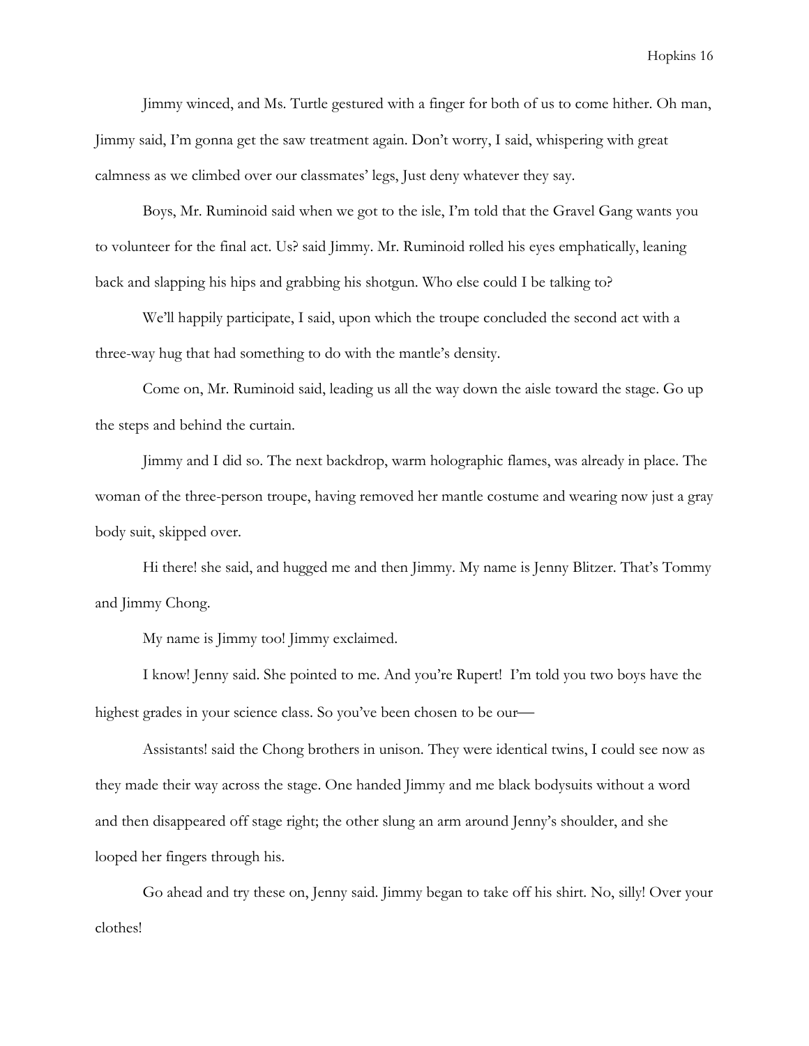Jimmy winced, and Ms. Turtle gestured with a finger for both of us to come hither. Oh man, Jimmy said, I'm gonna get the saw treatment again. Don't worry, I said, whispering with great calmness as we climbed over our classmates' legs, Just deny whatever they say.

Boys, Mr. Ruminoid said when we got to the isle, I'm told that the Gravel Gang wants you to volunteer for the final act. Us? said Jimmy. Mr. Ruminoid rolled his eyes emphatically, leaning back and slapping his hips and grabbing his shotgun. Who else could I be talking to?

We'll happily participate, I said, upon which the troupe concluded the second act with a three-way hug that had something to do with the mantle's density.

Come on, Mr. Ruminoid said, leading us all the way down the aisle toward the stage. Go up the steps and behind the curtain.

Jimmy and I did so. The next backdrop, warm holographic flames, was already in place. The woman of the three-person troupe, having removed her mantle costume and wearing now just a gray body suit, skipped over.

Hi there! she said, and hugged me and then Jimmy. My name is Jenny Blitzer. That's Tommy and Jimmy Chong.

My name is Jimmy too! Jimmy exclaimed.

I know! Jenny said. She pointed to me. And you're Rupert! I'm told you two boys have the highest grades in your science class. So you've been chosen to be our—

Assistants! said the Chong brothers in unison. They were identical twins, I could see now as they made their way across the stage. One handed Jimmy and me black bodysuits without a word and then disappeared off stage right; the other slung an arm around Jenny's shoulder, and she looped her fingers through his.

Go ahead and try these on, Jenny said. Jimmy began to take off his shirt. No, silly! Over your clothes!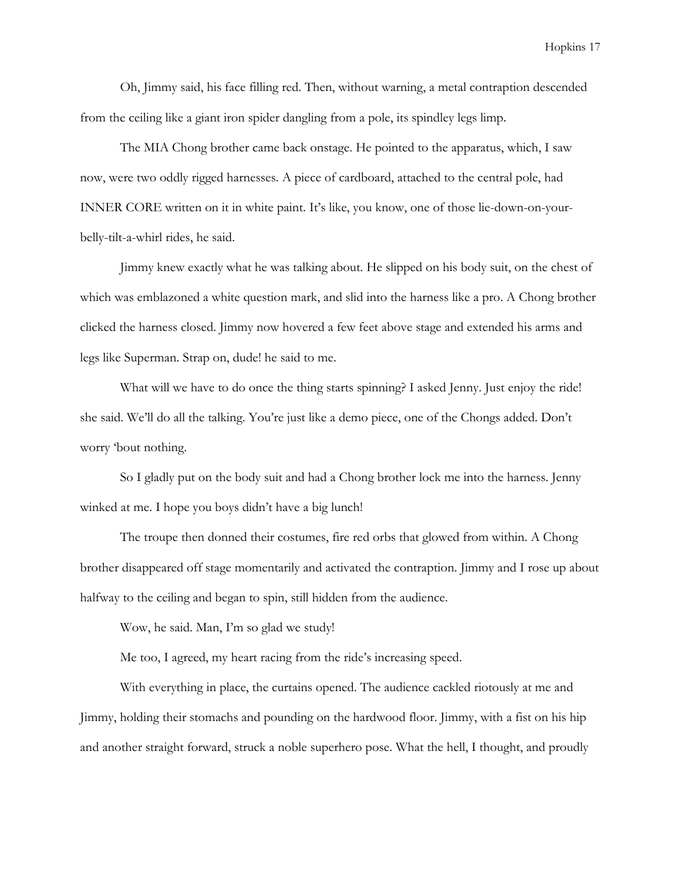Oh, Jimmy said, his face filling red. Then, without warning, a metal contraption descended from the ceiling like a giant iron spider dangling from a pole, its spindley legs limp.

The MIA Chong brother came back onstage. He pointed to the apparatus, which, I saw now, were two oddly rigged harnesses. A piece of cardboard, attached to the central pole, had INNER CORE written on it in white paint. It's like, you know, one of those lie-down-on-your-belly-tilt-a-whirl rides, he said.

Jimmy knew exactly what he was talking about. He slipped on his body suit, on the chest of which was emblazoned a white question mark, and slid into the harness like a pro. A Chong brother clicked the harness closed. Jimmy now hovered a few feet above stage and extended his arms and legs like Superman. Strap on, dude! he said to me.

What will we have to do once the thing starts spinning? I asked Jenny. Just enjoy the ride! she said. We'll do all the talking. You're just like a demo piece, one of the Chongs added. Don't worry 'bout nothing.

So I gladly put on the body suit and had a Chong brother lock me into the harness. Jenny winked at me. I hope you boys didn't have a big lunch!

The troupe then donned their costumes, fire red orbs that glowed from within. A Chong brother disappeared off stage momentarily and activated the contraption. Jimmy and I rose up about halfway to the ceiling and began to spin, still hidden from the audience.

Wow, he said. Man, I'm so glad we study!

Me too, I agreed, my heart racing from the ride's increasing speed.

With everything in place, the curtains opened. The audience cackled riotously at me and Jimmy, holding their stomachs and pounding on the hardwood floor. Jimmy, with a fist on his hip and another straight forward, struck a noble superhero pose. What the hell, I thought, and proudly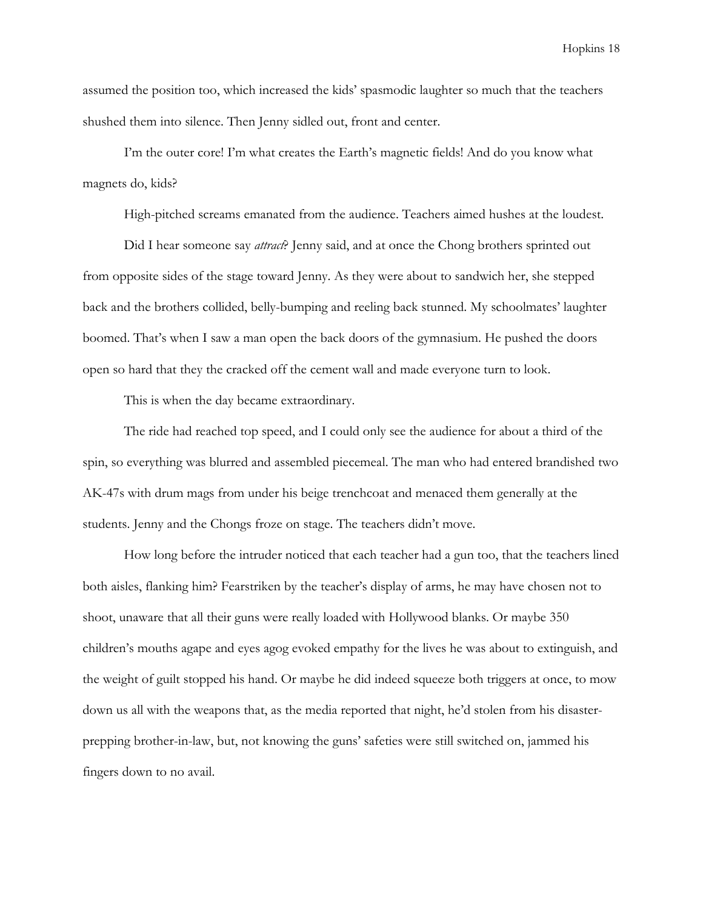assumed the position too, which increased the kids' spasmodic laughter so much that the teachers shushed them into silence. Then Jenny sidled out, front and center.

I'm the outer core! I'm what creates the Earth's magnetic fields! And do you know what magnets do, kids?

High-pitched screams emanated from the audience. Teachers aimed hushes at the loudest.

Did I hear someone say *attract*? Jenny said, and at once the Chong brothers sprinted out from opposite sides of the stage toward Jenny. As they were about to sandwich her, she stepped back and the brothers collided, belly-bumping and reeling back stunned. My schoolmates' laughter boomed. That's when I saw a man open the back doors of the gymnasium. He pushed the doors open so hard that they the cracked off the cement wall and made everyone turn to look.

This is when the day became extraordinary.

The ride had reached top speed, and I could only see the audience for about a third of the spin, so everything was blurred and assembled piecemeal. The man who had entered brandished two AK-47s with drum mags from under his beige trenchcoat and menaced them generally at the students. Jenny and the Chongs froze on stage. The teachers didn't move.

How long before the intruder noticed that each teacher had a gun too, that the teachers lined both aisles, flanking him? Fearstriken by the teacher's display of arms, he may have chosen not to shoot, unaware that all their guns were really loaded with Hollywood blanks. Or maybe 350 children's mouths agape and eyes agog evoked empathy for the lives he was about to extinguish, and the weight of guilt stopped his hand. Or maybe he did indeed squeeze both triggers at once, to mow down us all with the weapons that, as the media reported that night, he'd stolen from his disaster-prepping brother-in-law, but, not knowing the guns' safeties were still switched on, jammed his fingers down to no avail.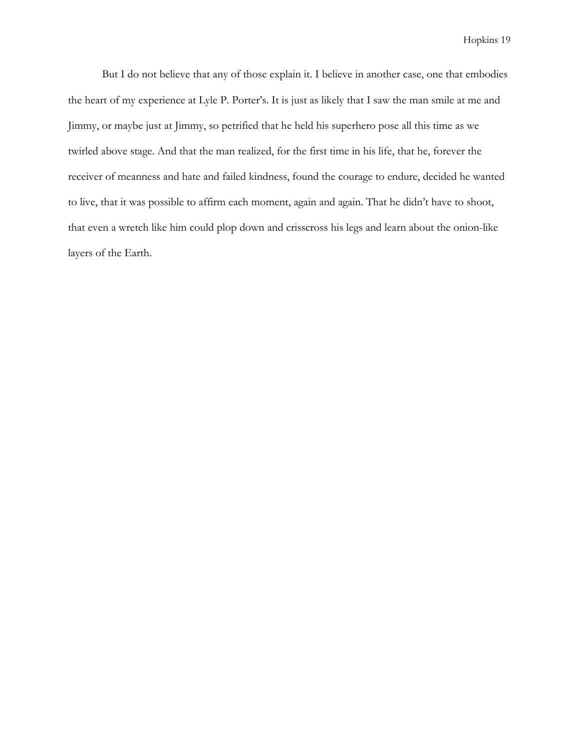But I do not believe that any of those explain it. I believe in another case, one that embodies the heart of my experience at Lyle P. Porter's. It is just as likely that I saw the man smile at me and Jimmy, or maybe just at Jimmy, so petrified that he held his superhero pose all this time as we twirled above stage. And that the man realized, for the first time in his life, that he, forever the receiver of meanness and hate and failed kindness, found the courage to endure, decided he wanted to live, that it was possible to affirm each moment, again and again. That he didn't have to shoot, that even a wretch like him could plop down and crisscross his legs and learn about the onion-like layers of the Earth.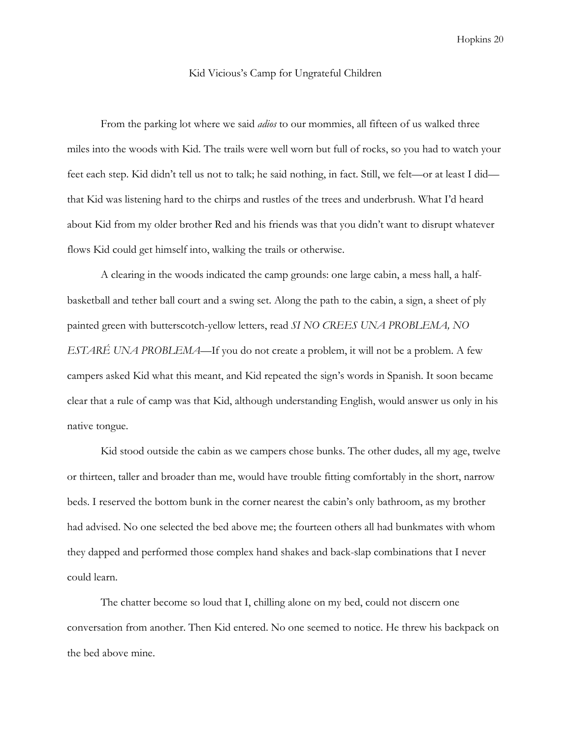# Kid Vicious's Camp for Ungrateful Children

From the parking lot where we said *adios* to our mommies, all fifteen of us walked three miles into the woods with Kid. The trails were well worn but full of rocks, so you had to watch your feet each step. Kid didn't tell us not to talk; he said nothing, in fact. Still, we felt—or at least I did—that Kid was listening hard to the chirps and rustles of the trees and underbrush. What I'd heard about Kid from my older brother Red and his friends was that you didn't want to disrupt whatever flows Kid could get himself into, walking the trails or otherwise.

A clearing in the woods indicated the camp grounds: one large cabin, a mess hall, a half-basketball and tether ball court and a swing set. Along the path to the cabin, a sign, a sheet of ply painted green with butterscotch-yellow letters, read *SI NO CREES UNA PROBLEMA, NO ESTARÉ UNA PROBLEMA*—If you do not create a problem, it will not be a problem. A few campers asked Kid what this meant, and Kid repeated the sign's words in Spanish. It soon became clear that a rule of camp was that Kid, although understanding English, would answer us only in his native tongue.

Kid stood outside the cabin as we campers chose bunks. The other dudes, all my age, twelve or thirteen, taller and broader than me, would have trouble fitting comfortably in the short, narrow beds. I reserved the bottom bunk in the corner nearest the cabin's only bathroom, as my brother had advised. No one selected the bed above me; the fourteen others all had bunkmates with whom they dapped and performed those complex hand shakes and back-slap combinations that I never could learn.

The chatter become so loud that I, chilling alone on my bed, could not discern one conversation from another. Then Kid entered. No one seemed to notice. He threw his backpack on the bed above mine.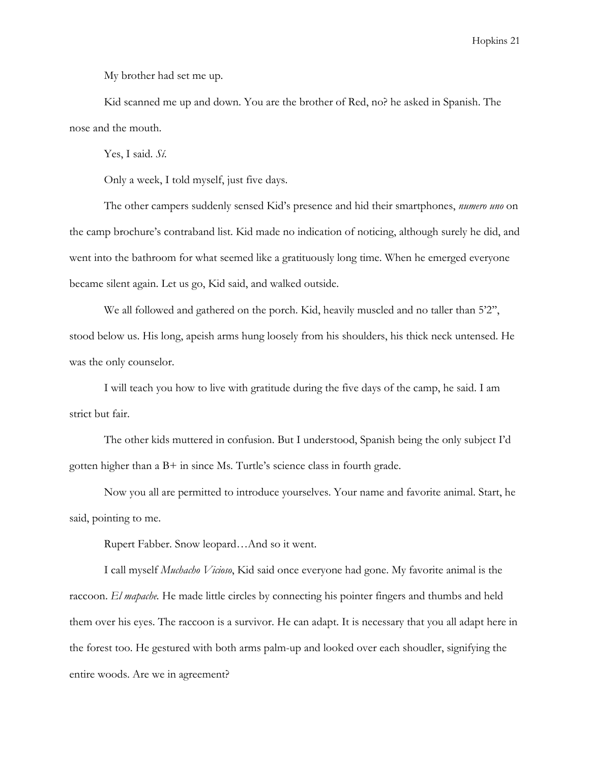My brother had set me up.

Kid scanned me up and down. You are the brother of Red, no? he asked in Spanish. The nose and the mouth.

Yes, I said. *Sí*.

Only a week, I told myself, just five days.

The other campers suddenly sensed Kid's presence and hid their smartphones, *numero uno* on the camp brochure's contraband list. Kid made no indication of noticing, although surely he did, and went into the bathroom for what seemed like a gratuitously long time. When he emerged everyone became silent again. Let us go, Kid said, and walked outside.

We all followed and gathered on the porch. Kid, heavily muscled and no taller than 5'2", stood below us. His long, apeish arms hung loosely from his shoulders, his thick neck untensed. He was the only counselor.

I will teach you how to live with gratitude during the five days of the camp, he said. I am strict but fair.

The other kids muttered in confusion. But I understood, Spanish being the only subject I'd gotten higher than a B+ in since Ms. Turtle's science class in fourth grade.

Now you all are permitted to introduce yourselves. Your name and favorite animal. Start, he said, pointing to me.

Rupert Fabber. Snow leopard…And so it went.

I call myself *Muchacho Vicioso*, Kid said once everyone had gone. My favorite animal is the raccoon. *El mapache.* He made little circles by connecting his pointer fingers and thumbs and held them over his eyes. The raccoon is a survivor. He can adapt. It is necessary that you all adapt here in the forest too. He gestured with both arms palm-up and looked over each shoudler, signifying the entire woods. Are we in agreement?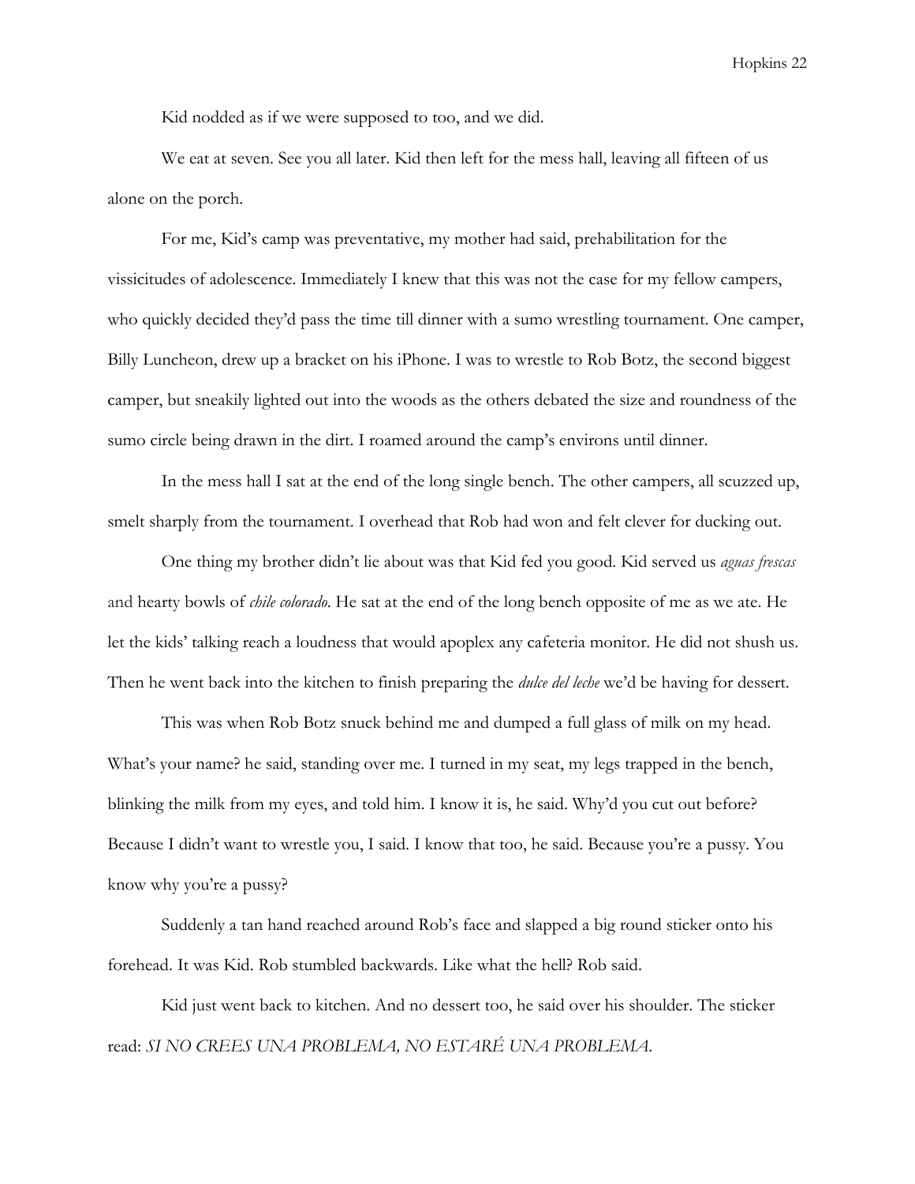Kid nodded as if we were supposed to too, and we did.

We eat at seven. See you all later. Kid then left for the mess hall, leaving all fifteen of us alone on the porch.

For me, Kid's camp was preventative, my mother had said, prehabilitation for the vissicitudes of adolescence. Immediately I knew that this was not the case for my fellow campers, who quickly decided they'd pass the time till dinner with a sumo wrestling tournament. One camper, Billy Luncheon, drew up a bracket on his iPhone. I was to wrestle to Rob Botz, the second biggest camper, but sneakily lighted out into the woods as the others debated the size and roundness of the sumo circle being drawn in the dirt. I roamed around the camp's environs until dinner.

In the mess hall I sat at the end of the long single bench. The other campers, all scuzzed up, smelt sharply from the tournament. I overhead that Rob had won and felt clever for ducking out.

One thing my brother didn't lie about was that Kid fed you good. Kid served us *aguas frescas* and hearty bowls of *chile colorado*. He sat at the end of the long bench opposite of me as we ate. He let the kids' talking reach a loudness that would apoplex any cafeteria monitor. He did not shush us. Then he went back into the kitchen to finish preparing the *dulce del leche* we'd be having for dessert.

This was when Rob Botz snuck behind me and dumped a full glass of milk on my head. What's your name? he said, standing over me. I turned in my seat, my legs trapped in the bench, blinking the milk from my eyes, and told him. I know it is, he said. Why'd you cut out before? Because I didn't want to wrestle you, I said. I know that too, he said. Because you're a pussy. You know why you're a pussy?

Suddenly a tan hand reached around Rob's face and slapped a big round sticker onto his forehead. It was Kid. Rob stumbled backwards. Like what the hell? Rob said.

Kid just went back to kitchen. And no dessert too, he said over his shoulder. The sticker read: *SI NO CREES UNA PROBLEMA, NO ESTARÉ UNA PROBLEMA.*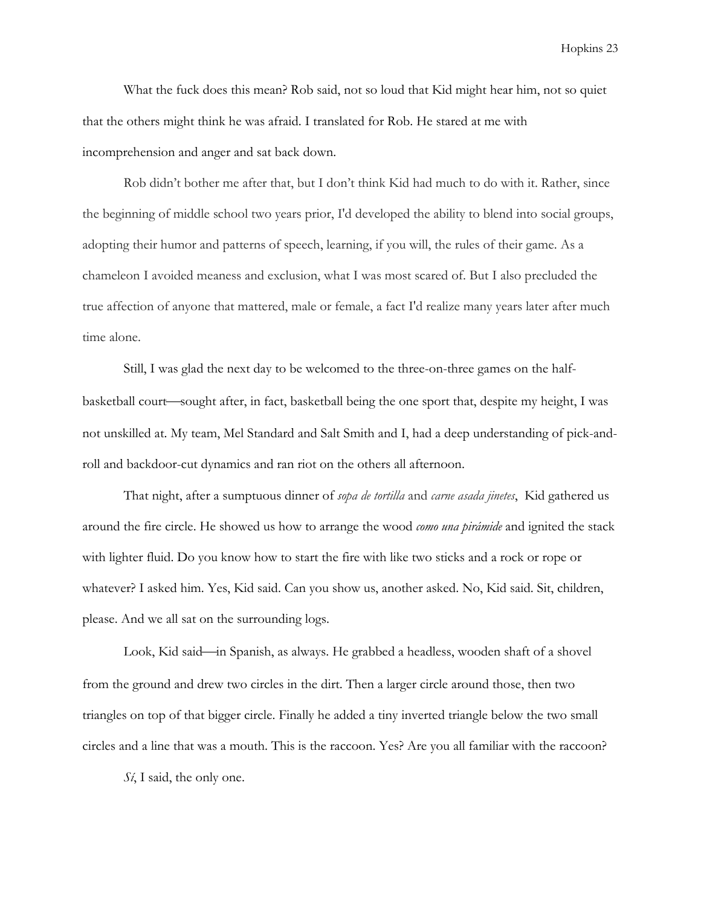What the fuck does this mean? Rob said, not so loud that Kid might hear him, not so quiet that the others might think he was afraid. I translated for Rob. He stared at me with incomprehension and anger and sat back down.

Rob didn't bother me after that, but I don't think Kid had much to do with it. Rather, since the beginning of middle school two years prior, I'd developed the ability to blend into social groups, adopting their humor and patterns of speech, learning, if you will, the rules of their game. As a chameleon I avoided meaness and exclusion, what I was most scared of. But I also precluded the true affection of anyone that mattered, male or female, a fact I'd realize many years later after much time alone.

Still, I was glad the next day to be welcomed to the three-on-three games on the half-basketball court—sought after, in fact, basketball being the one sport that, despite my height, I was not unskilled at. My team, Mel Standard and Salt Smith and I, had a deep understanding of pick-and-roll and backdoor-cut dynamics and ran riot on the others all afternoon.

That night, after a sumptuous dinner of *sopa de tortilla* and *carne asada jinetes*, Kid gathered us around the fire circle. He showed us how to arrange the wood *como una pirámide* and ignited the stack with lighter fluid. Do you know how to start the fire with like two sticks and a rock or rope or whatever? I asked him. Yes, Kid said. Can you show us, another asked. No, Kid said. Sit, children, please. And we all sat on the surrounding logs.

Look, Kid said—in Spanish, as always. He grabbed a headless, wooden shaft of a shovel from the ground and drew two circles in the dirt. Then a larger circle around those, then two triangles on top of that bigger circle. Finally he added a tiny inverted triangle below the two small circles and a line that was a mouth. This is the raccoon. Yes? Are you all familiar with the raccoon?

*Sí*, I said, the only one.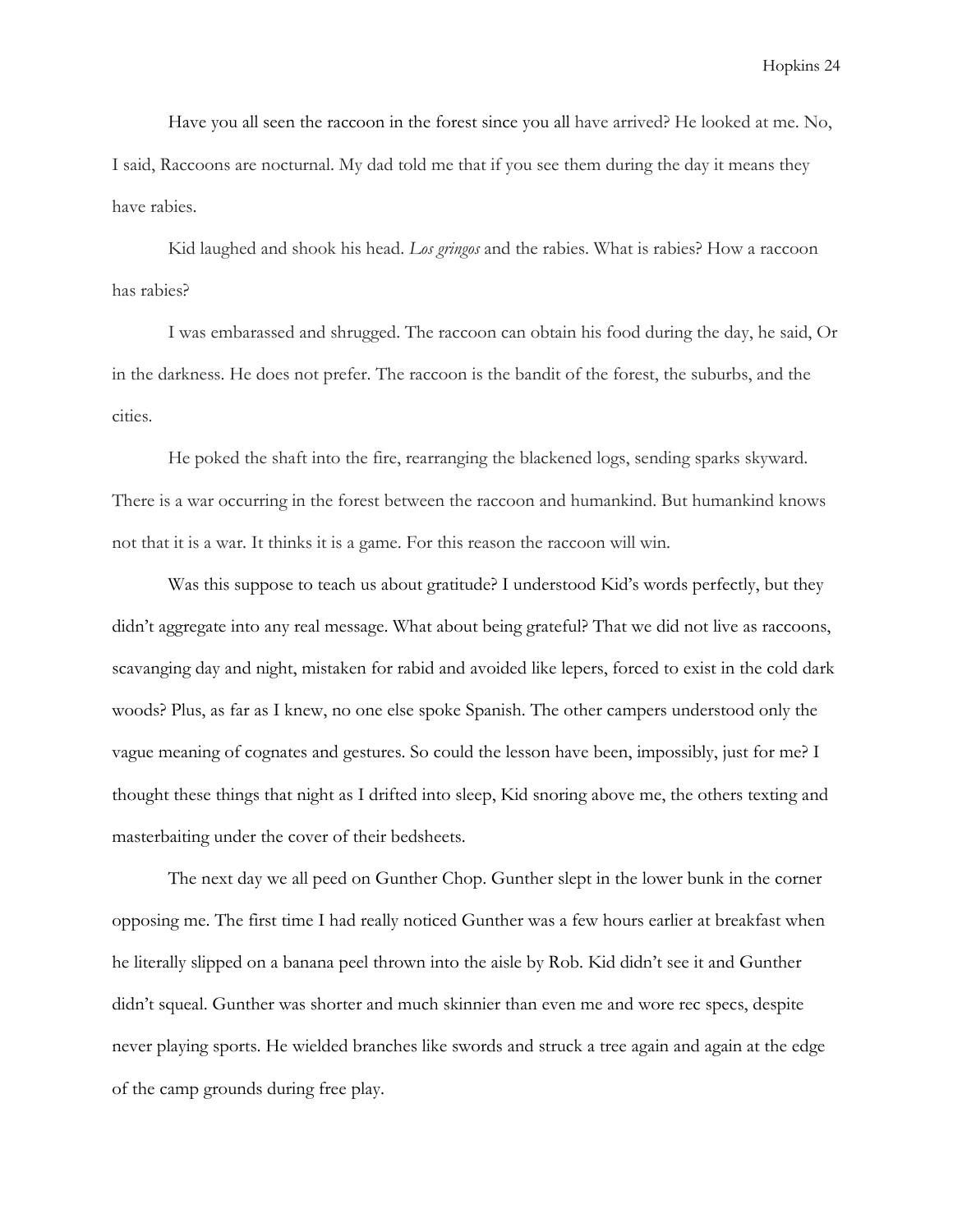Have you all seen the raccoon in the forest since you all have arrived? He looked at me. No, I said, Raccoons are nocturnal. My dad told me that if you see them during the day it means they have rabies.

Kid laughed and shook his head. *Los gringos* and the rabies. What is rabies? How a raccoon has rabies?

I was embarassed and shrugged. The raccoon can obtain his food during the day, he said, Or in the darkness. He does not prefer. The raccoon is the bandit of the forest, the suburbs, and the cities.

He poked the shaft into the fire, rearranging the blackened logs, sending sparks skyward. There is a war occurring in the forest between the raccoon and humankind. But humankind knows not that it is a war. It thinks it is a game. For this reason the raccoon will win.

Was this suppose to teach us about gratitude? I understood Kid's words perfectly, but they didn't aggregate into any real message. What about being grateful? That we did not live as raccoons, scavanging day and night, mistaken for rabid and avoided like lepers, forced to exist in the cold dark woods? Plus, as far as I knew, no one else spoke Spanish. The other campers understood only the vague meaning of cognates and gestures. So could the lesson have been, impossibly, just for me? I thought these things that night as I drifted into sleep, Kid snoring above me, the others texting and masterbaiting under the cover of their bedsheets.

The next day we all peed on Gunther Chop. Gunther slept in the lower bunk in the corner opposing me. The first time I had really noticed Gunther was a few hours earlier at breakfast when he literally slipped on a banana peel thrown into the aisle by Rob. Kid didn't see it and Gunther didn't squeal. Gunther was shorter and much skinnier than even me and wore rec specs, despite never playing sports. He wielded branches like swords and struck a tree again and again at the edge of the camp grounds during free play.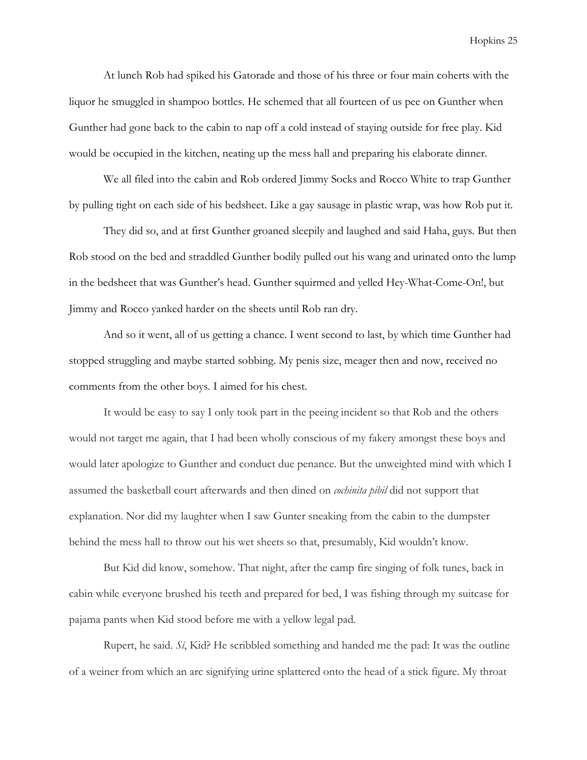At lunch Rob had spiked his Gatorade and those of his three or four main coherts with the liquor he smuggled in shampoo bottles. He schemed that all fourteen of us pee on Gunther when Gunther had gone back to the cabin to nap off a cold instead of staying outside for free play. Kid would be occupied in the kitchen, neating up the mess hall and preparing his elaborate dinner.

We all filed into the cabin and Rob ordered Jimmy Socks and Rocco White to trap Gunther by pulling tight on each side of his bedsheet. Like a gay sausage in plastic wrap, was how Rob put it.

They did so, and at first Gunther groaned sleepily and laughed and said Haha, guys. But then Rob stood on the bed and straddled Gunther bodily pulled out his wang and urinated onto the lump in the bedsheet that was Gunther's head. Gunther squirmed and yelled Hey-What-Come-On!, but Jimmy and Rocco yanked harder on the sheets until Rob ran dry.

And so it went, all of us getting a chance. I went second to last, by which time Gunther had stopped struggling and maybe started sobbing. My penis size, meager then and now, received no comments from the other boys. I aimed for his chest.

It would be easy to say I only took part in the peeing incident so that Rob and the others would not target me again, that I had been wholly conscious of my fakery amongst these boys and would later apologize to Gunther and conduct due penance. But the unweighted mind with which I assumed the basketball court afterwards and then dined on *cochinita pibil* did not support that explanation. Nor did my laughter when I saw Gunter sneaking from the cabin to the dumpster behind the mess hall to throw out his wet sheets so that, presumably, Kid wouldn't know.

But Kid did know, somehow. That night, after the camp fire singing of folk tunes, back in cabin while everyone brushed his teeth and prepared for bed, I was fishing through my suitcase for pajama pants when Kid stood before me with a yellow legal pad.

Rupert, he said. *Sí*, Kid? He scribbled something and handed me the pad: It was the outline of a weiner from which an arc signifying urine splattered onto the head of a stick figure. My throat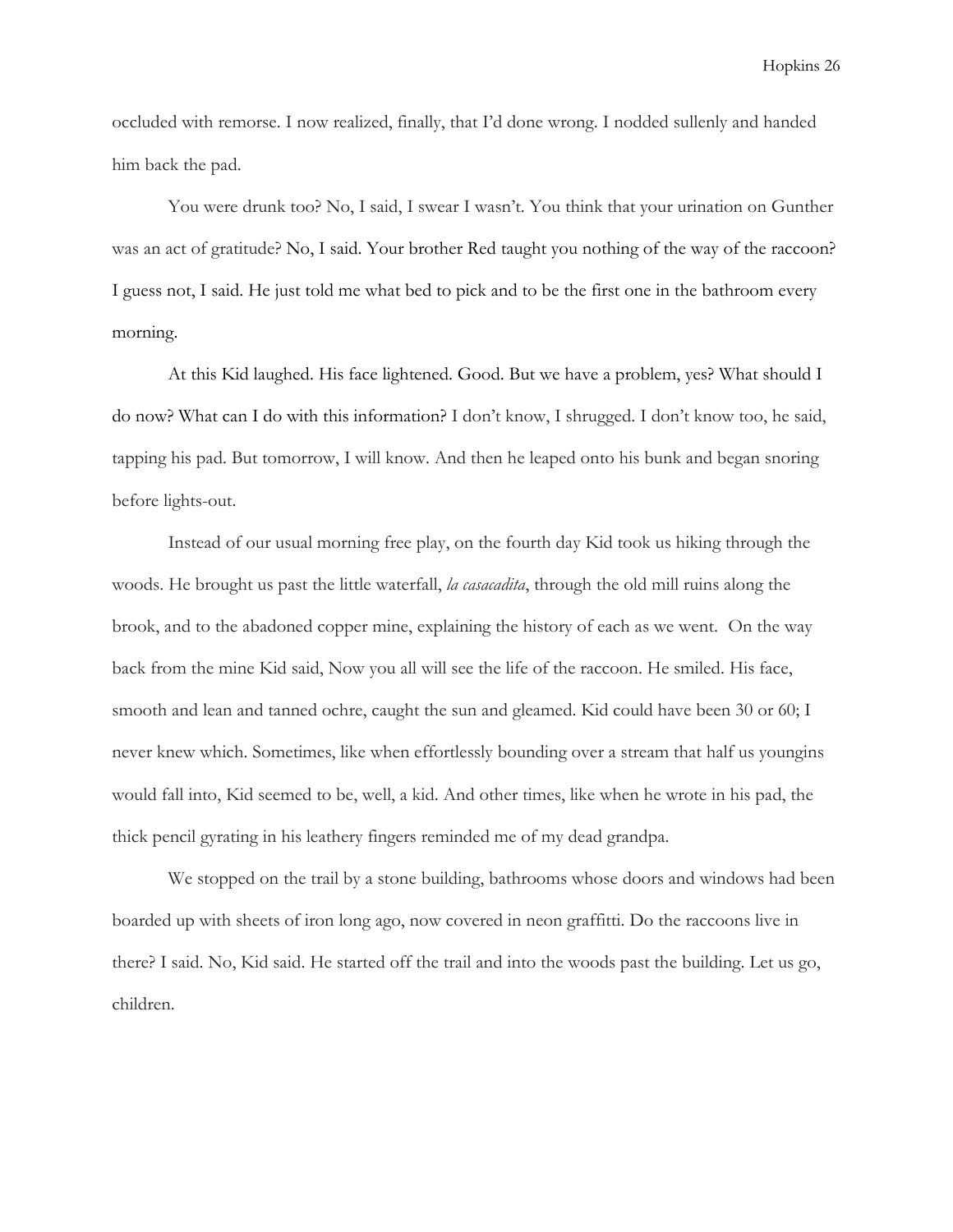occluded with remorse. I now realized, finally, that I'd done wrong. I nodded sullenly and handed him back the pad.

You were drunk too? No, I said, I swear I wasn't. You think that your urination on Gunther was an act of gratitude? No, I said. Your brother Red taught you nothing of the way of the raccoon? I guess not, I said. He just told me what bed to pick and to be the first one in the bathroom every morning.

At this Kid laughed. His face lightened. Good. But we have a problem, yes? What should I do now? What can I do with this information? I don't know, I shrugged. I don't know too, he said, tapping his pad. But tomorrow, I will know. And then he leaped onto his bunk and began snoring before lights-out.

Instead of our usual morning free play, on the fourth day Kid took us hiking through the woods. He brought us past the little waterfall, *la casacadita*, through the old mill ruins along the brook, and to the abadoned copper mine, explaining the history of each as we went. On the way back from the mine Kid said, Now you all will see the life of the raccoon. He smiled. His face, smooth and lean and tanned ochre, caught the sun and gleamed. Kid could have been 30 or 60; I never knew which. Sometimes, like when effortlessly bounding over a stream that half us youngins would fall into, Kid seemed to be, well, a kid. And other times, like when he wrote in his pad, the thick pencil gyrating in his leathery fingers reminded me of my dead grandpa.

We stopped on the trail by a stone building, bathrooms whose doors and windows had been boarded up with sheets of iron long ago, now covered in neon graffitti. Do the raccoons live in there? I said. No, Kid said. He started off the trail and into the woods past the building. Let us go, children.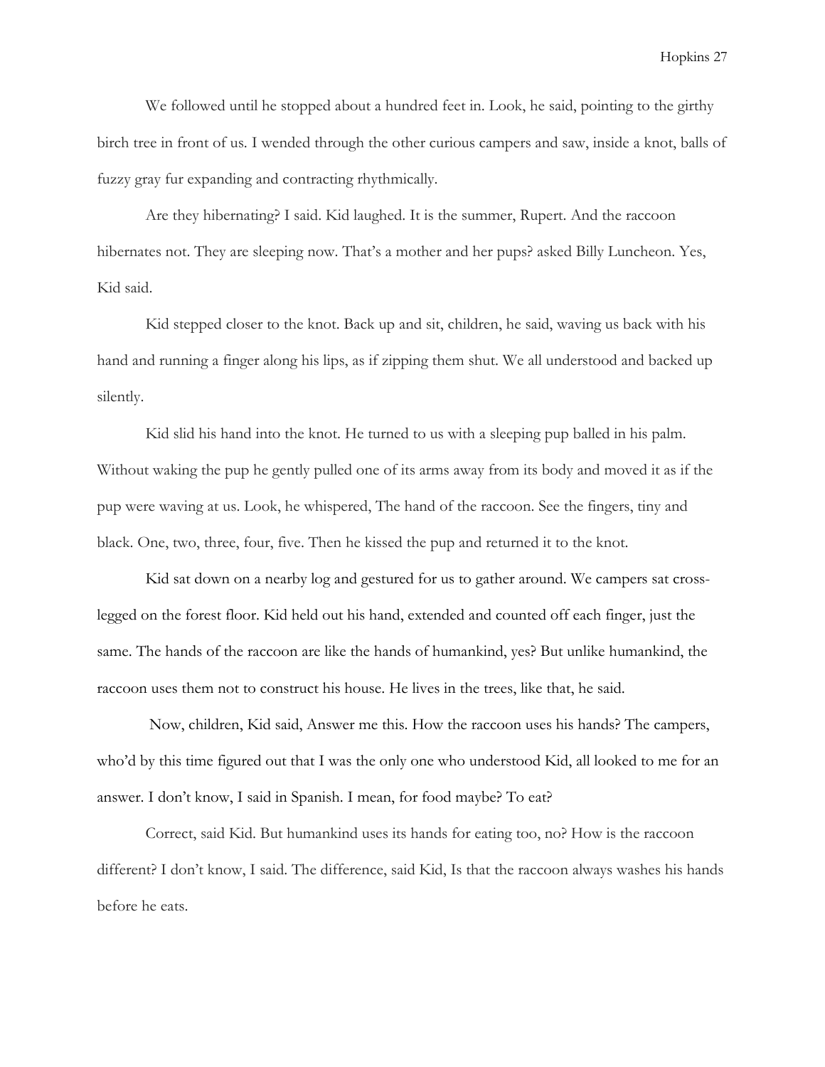We followed until he stopped about a hundred feet in. Look, he said, pointing to the girthy birch tree in front of us. I wended through the other curious campers and saw, inside a knot, balls of fuzzy gray fur expanding and contracting rhythmically.

Are they hibernating? I said. Kid laughed. It is the summer, Rupert. And the raccoon hibernates not. They are sleeping now. That's a mother and her pups? asked Billy Luncheon. Yes, Kid said.

Kid stepped closer to the knot. Back up and sit, children, he said, waving us back with his hand and running a finger along his lips, as if zipping them shut. We all understood and backed up silently.

Kid slid his hand into the knot. He turned to us with a sleeping pup balled in his palm. Without waking the pup he gently pulled one of its arms away from its body and moved it as if the pup were waving at us. Look, he whispered, The hand of the raccoon. See the fingers, tiny and black. One, two, three, four, five. Then he kissed the pup and returned it to the knot.

Kid sat down on a nearby log and gestured for us to gather around. We campers sat cross-legged on the forest floor. Kid held out his hand, extended and counted off each finger, just the same. The hands of the raccoon are like the hands of humankind, yes? But unlike humankind, the raccoon uses them not to construct his house. He lives in the trees, like that, he said.

Now, children, Kid said, Answer me this. How the raccoon uses his hands? The campers, who'd by this time figured out that I was the only one who understood Kid, all looked to me for an answer. I don't know, I said in Spanish. I mean, for food maybe? To eat?

Correct, said Kid. But humankind uses its hands for eating too, no? How is the raccoon different? I don't know, I said. The difference, said Kid, Is that the raccoon always washes his hands before he eats.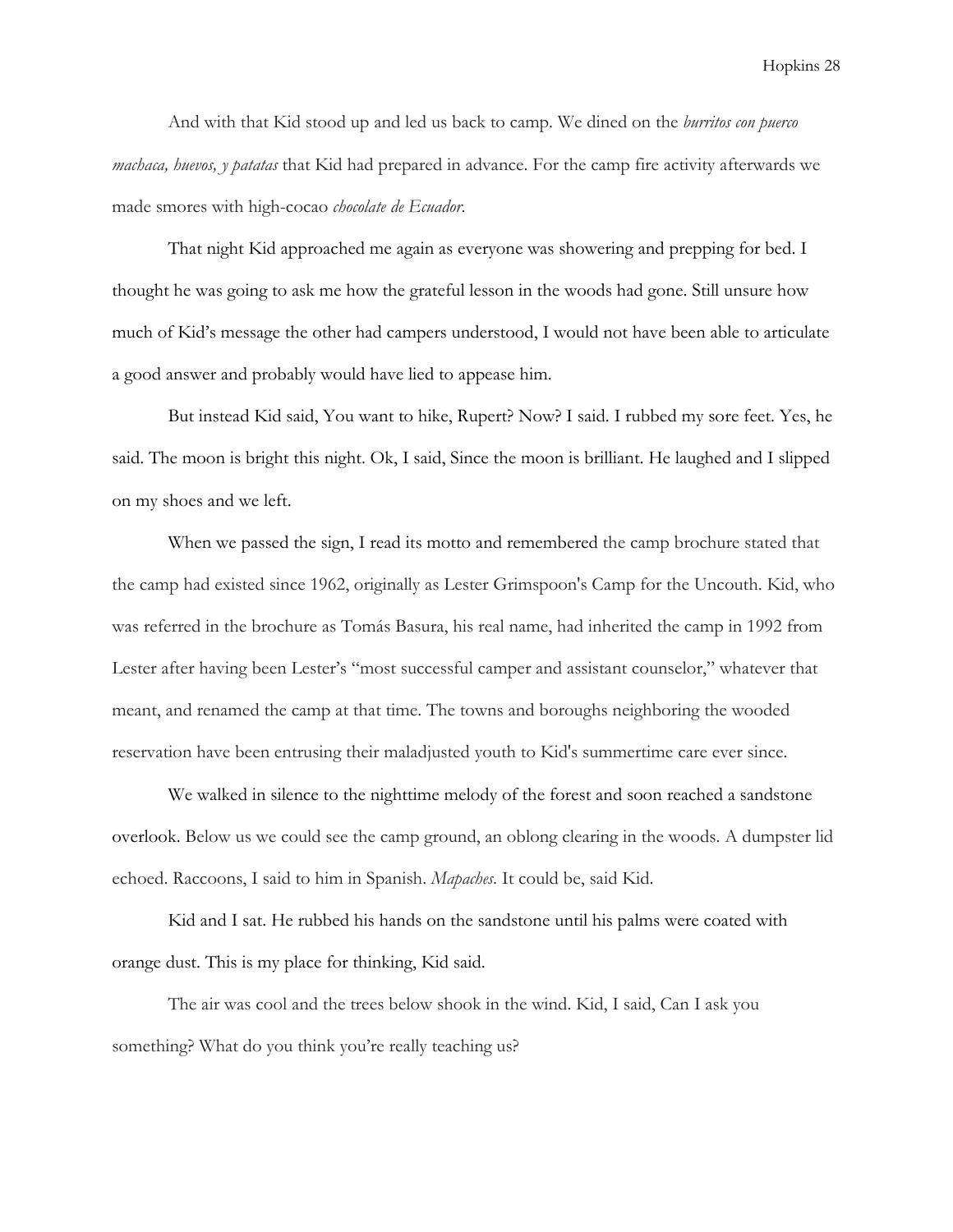And with that Kid stood up and led us back to camp. We dined on the *burritos con puerco machaca, huevos, y patatas* that Kid had prepared in advance. For the camp fire activity afterwards we made smores with high-cocao *chocolate de Ecuador*.

That night Kid approached me again as everyone was showering and prepping for bed. I thought he was going to ask me how the grateful lesson in the woods had gone. Still unsure how much of Kid's message the other had campers understood, I would not have been able to articulate a good answer and probably would have lied to appease him.

But instead Kid said, You want to hike, Rupert? Now? I said. I rubbed my sore feet. Yes, he said. The moon is bright this night. Ok, I said, Since the moon is brilliant. He laughed and I slipped on my shoes and we left.

When we passed the sign, I read its motto and remembered the camp brochure stated that the camp had existed since 1962, originally as Lester Grimspoon's Camp for the Uncouth. Kid, who was referred in the brochure as Tomás Basura, his real name, had inherited the camp in 1992 from Lester after having been Lester's "most successful camper and assistant counselor," whatever that meant, and renamed the camp at that time. The towns and boroughs neighboring the wooded reservation have been entrusing their maladjusted youth to Kid's summertime care ever since.

We walked in silence to the nighttime melody of the forest and soon reached a sandstone overlook. Below us we could see the camp ground, an oblong clearing in the woods. A dumpster lid echoed. Raccoons, I said to him in Spanish. *Mapaches*. It could be, said Kid.

Kid and I sat. He rubbed his hands on the sandstone until his palms were coated with orange dust. This is my place for thinking, Kid said.

The air was cool and the trees below shook in the wind. Kid, I said, Can I ask you something? What do you think you're really teaching us?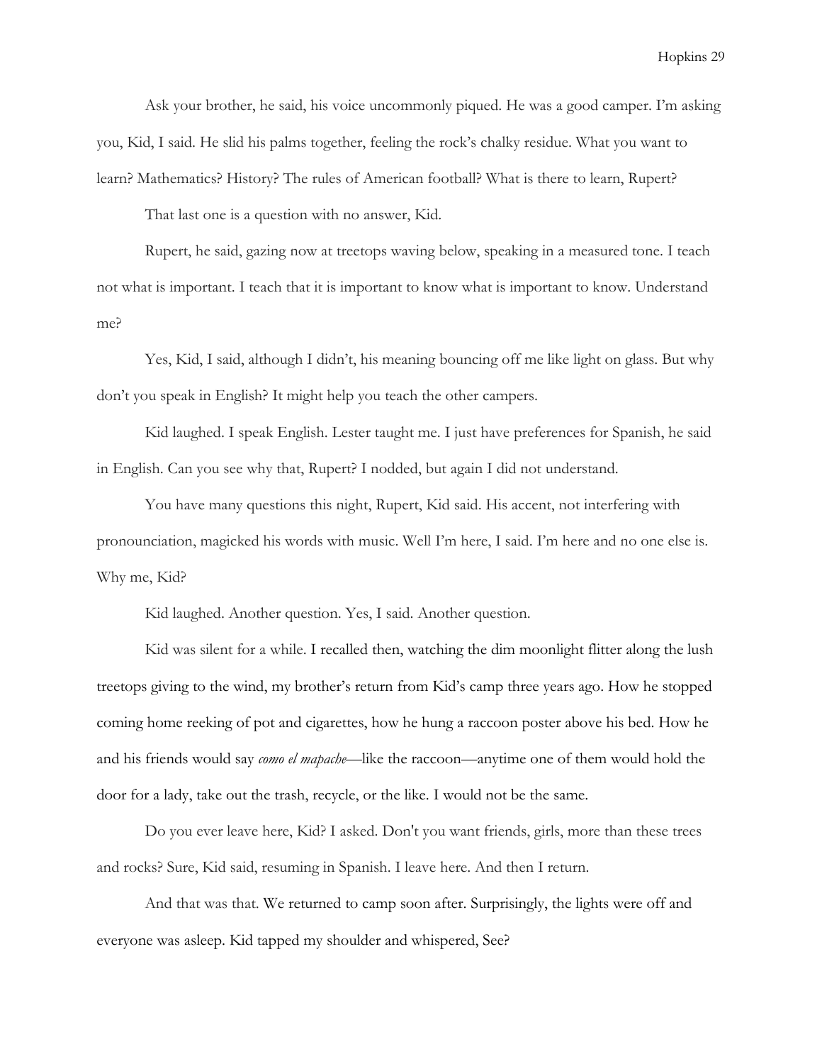Ask your brother, he said, his voice uncommonly piqued. He was a good camper. I'm asking you, Kid, I said. He slid his palms together, feeling the rock's chalky residue. What you want to learn? Mathematics? History? The rules of American football? What is there to learn, Rupert?

That last one is a question with no answer, Kid.

Rupert, he said, gazing now at treetops waving below, speaking in a measured tone. I teach not what is important. I teach that it is important to know what is important to know. Understand me?

Yes, Kid, I said, although I didn't, his meaning bouncing off me like light on glass. But why don't you speak in English? It might help you teach the other campers.

Kid laughed. I speak English. Lester taught me. I just have preferences for Spanish, he said in English. Can you see why that, Rupert? I nodded, but again I did not understand.

You have many questions this night, Rupert, Kid said. His accent, not interfering with pronounciation, magicked his words with music. Well I'm here, I said. I'm here and no one else is. Why me, Kid?

Kid laughed. Another question. Yes, I said. Another question.

Kid was silent for a while. I recalled then, watching the dim moonlight flitter along the lush treetops giving to the wind, my brother's return from Kid's camp three years ago. How he stopped coming home reeking of pot and cigarettes, how he hung a raccoon poster above his bed. How he and his friends would say *como el mapache*—like the raccoon—anytime one of them would hold the door for a lady, take out the trash, recycle, or the like. I would not be the same.

Do you ever leave here, Kid? I asked. Don't you want friends, girls, more than these trees and rocks? Sure, Kid said, resuming in Spanish. I leave here. And then I return.

And that was that. We returned to camp soon after. Surprisingly, the lights were off and everyone was asleep. Kid tapped my shoulder and whispered, See?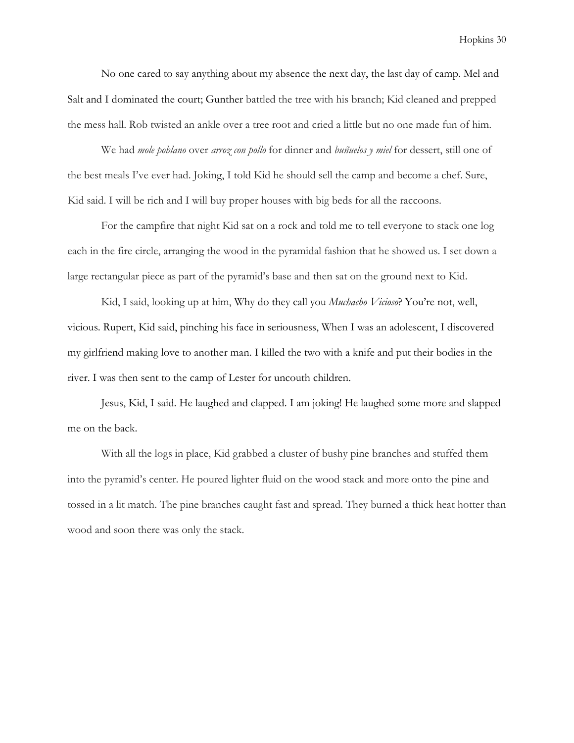No one cared to say anything about my absence the next day, the last day of camp. Mel and Salt and I dominated the court; Gunther battled the tree with his branch; Kid cleaned and prepped the mess hall. Rob twisted an ankle over a tree root and cried a little but no one made fun of him.

We had *mole poblano* over *arroz con pollo* for dinner and *buñuelos y miel* for dessert, still one of the best meals I've ever had. Joking, I told Kid he should sell the camp and become a chef. Sure, Kid said. I will be rich and I will buy proper houses with big beds for all the raccoons.

For the campfire that night Kid sat on a rock and told me to tell everyone to stack one log each in the fire circle, arranging the wood in the pyramidal fashion that he showed us. I set down a large rectangular piece as part of the pyramid's base and then sat on the ground next to Kid.

Kid, I said, looking up at him, Why do they call you *Muchacho Vicioso*? You're not, well, vicious. Rupert, Kid said, pinching his face in seriousness, When I was an adolescent, I discovered my girlfriend making love to another man. I killed the two with a knife and put their bodies in the river. I was then sent to the camp of Lester for uncouth children.

Jesus, Kid, I said. He laughed and clapped. I am joking! He laughed some more and slapped me on the back.

With all the logs in place, Kid grabbed a cluster of bushy pine branches and stuffed them into the pyramid's center. He poured lighter fluid on the wood stack and more onto the pine and tossed in a lit match. The pine branches caught fast and spread. They burned a thick heat hotter than wood and soon there was only the stack.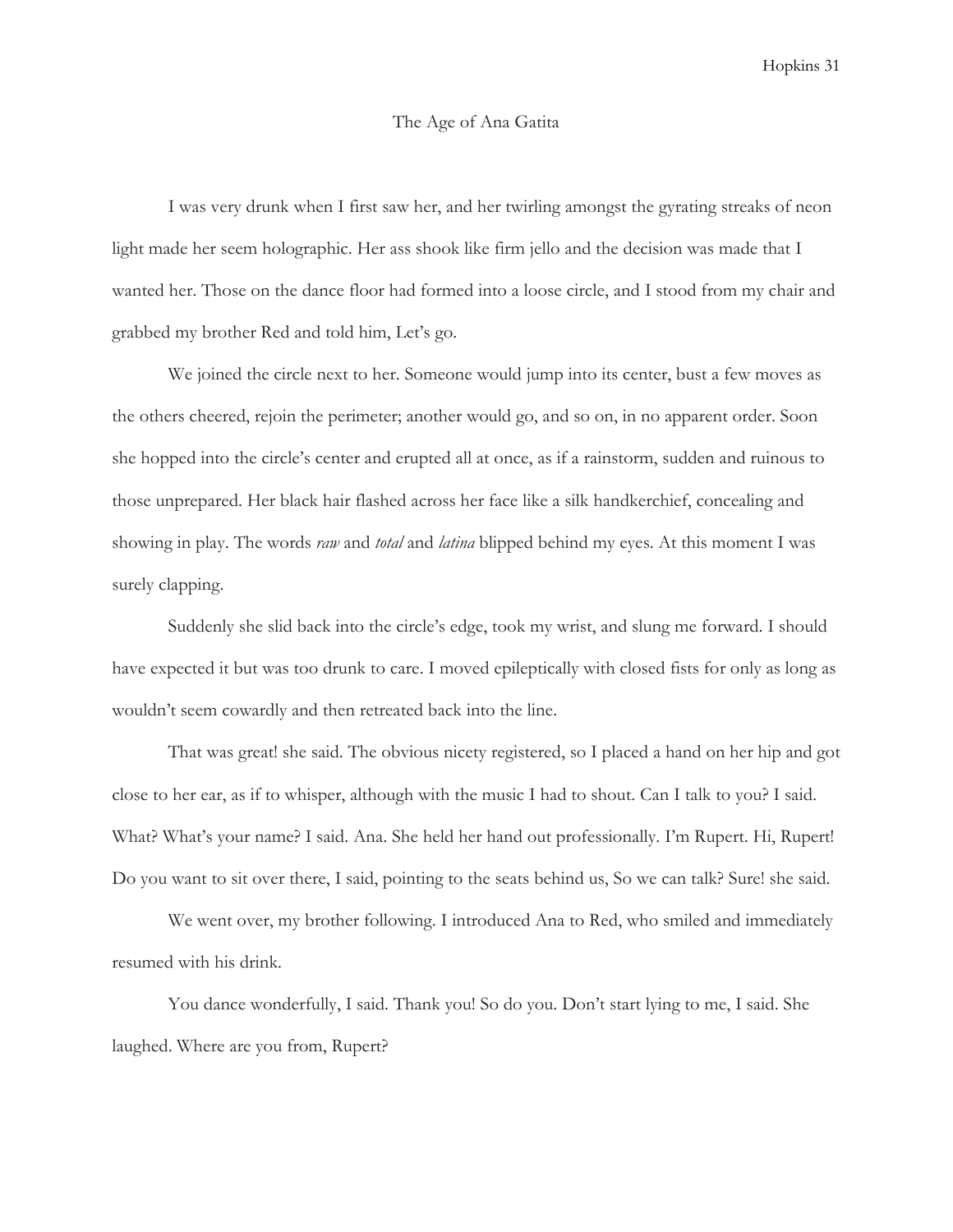The Age of Ana Gatita

I was very drunk when I first saw her, and her twirling amongst the gyrating streaks of neon light made her seem holographic. Her ass shook like firm jello and the decision was made that I wanted her. Those on the dance floor had formed into a loose circle, and I stood from my chair and grabbed my brother Red and told him, Let's go.

We joined the circle next to her. Someone would jump into its center, bust a few moves as the others cheered, rejoin the perimeter; another would go, and so on, in no apparent order. Soon she hopped into the circle's center and erupted all at once, as if a rainstorm, sudden and ruinous to those unprepared. Her black hair flashed across her face like a silk handkerchief, concealing and showing in play. The words *raw* and *total* and *latina* blipped behind my eyes. At this moment I was surely clapping.

Suddenly she slid back into the circle's edge, took my wrist, and slung me forward. I should have expected it but was too drunk to care. I moved epileptically with closed fists for only as long as wouldn't seem cowardly and then retreated back into the line.

That was great! she said. The obvious nicety registered, so I placed a hand on her hip and got close to her ear, as if to whisper, although with the music I had to shout. Can I talk to you? I said. What? What's your name? I said. Ana. She held her hand out professionally. I'm Rupert. Hi, Rupert! Do you want to sit over there, I said, pointing to the seats behind us, So we can talk? Sure! she said.

We went over, my brother following. I introduced Ana to Red, who smiled and immediately resumed with his drink.

You dance wonderfully, I said. Thank you! So do you. Don't start lying to me, I said. She laughed. Where are you from, Rupert?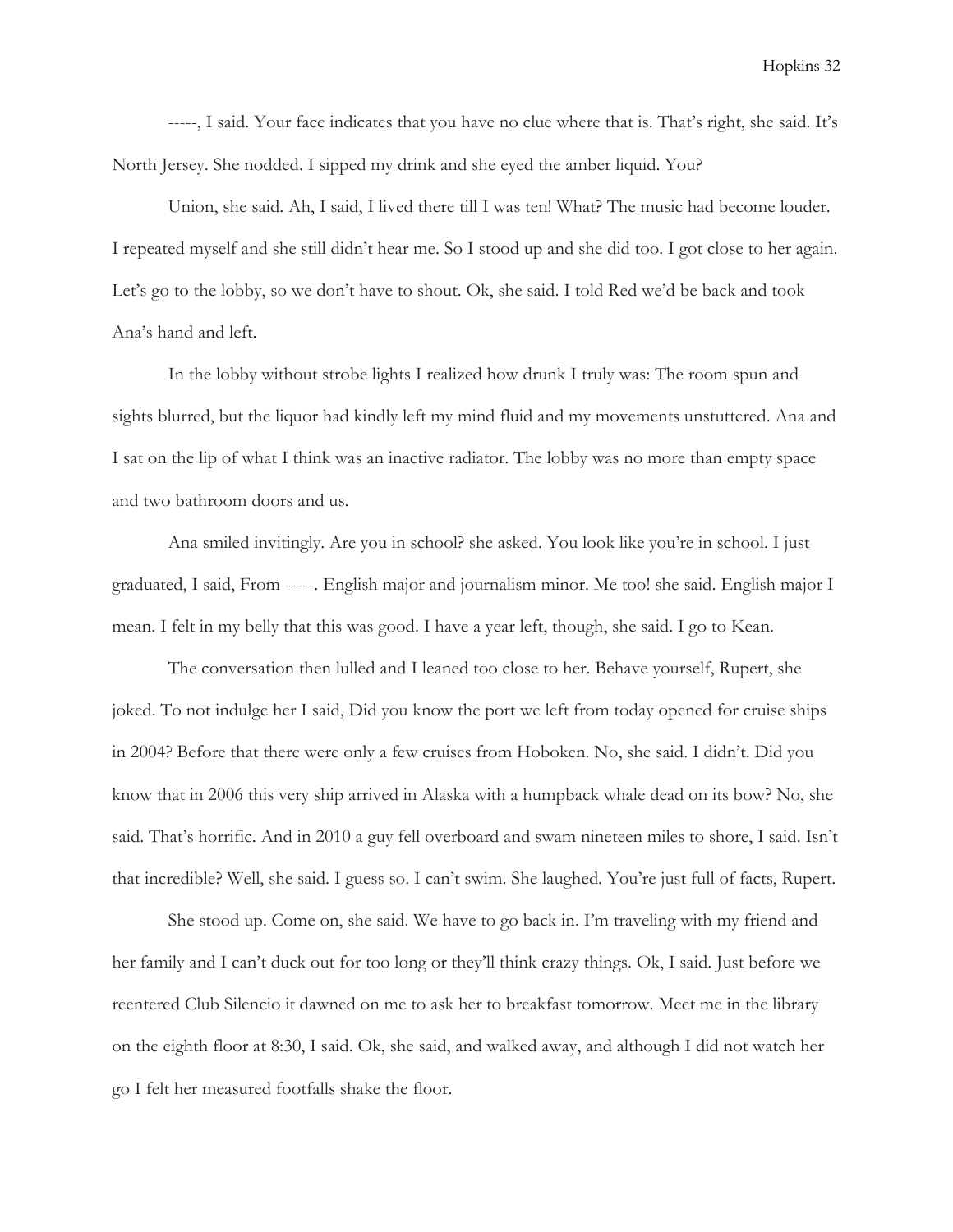-----, I said. Your face indicates that you have no clue where that is. That's right, she said. It's North Jersey. She nodded. I sipped my drink and she eyed the amber liquid. You?

Union, she said. Ah, I said, I lived there till I was ten! What? The music had become louder. I repeated myself and she still didn't hear me. So I stood up and she did too. I got close to her again. Let's go to the lobby, so we don't have to shout. Ok, she said. I told Red we'd be back and took Ana's hand and left.

In the lobby without strobe lights I realized how drunk I truly was: The room spun and sights blurred, but the liquor had kindly left my mind fluid and my movements unstuttered. Ana and I sat on the lip of what I think was an inactive radiator. The lobby was no more than empty space and two bathroom doors and us.

Ana smiled invitingly. Are you in school? she asked. You look like you're in school. I just graduated, I said, From -----. English major and journalism minor. Me too! she said. English major I mean. I felt in my belly that this was good. I have a year left, though, she said. I go to Kean.

The conversation then lulled and I leaned too close to her. Behave yourself, Rupert, she joked. To not indulge her I said, Did you know the port we left from today opened for cruise ships in 2004? Before that there were only a few cruises from Hoboken. No, she said. I didn't. Did you know that in 2006 this very ship arrived in Alaska with a humpback whale dead on its bow? No, she said. That's horrific. And in 2010 a guy fell overboard and swam nineteen miles to shore, I said. Isn't that incredible? Well, she said. I guess so. I can't swim. She laughed. You're just full of facts, Rupert.

She stood up. Come on, she said. We have to go back in. I'm traveling with my friend and her family and I can't duck out for too long or they'll think crazy things. Ok, I said. Just before we reentered Club Silencio it dawned on me to ask her to breakfast tomorrow. Meet me in the library on the eighth floor at 8:30, I said. Ok, she said, and walked away, and although I did not watch her go I felt her measured footfalls shake the floor.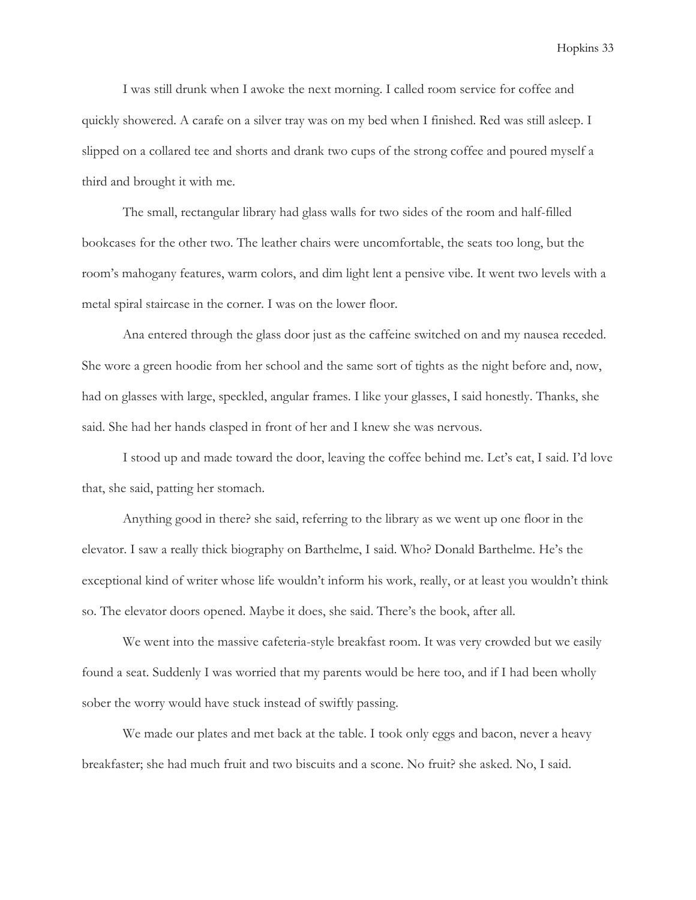I was still drunk when I awoke the next morning. I called room service for coffee and quickly showered. A carafe on a silver tray was on my bed when I finished. Red was still asleep. I slipped on a collared tee and shorts and drank two cups of the strong coffee and poured myself a third and brought it with me.

The small, rectangular library had glass walls for two sides of the room and half-filled bookcases for the other two. The leather chairs were uncomfortable, the seats too long, but the room's mahogany features, warm colors, and dim light lent a pensive vibe. It went two levels with a metal spiral staircase in the corner. I was on the lower floor.

Ana entered through the glass door just as the caffeine switched on and my nausea receded. She wore a green hoodie from her school and the same sort of tights as the night before and, now, had on glasses with large, speckled, angular frames. I like your glasses, I said honestly. Thanks, she said. She had her hands clasped in front of her and I knew she was nervous.

I stood up and made toward the door, leaving the coffee behind me. Let's eat, I said. I'd love that, she said, patting her stomach.

Anything good in there? she said, referring to the library as we went up one floor in the elevator. I saw a really thick biography on Barthelme, I said. Who? Donald Barthelme. He's the exceptional kind of writer whose life wouldn't inform his work, really, or at least you wouldn't think so. The elevator doors opened. Maybe it does, she said. There's the book, after all.

We went into the massive cafeteria-style breakfast room. It was very crowded but we easily found a seat. Suddenly I was worried that my parents would be here too, and if I had been wholly sober the worry would have stuck instead of swiftly passing.

We made our plates and met back at the table. I took only eggs and bacon, never a heavy breakfaster; she had much fruit and two biscuits and a scone. No fruit? she asked. No, I said.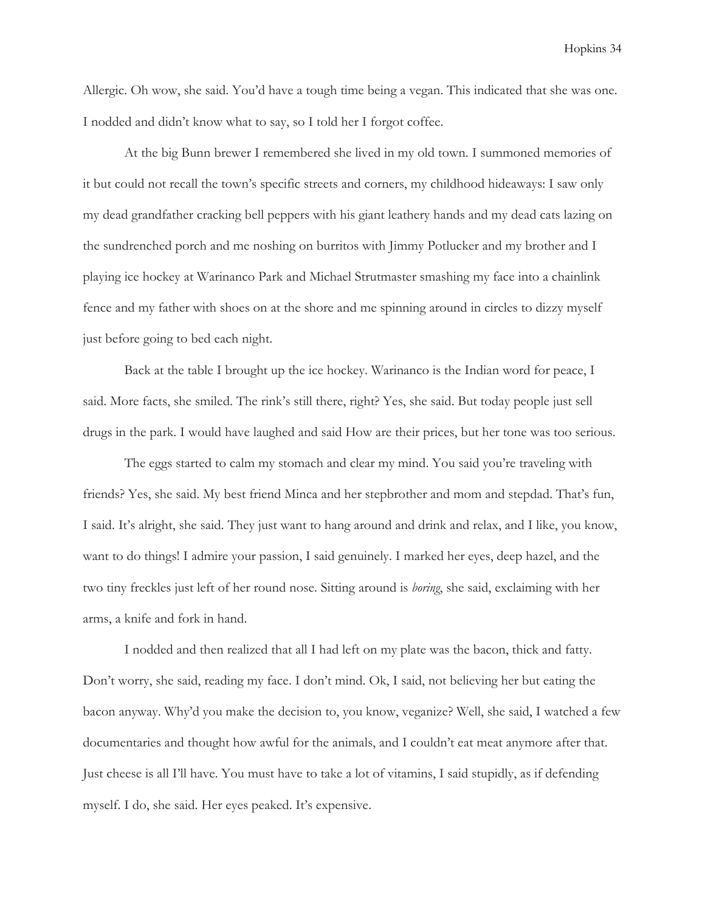Allergic. Oh wow, she said. You'd have a tough time being a vegan. This indicated that she was one. I nodded and didn't know what to say, so I told her I forgot coffee.

At the big Bunn brewer I remembered she lived in my old town. I summoned memories of it but could not recall the town's specific streets and corners, my childhood hideaways: I saw only my dead grandfather cracking bell peppers with his giant leathery hands and my dead cats lazing on the sundrenched porch and me noshing on burritos with Jimmy Potlucker and my brother and I playing ice hockey at Warinanco Park and Michael Strutmaster smashing my face into a chainlink fence and my father with shoes on at the shore and me spinning around in circles to dizzy myself just before going to bed each night.

Back at the table I brought up the ice hockey. Warinanco is the Indian word for peace, I said. More facts, she smiled. The rink's still there, right? Yes, she said. But today people just sell drugs in the park. I would have laughed and said How are their prices, but her tone was too serious.

The eggs started to calm my stomach and clear my mind. You said you're traveling with friends? Yes, she said. My best friend Minca and her stepbrother and mom and stepdad. That's fun, I said. It's alright, she said. They just want to hang around and drink and relax, and I like, you know, want to do things! I admire your passion, I said genuinely. I marked her eyes, deep hazel, and the two tiny freckles just left of her round nose. Sitting around is *boring*, she said, exclaiming with her arms, a knife and fork in hand.

I nodded and then realized that all I had left on my plate was the bacon, thick and fatty. Don't worry, she said, reading my face. I don't mind. Ok, I said, not believing her but eating the bacon anyway. Why'd you make the decision to, you know, veganize? Well, she said, I watched a few documentaries and thought how awful for the animals, and I couldn't eat meat anymore after that. Just cheese is all I'll have. You must have to take a lot of vitamins, I said stupidly, as if defending myself. I do, she said. Her eyes peaked. It's expensive.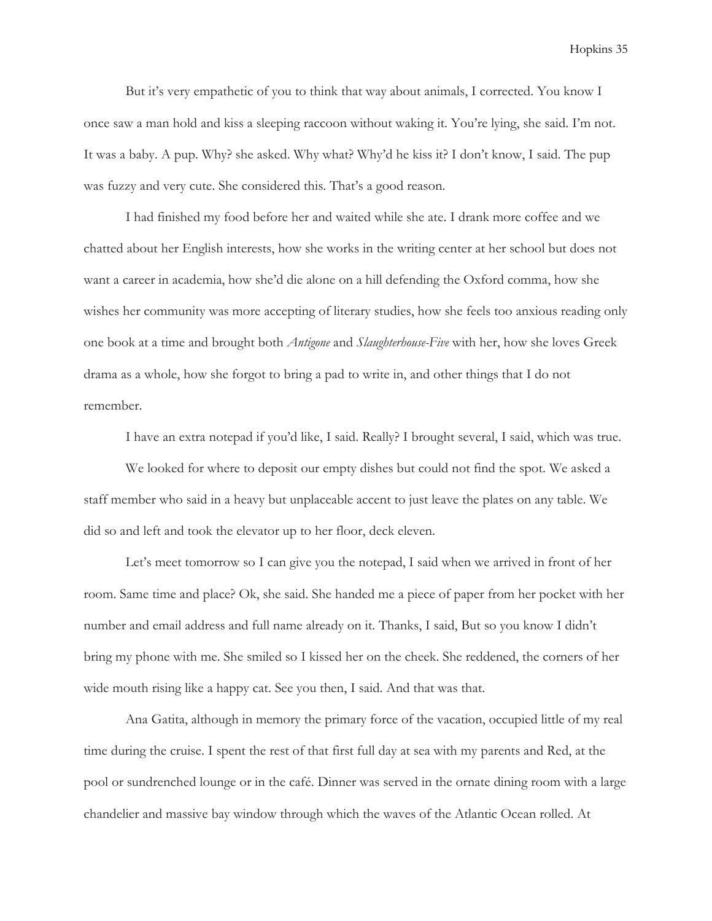But it's very empathetic of you to think that way about animals, I corrected. You know I once saw a man hold and kiss a sleeping raccoon without waking it. You're lying, she said. I'm not. It was a baby. A pup. Why? she asked. Why what? Why'd he kiss it? I don't know, I said. The pup was fuzzy and very cute. She considered this. That's a good reason.

I had finished my food before her and waited while she ate. I drank more coffee and we chatted about her English interests, how she works in the writing center at her school but does not want a career in academia, how she'd die alone on a hill defending the Oxford comma, how she wishes her community was more accepting of literary studies, how she feels too anxious reading only one book at a time and brought both *Antigone* and *Slaughterhouse-Five* with her, how she loves Greek drama as a whole, how she forgot to bring a pad to write in, and other things that I do not remember.

I have an extra notepad if you'd like, I said. Really? I brought several, I said, which was true.

We looked for where to deposit our empty dishes but could not find the spot. We asked a staff member who said in a heavy but unplaceable accent to just leave the plates on any table. We did so and left and took the elevator up to her floor, deck eleven.

Let's meet tomorrow so I can give you the notepad, I said when we arrived in front of her room. Same time and place? Ok, she said. She handed me a piece of paper from her pocket with her number and email address and full name already on it. Thanks, I said, But so you know I didn't bring my phone with me. She smiled so I kissed her on the cheek. She reddened, the corners of her wide mouth rising like a happy cat. See you then, I said. And that was that.

Ana Gatita, although in memory the primary force of the vacation, occupied little of my real time during the cruise. I spent the rest of that first full day at sea with my parents and Red, at the pool or sundrenched lounge or in the café. Dinner was served in the ornate dining room with a large chandelier and massive bay window through which the waves of the Atlantic Ocean rolled. At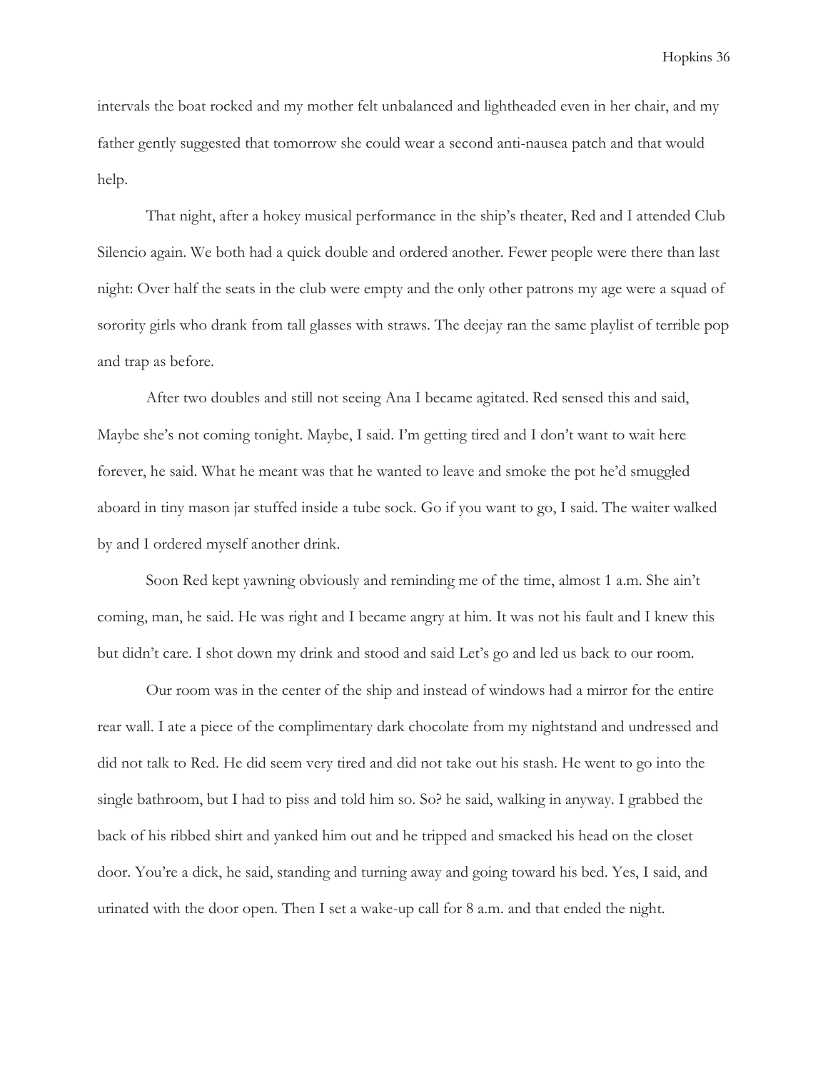intervals the boat rocked and my mother felt unbalanced and lightheaded even in her chair, and my father gently suggested that tomorrow she could wear a second anti-nausea patch and that would help.

That night, after a hokey musical performance in the ship's theater, Red and I attended Club Silencio again. We both had a quick double and ordered another. Fewer people were there than last night: Over half the seats in the club were empty and the only other patrons my age were a squad of sorority girls who drank from tall glasses with straws. The deejay ran the same playlist of terrible pop and trap as before.

After two doubles and still not seeing Ana I became agitated. Red sensed this and said, Maybe she's not coming tonight. Maybe, I said. I'm getting tired and I don't want to wait here forever, he said. What he meant was that he wanted to leave and smoke the pot he'd smuggled aboard in tiny mason jar stuffed inside a tube sock. Go if you want to go, I said. The waiter walked by and I ordered myself another drink.

Soon Red kept yawning obviously and reminding me of the time, almost 1 a.m. She ain't coming, man, he said. He was right and I became angry at him. It was not his fault and I knew this but didn't care. I shot down my drink and stood and said Let's go and led us back to our room.

Our room was in the center of the ship and instead of windows had a mirror for the entire rear wall. I ate a piece of the complimentary dark chocolate from my nightstand and undressed and did not talk to Red. He did seem very tired and did not take out his stash. He went to go into the single bathroom, but I had to piss and told him so. So? he said, walking in anyway. I grabbed the back of his ribbed shirt and yanked him out and he tripped and smacked his head on the closet door. You're a dick, he said, standing and turning away and going toward his bed. Yes, I said, and urinated with the door open. Then I set a wake-up call for 8 a.m. and that ended the night.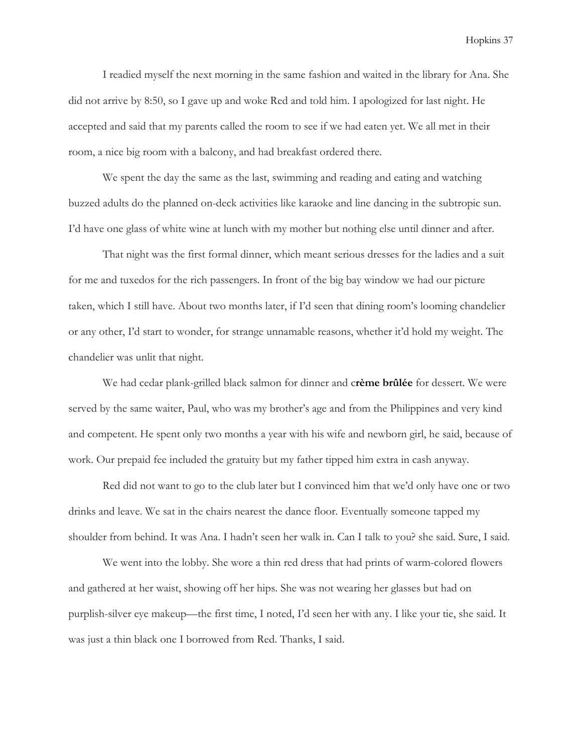I readied myself the next morning in the same fashion and waited in the library for Ana. She did not arrive by 8:50, so I gave up and woke Red and told him. I apologized for last night. He accepted and said that my parents called the room to see if we had eaten yet. We all met in their room, a nice big room with a balcony, and had breakfast ordered there.

We spent the day the same as the last, swimming and reading and eating and watching buzzed adults do the planned on-deck activities like karaoke and line dancing in the subtropic sun. I'd have one glass of white wine at lunch with my mother but nothing else until dinner and after.

That night was the first formal dinner, which meant serious dresses for the ladies and a suit for me and tuxedos for the rich passengers. In front of the big bay window we had our picture taken, which I still have. About two months later, if I'd seen that dining room's looming chandelier or any other, I'd start to wonder, for strange unnamable reasons, whether it'd hold my weight. The chandelier was unlit that night.

We had cedar plank-grilled black salmon for dinner and c**rème brûlée** for dessert. We were served by the same waiter, Paul, who was my brother's age and from the Philippines and very kind and competent. He spent only two months a year with his wife and newborn girl, he said, because of work. Our prepaid fee included the gratuity but my father tipped him extra in cash anyway.

Red did not want to go to the club later but I convinced him that we'd only have one or two drinks and leave. We sat in the chairs nearest the dance floor. Eventually someone tapped my shoulder from behind. It was Ana. I hadn't seen her walk in. Can I talk to you? she said. Sure, I said.

We went into the lobby. She wore a thin red dress that had prints of warm-colored flowers and gathered at her waist, showing off her hips. She was not wearing her glasses but had on purplish-silver eye makeup—the first time, I noted, I'd seen her with any. I like your tie, she said. It was just a thin black one I borrowed from Red. Thanks, I said.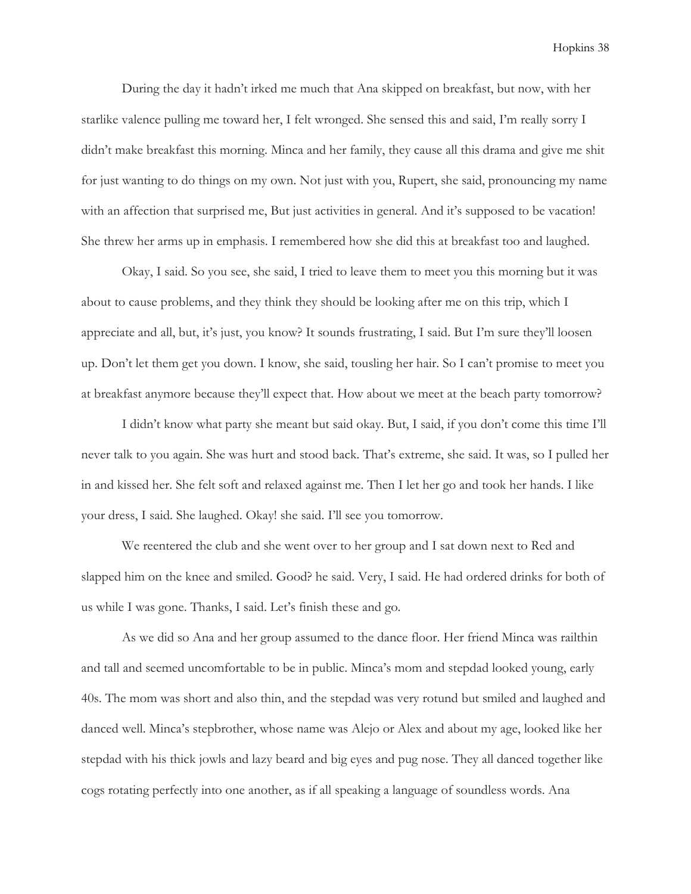During the day it hadn't irked me much that Ana skipped on breakfast, but now, with her starlike valence pulling me toward her, I felt wronged. She sensed this and said, I'm really sorry I didn't make breakfast this morning. Minca and her family, they cause all this drama and give me shit for just wanting to do things on my own. Not just with you, Rupert, she said, pronouncing my name with an affection that surprised me, But just activities in general. And it's supposed to be vacation! She threw her arms up in emphasis. I remembered how she did this at breakfast too and laughed.

Okay, I said. So you see, she said, I tried to leave them to meet you this morning but it was about to cause problems, and they think they should be looking after me on this trip, which I appreciate and all, but, it's just, you know? It sounds frustrating, I said. But I'm sure they'll loosen up. Don't let them get you down. I know, she said, tousling her hair. So I can't promise to meet you at breakfast anymore because they'll expect that. How about we meet at the beach party tomorrow?

I didn't know what party she meant but said okay. But, I said, if you don't come this time I'll never talk to you again. She was hurt and stood back. That's extreme, she said. It was, so I pulled her in and kissed her. She felt soft and relaxed against me. Then I let her go and took her hands. I like your dress, I said. She laughed. Okay! she said. I'll see you tomorrow.

We reentered the club and she went over to her group and I sat down next to Red and slapped him on the knee and smiled. Good? he said. Very, I said. He had ordered drinks for both of us while I was gone. Thanks, I said. Let's finish these and go.

As we did so Ana and her group assumed to the dance floor. Her friend Minca was railthin and tall and seemed uncomfortable to be in public. Minca's mom and stepdad looked young, early 40s. The mom was short and also thin, and the stepdad was very rotund but smiled and laughed and danced well. Minca's stepbrother, whose name was Alejo or Alex and about my age, looked like her stepdad with his thick jowls and lazy beard and big eyes and pug nose. They all danced together like cogs rotating perfectly into one another, as if all speaking a language of soundless words. Ana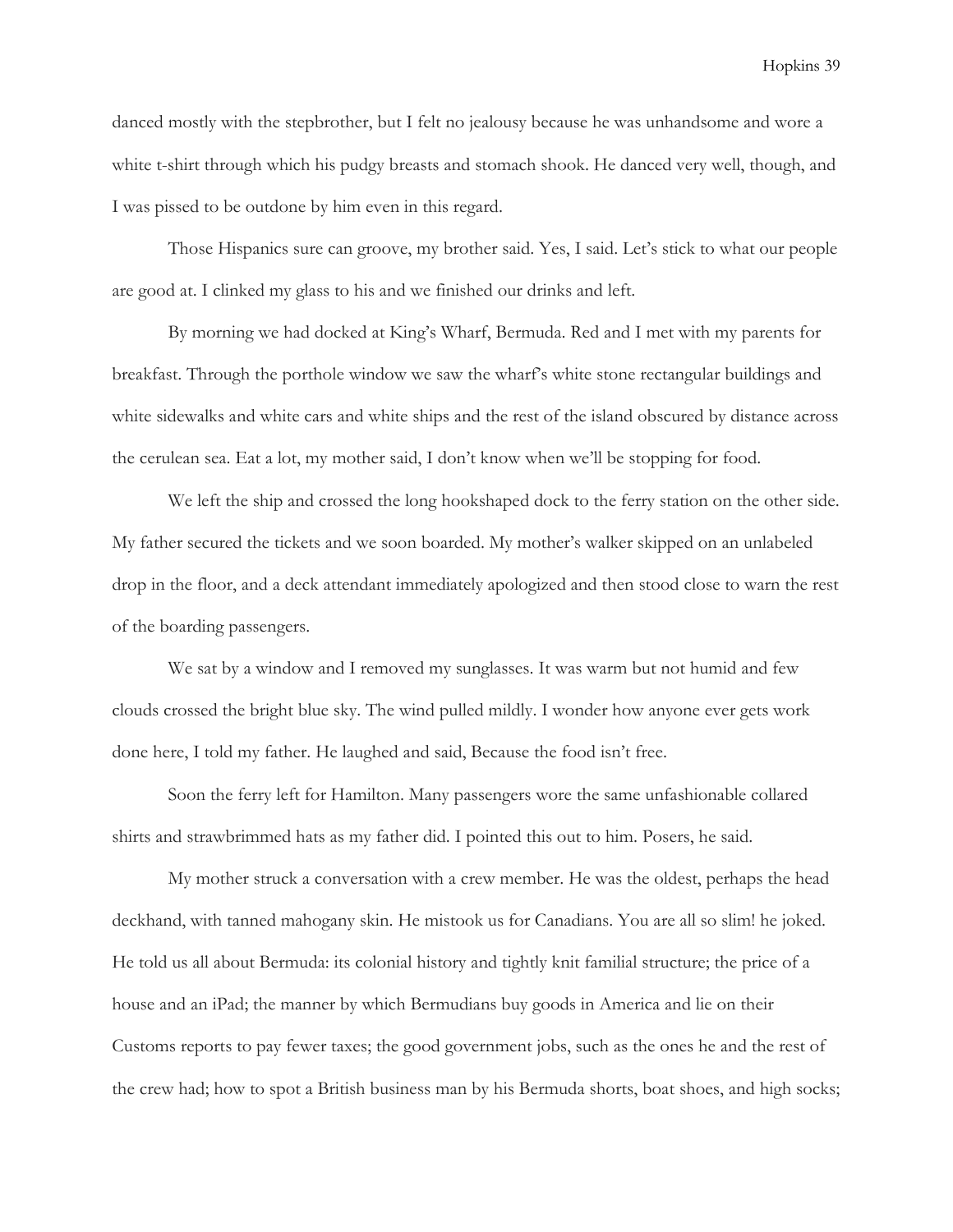danced mostly with the stepbrother, but I felt no jealousy because he was unhandsome and wore a white t-shirt through which his pudgy breasts and stomach shook. He danced very well, though, and I was pissed to be outdone by him even in this regard.

Those Hispanics sure can groove, my brother said. Yes, I said. Let's stick to what our people are good at. I clinked my glass to his and we finished our drinks and left.

By morning we had docked at King's Wharf, Bermuda. Red and I met with my parents for breakfast. Through the porthole window we saw the wharf's white stone rectangular buildings and white sidewalks and white cars and white ships and the rest of the island obscured by distance across the cerulean sea. Eat a lot, my mother said, I don't know when we'll be stopping for food.

We left the ship and crossed the long hookshaped dock to the ferry station on the other side. My father secured the tickets and we soon boarded. My mother's walker skipped on an unlabeled drop in the floor, and a deck attendant immediately apologized and then stood close to warn the rest of the boarding passengers.

We sat by a window and I removed my sunglasses. It was warm but not humid and few clouds crossed the bright blue sky. The wind pulled mildly. I wonder how anyone ever gets work done here, I told my father. He laughed and said, Because the food isn't free.

Soon the ferry left for Hamilton. Many passengers wore the same unfashionable collared shirts and strawbrimmed hats as my father did. I pointed this out to him. Posers, he said.

My mother struck a conversation with a crew member. He was the oldest, perhaps the head deckhand, with tanned mahogany skin. He mistook us for Canadians. You are all so slim! he joked. He told us all about Bermuda: its colonial history and tightly knit familial structure; the price of a house and an iPad; the manner by which Bermudians buy goods in America and lie on their Customs reports to pay fewer taxes; the good government jobs, such as the ones he and the rest of the crew had; how to spot a British business man by his Bermuda shorts, boat shoes, and high socks;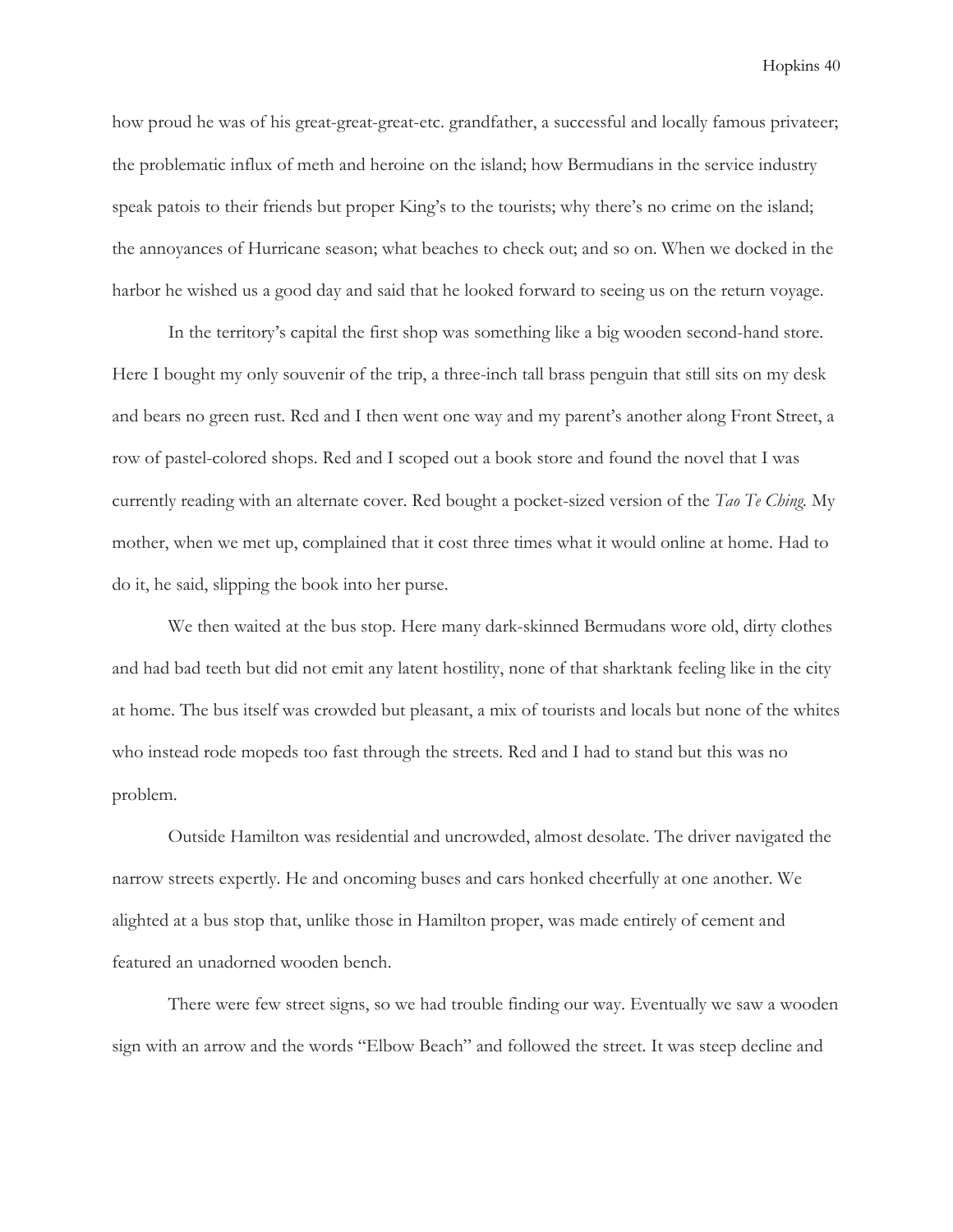how proud he was of his great-great-great-etc. grandfather, a successful and locally famous privateer; the problematic influx of meth and heroine on the island; how Bermudians in the service industry speak patois to their friends but proper King's to the tourists; why there's no crime on the island; the annoyances of Hurricane season; what beaches to check out; and so on. When we docked in the harbor he wished us a good day and said that he looked forward to seeing us on the return voyage.

In the territory's capital the first shop was something like a big wooden second-hand store. Here I bought my only souvenir of the trip, a three-inch tall brass penguin that still sits on my desk and bears no green rust. Red and I then went one way and my parent's another along Front Street, a row of pastel-colored shops. Red and I scoped out a book store and found the novel that I was currently reading with an alternate cover. Red bought a pocket-sized version of the *Tao Te Ching.* My mother, when we met up, complained that it cost three times what it would online at home. Had to do it, he said, slipping the book into her purse.

We then waited at the bus stop. Here many dark-skinned Bermudans wore old, dirty clothes and had bad teeth but did not emit any latent hostility, none of that sharktank feeling like in the city at home. The bus itself was crowded but pleasant, a mix of tourists and locals but none of the whites who instead rode mopeds too fast through the streets. Red and I had to stand but this was no problem.

Outside Hamilton was residential and uncrowded, almost desolate. The driver navigated the narrow streets expertly. He and oncoming buses and cars honked cheerfully at one another. We alighted at a bus stop that, unlike those in Hamilton proper, was made entirely of cement and featured an unadorned wooden bench.

There were few street signs, so we had trouble finding our way. Eventually we saw a wooden sign with an arrow and the words "Elbow Beach" and followed the street. It was steep decline and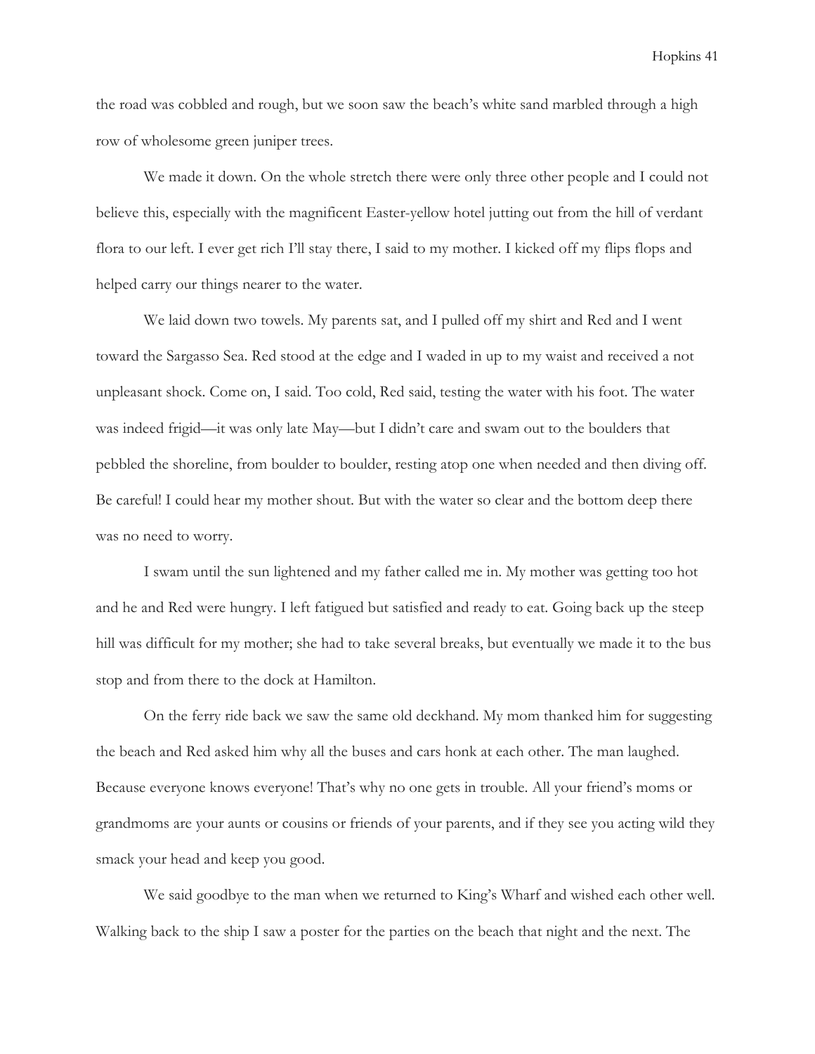the road was cobbled and rough, but we soon saw the beach's white sand marbled through a high row of wholesome green juniper trees.

We made it down. On the whole stretch there were only three other people and I could not believe this, especially with the magnificent Easter-yellow hotel jutting out from the hill of verdant flora to our left. I ever get rich I'll stay there, I said to my mother. I kicked off my flips flops and helped carry our things nearer to the water.

We laid down two towels. My parents sat, and I pulled off my shirt and Red and I went toward the Sargasso Sea. Red stood at the edge and I waded in up to my waist and received a not unpleasant shock. Come on, I said. Too cold, Red said, testing the water with his foot. The water was indeed frigid—it was only late May—but I didn't care and swam out to the boulders that pebbled the shoreline, from boulder to boulder, resting atop one when needed and then diving off. Be careful! I could hear my mother shout. But with the water so clear and the bottom deep there was no need to worry.

I swam until the sun lightened and my father called me in. My mother was getting too hot and he and Red were hungry. I left fatigued but satisfied and ready to eat. Going back up the steep hill was difficult for my mother; she had to take several breaks, but eventually we made it to the bus stop and from there to the dock at Hamilton.

On the ferry ride back we saw the same old deckhand. My mom thanked him for suggesting the beach and Red asked him why all the buses and cars honk at each other. The man laughed. Because everyone knows everyone! That's why no one gets in trouble. All your friend's moms or grandmoms are your aunts or cousins or friends of your parents, and if they see you acting wild they smack your head and keep you good.

We said goodbye to the man when we returned to King's Wharf and wished each other well. Walking back to the ship I saw a poster for the parties on the beach that night and the next. The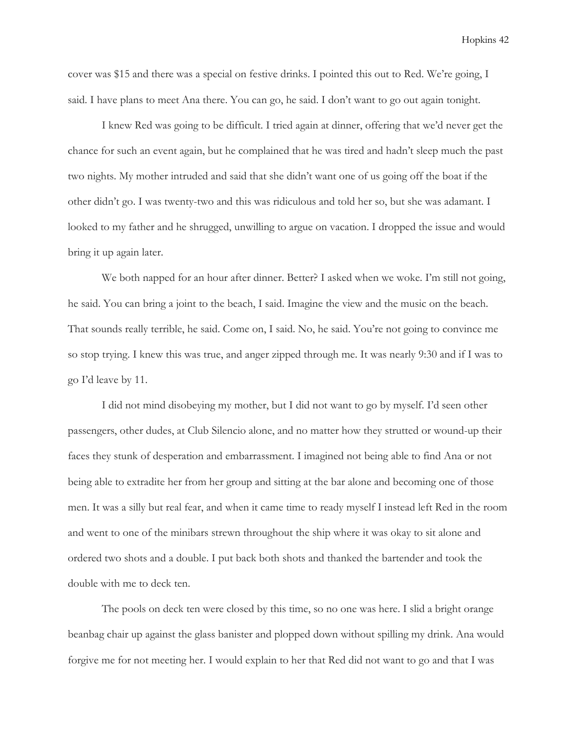cover was $15 and there was a special on festive drinks. I pointed this out to Red. We're going, I said. I have plans to meet Ana there. You can go, he said. I don't want to go out again tonight.

I knew Red was going to be difficult. I tried again at dinner, offering that we'd never get the chance for such an event again, but he complained that he was tired and hadn't sleep much the past two nights. My mother intruded and said that she didn't want one of us going off the boat if the other didn't go. I was twenty-two and this was ridiculous and told her so, but she was adamant. I looked to my father and he shrugged, unwilling to argue on vacation. I dropped the issue and would bring it up again later.

We both napped for an hour after dinner. Better? I asked when we woke. I'm still not going, he said. You can bring a joint to the beach, I said. Imagine the view and the music on the beach. That sounds really terrible, he said. Come on, I said. No, he said. You're not going to convince me so stop trying. I knew this was true, and anger zipped through me. It was nearly 9:30 and if I was to go I'd leave by 11.

I did not mind disobeying my mother, but I did not want to go by myself. I'd seen other passengers, other dudes, at Club Silencio alone, and no matter how they strutted or wound-up their faces they stunk of desperation and embarrassment. I imagined not being able to find Ana or not being able to extradite her from her group and sitting at the bar alone and becoming one of those men. It was a silly but real fear, and when it came time to ready myself I instead left Red in the room and went to one of the minibars strewn throughout the ship where it was okay to sit alone and ordered two shots and a double. I put back both shots and thanked the bartender and took the double with me to deck ten.

The pools on deck ten were closed by this time, so no one was here. I slid a bright orange beanbag chair up against the glass banister and plopped down without spilling my drink. Ana would forgive me for not meeting her. I would explain to her that Red did not want to go and that I was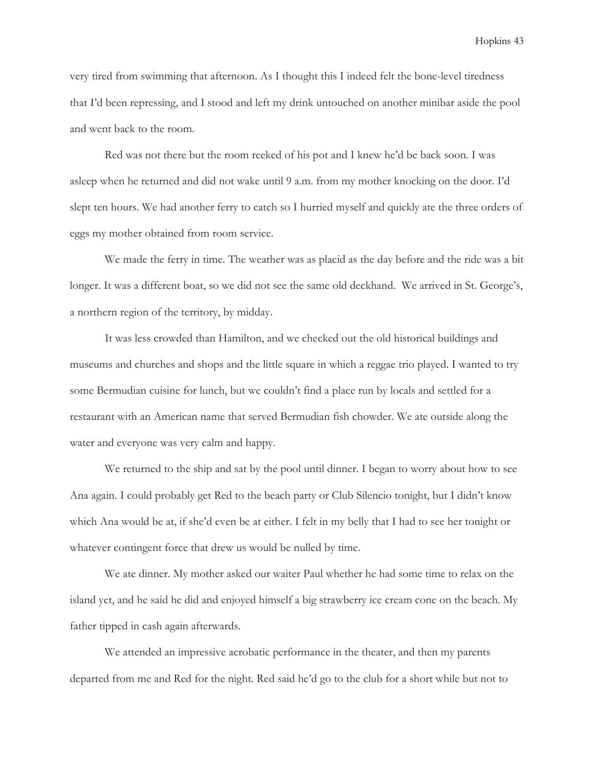very tired from swimming that afternoon. As I thought this I indeed felt the bone-level tiredness that I'd been repressing, and I stood and left my drink untouched on another minibar aside the pool and went back to the room.

Red was not there but the room reeked of his pot and I knew he'd be back soon. I was asleep when he returned and did not wake until 9 a.m. from my mother knocking on the door. I'd slept ten hours. We had another ferry to catch so I hurried myself and quickly ate the three orders of eggs my mother obtained from room service.

We made the ferry in time. The weather was as placid as the day before and the ride was a bit longer. It was a different boat, so we did not see the same old deckhand. We arrived in St. George's, a northern region of the territory, by midday.

It was less crowded than Hamilton, and we checked out the old historical buildings and museums and churches and shops and the little square in which a reggae trio played. I wanted to try some Bermudian cuisine for lunch, but we couldn't find a place run by locals and settled for a restaurant with an American name that served Bermudian fish chowder. We ate outside along the water and everyone was very calm and happy.

We returned to the ship and sat by the pool until dinner. I began to worry about how to see Ana again. I could probably get Red to the beach party or Club Silencio tonight, but I didn't know which Ana would be at, if she'd even be at either. I felt in my belly that I had to see her tonight or whatever contingent force that drew us would be nulled by time.

We ate dinner. My mother asked our waiter Paul whether he had some time to relax on the island yet, and he said he did and enjoyed himself a big strawberry ice cream cone on the beach. My father tipped in cash again afterwards.

We attended an impressive acrobatic performance in the theater, and then my parents departed from me and Red for the night. Red said he'd go to the club for a short while but not to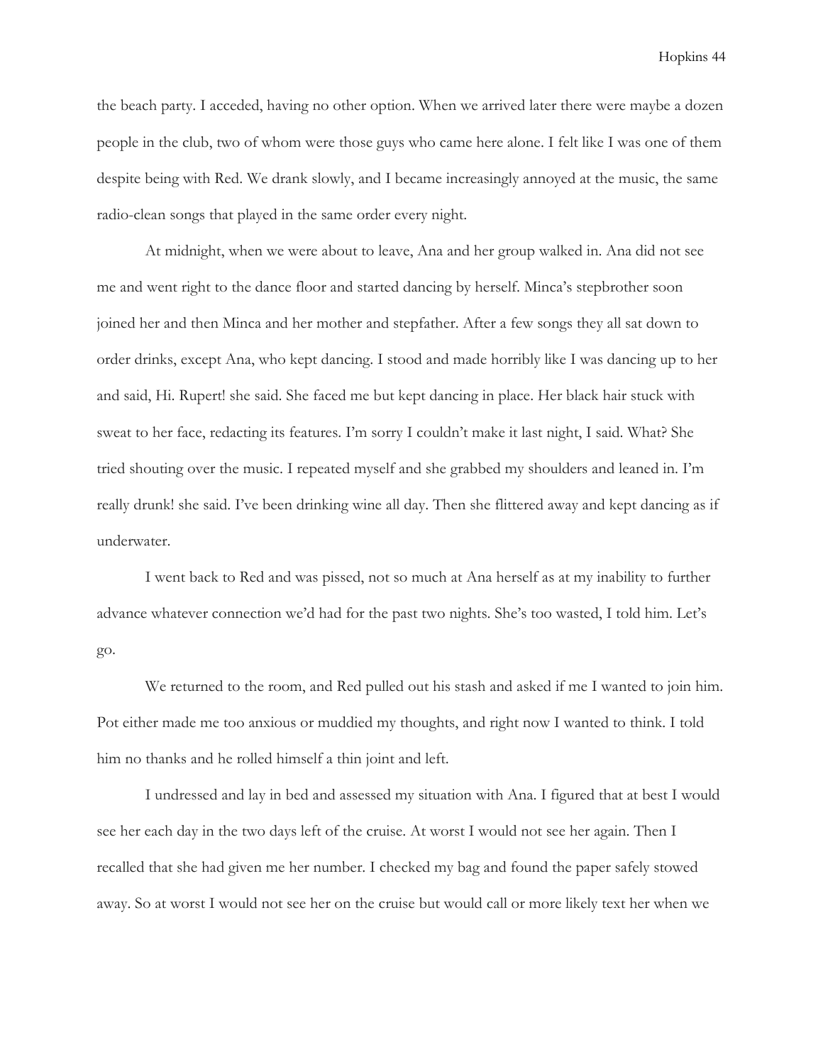the beach party. I acceded, having no other option. When we arrived later there were maybe a dozen people in the club, two of whom were those guys who came here alone. I felt like I was one of them despite being with Red. We drank slowly, and I became increasingly annoyed at the music, the same radio-clean songs that played in the same order every night.

At midnight, when we were about to leave, Ana and her group walked in. Ana did not see me and went right to the dance floor and started dancing by herself. Minca's stepbrother soon joined her and then Minca and her mother and stepfather. After a few songs they all sat down to order drinks, except Ana, who kept dancing. I stood and made horribly like I was dancing up to her and said, Hi. Rupert! she said. She faced me but kept dancing in place. Her black hair stuck with sweat to her face, redacting its features. I'm sorry I couldn't make it last night, I said. What? She tried shouting over the music. I repeated myself and she grabbed my shoulders and leaned in. I'm really drunk! she said. I've been drinking wine all day. Then she flittered away and kept dancing as if underwater.

I went back to Red and was pissed, not so much at Ana herself as at my inability to further advance whatever connection we'd had for the past two nights. She's too wasted, I told him. Let's go.

We returned to the room, and Red pulled out his stash and asked if me I wanted to join him. Pot either made me too anxious or muddied my thoughts, and right now I wanted to think. I told him no thanks and he rolled himself a thin joint and left.

I undressed and lay in bed and assessed my situation with Ana. I figured that at best I would see her each day in the two days left of the cruise. At worst I would not see her again. Then I recalled that she had given me her number. I checked my bag and found the paper safely stowed away. So at worst I would not see her on the cruise but would call or more likely text her when we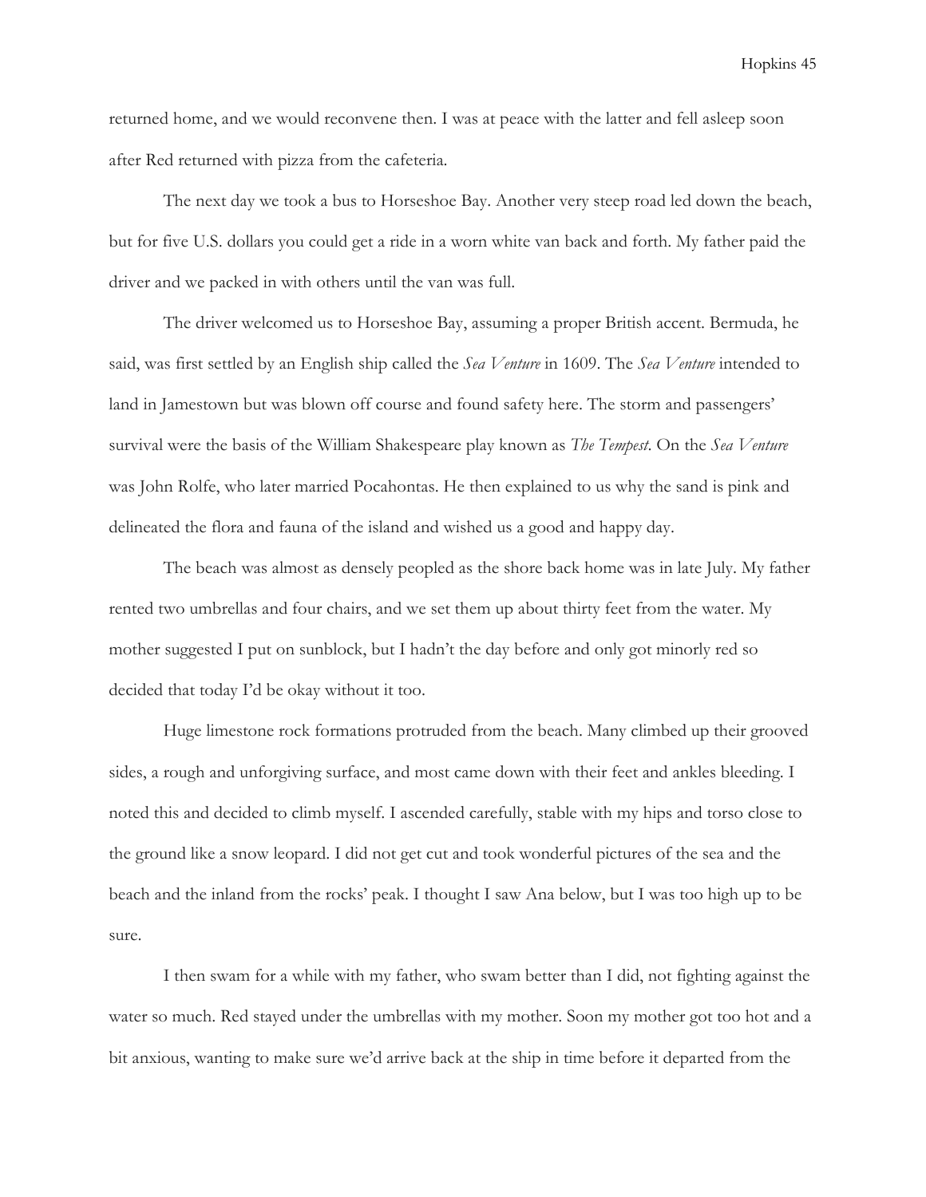returned home, and we would reconvene then. I was at peace with the latter and fell asleep soon after Red returned with pizza from the cafeteria.

The next day we took a bus to Horseshoe Bay. Another very steep road led down the beach, but for five U.S. dollars you could get a ride in a worn white van back and forth. My father paid the driver and we packed in with others until the van was full.

The driver welcomed us to Horseshoe Bay, assuming a proper British accent. Bermuda, he said, was first settled by an English ship called the *Sea Venture* in 1609. The *Sea Venture* intended to land in Jamestown but was blown off course and found safety here. The storm and passengers' survival were the basis of the William Shakespeare play known as *The Tempest*. On the *Sea Venture* was John Rolfe, who later married Pocahontas. He then explained to us why the sand is pink and delineated the flora and fauna of the island and wished us a good and happy day.

The beach was almost as densely peopled as the shore back home was in late July. My father rented two umbrellas and four chairs, and we set them up about thirty feet from the water. My mother suggested I put on sunblock, but I hadn't the day before and only got minorly red so decided that today I'd be okay without it too.

Huge limestone rock formations protruded from the beach. Many climbed up their grooved sides, a rough and unforgiving surface, and most came down with their feet and ankles bleeding. I noted this and decided to climb myself. I ascended carefully, stable with my hips and torso close to the ground like a snow leopard. I did not get cut and took wonderful pictures of the sea and the beach and the inland from the rocks' peak. I thought I saw Ana below, but I was too high up to be sure.

I then swam for a while with my father, who swam better than I did, not fighting against the water so much. Red stayed under the umbrellas with my mother. Soon my mother got too hot and a bit anxious, wanting to make sure we'd arrive back at the ship in time before it departed from the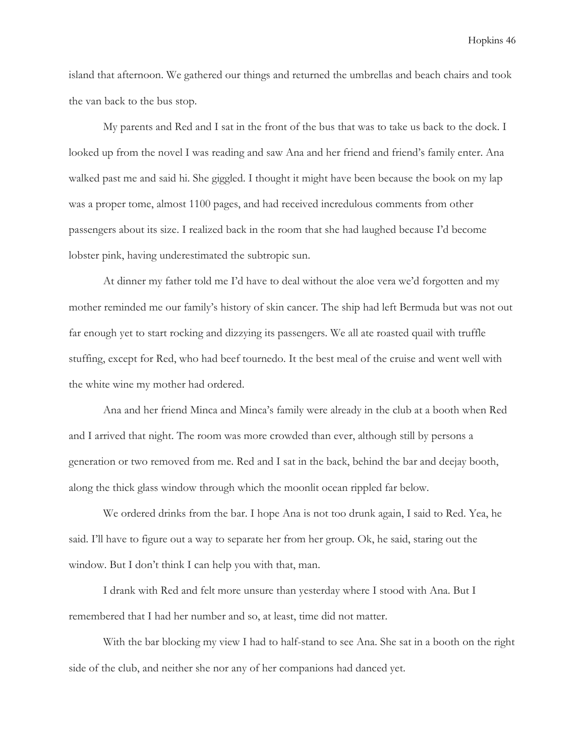island that afternoon. We gathered our things and returned the umbrellas and beach chairs and took the van back to the bus stop.

My parents and Red and I sat in the front of the bus that was to take us back to the dock. I looked up from the novel I was reading and saw Ana and her friend and friend's family enter. Ana walked past me and said hi. She giggled. I thought it might have been because the book on my lap was a proper tome, almost 1100 pages, and had received incredulous comments from other passengers about its size. I realized back in the room that she had laughed because I'd become lobster pink, having underestimated the subtropic sun.

At dinner my father told me I'd have to deal without the aloe vera we'd forgotten and my mother reminded me our family's history of skin cancer. The ship had left Bermuda but was not out far enough yet to start rocking and dizzying its passengers. We all ate roasted quail with truffle stuffing, except for Red, who had beef tournedo. It the best meal of the cruise and went well with the white wine my mother had ordered.

Ana and her friend Minca and Minca's family were already in the club at a booth when Red and I arrived that night. The room was more crowded than ever, although still by persons a generation or two removed from me. Red and I sat in the back, behind the bar and deejay booth, along the thick glass window through which the moonlit ocean rippled far below.

We ordered drinks from the bar. I hope Ana is not too drunk again, I said to Red. Yea, he said. I'll have to figure out a way to separate her from her group. Ok, he said, staring out the window. But I don't think I can help you with that, man.

I drank with Red and felt more unsure than yesterday where I stood with Ana. But I remembered that I had her number and so, at least, time did not matter.

With the bar blocking my view I had to half-stand to see Ana. She sat in a booth on the right side of the club, and neither she nor any of her companions had danced yet.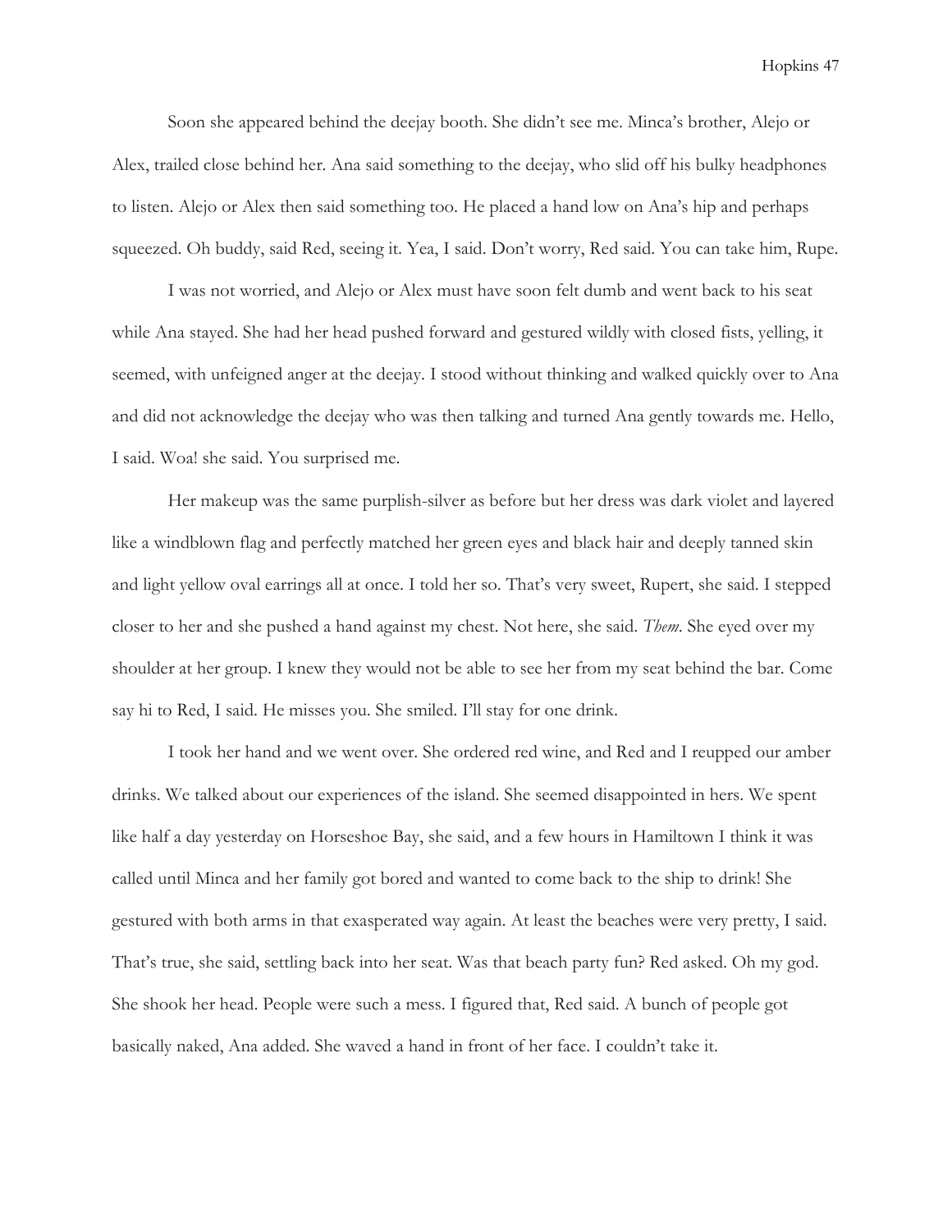Soon she appeared behind the deejay booth. She didn't see me. Minca's brother, Alejo or Alex, trailed close behind her. Ana said something to the deejay, who slid off his bulky headphones to listen. Alejo or Alex then said something too. He placed a hand low on Ana's hip and perhaps squeezed. Oh buddy, said Red, seeing it. Yea, I said. Don't worry, Red said. You can take him, Rupe.

I was not worried, and Alejo or Alex must have soon felt dumb and went back to his seat while Ana stayed. She had her head pushed forward and gestured wildly with closed fists, yelling, it seemed, with unfeigned anger at the deejay. I stood without thinking and walked quickly over to Ana and did not acknowledge the deejay who was then talking and turned Ana gently towards me. Hello, I said. Woa! she said. You surprised me.

Her makeup was the same purplish-silver as before but her dress was dark violet and layered like a windblown flag and perfectly matched her green eyes and black hair and deeply tanned skin and light yellow oval earrings all at once. I told her so. That's very sweet, Rupert, she said. I stepped closer to her and she pushed a hand against my chest. Not here, she said. *Them*. She eyed over my shoulder at her group. I knew they would not be able to see her from my seat behind the bar. Come say hi to Red, I said. He misses you. She smiled. I'll stay for one drink.

I took her hand and we went over. She ordered red wine, and Red and I reupped our amber drinks. We talked about our experiences of the island. She seemed disappointed in hers. We spent like half a day yesterday on Horseshoe Bay, she said, and a few hours in Hamiltown I think it was called until Minca and her family got bored and wanted to come back to the ship to drink! She gestured with both arms in that exasperated way again. At least the beaches were very pretty, I said. That's true, she said, settling back into her seat. Was that beach party fun? Red asked. Oh my god. She shook her head. People were such a mess. I figured that, Red said. A bunch of people got basically naked, Ana added. She waved a hand in front of her face. I couldn't take it.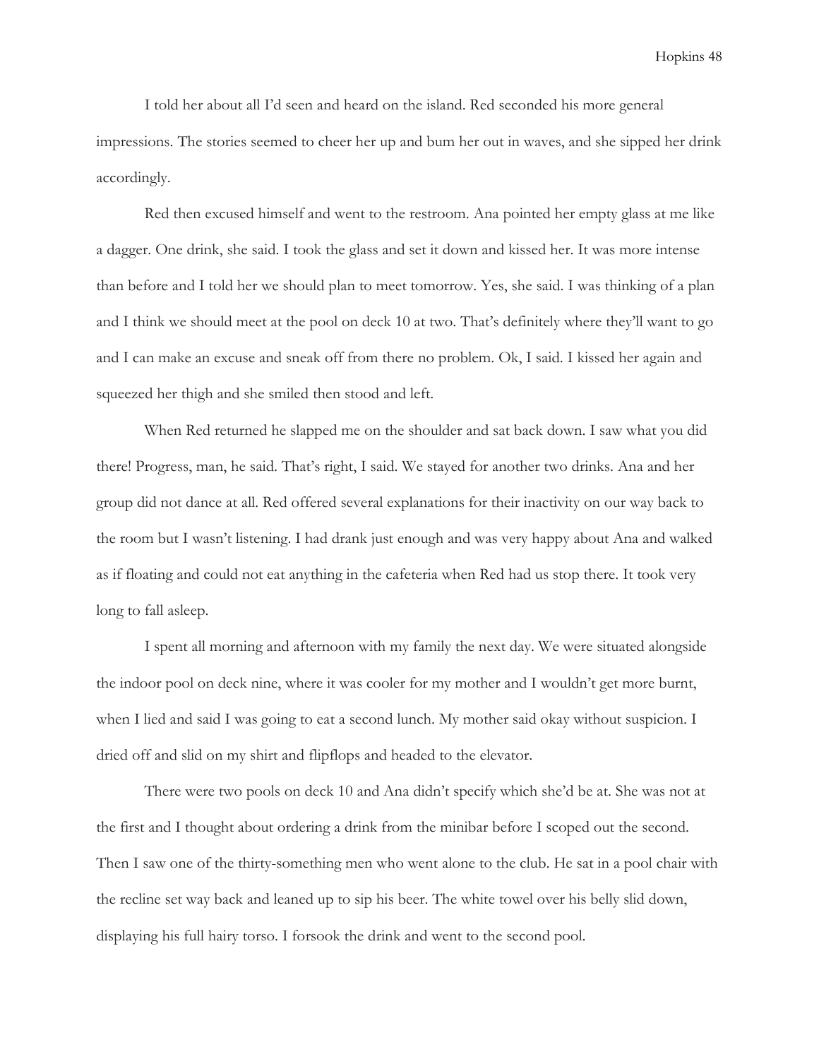I told her about all I'd seen and heard on the island. Red seconded his more general impressions. The stories seemed to cheer her up and bum her out in waves, and she sipped her drink accordingly.

Red then excused himself and went to the restroom. Ana pointed her empty glass at me like a dagger. One drink, she said. I took the glass and set it down and kissed her. It was more intense than before and I told her we should plan to meet tomorrow. Yes, she said. I was thinking of a plan and I think we should meet at the pool on deck 10 at two. That's definitely where they'll want to go and I can make an excuse and sneak off from there no problem. Ok, I said. I kissed her again and squeezed her thigh and she smiled then stood and left.

When Red returned he slapped me on the shoulder and sat back down. I saw what you did there! Progress, man, he said. That's right, I said. We stayed for another two drinks. Ana and her group did not dance at all. Red offered several explanations for their inactivity on our way back to the room but I wasn't listening. I had drank just enough and was very happy about Ana and walked as if floating and could not eat anything in the cafeteria when Red had us stop there. It took very long to fall asleep.

I spent all morning and afternoon with my family the next day. We were situated alongside the indoor pool on deck nine, where it was cooler for my mother and I wouldn't get more burnt, when I lied and said I was going to eat a second lunch. My mother said okay without suspicion. I dried off and slid on my shirt and flipflops and headed to the elevator.

There were two pools on deck 10 and Ana didn't specify which she'd be at. She was not at the first and I thought about ordering a drink from the minibar before I scoped out the second. Then I saw one of the thirty-something men who went alone to the club. He sat in a pool chair with the recline set way back and leaned up to sip his beer. The white towel over his belly slid down, displaying his full hairy torso. I forsook the drink and went to the second pool.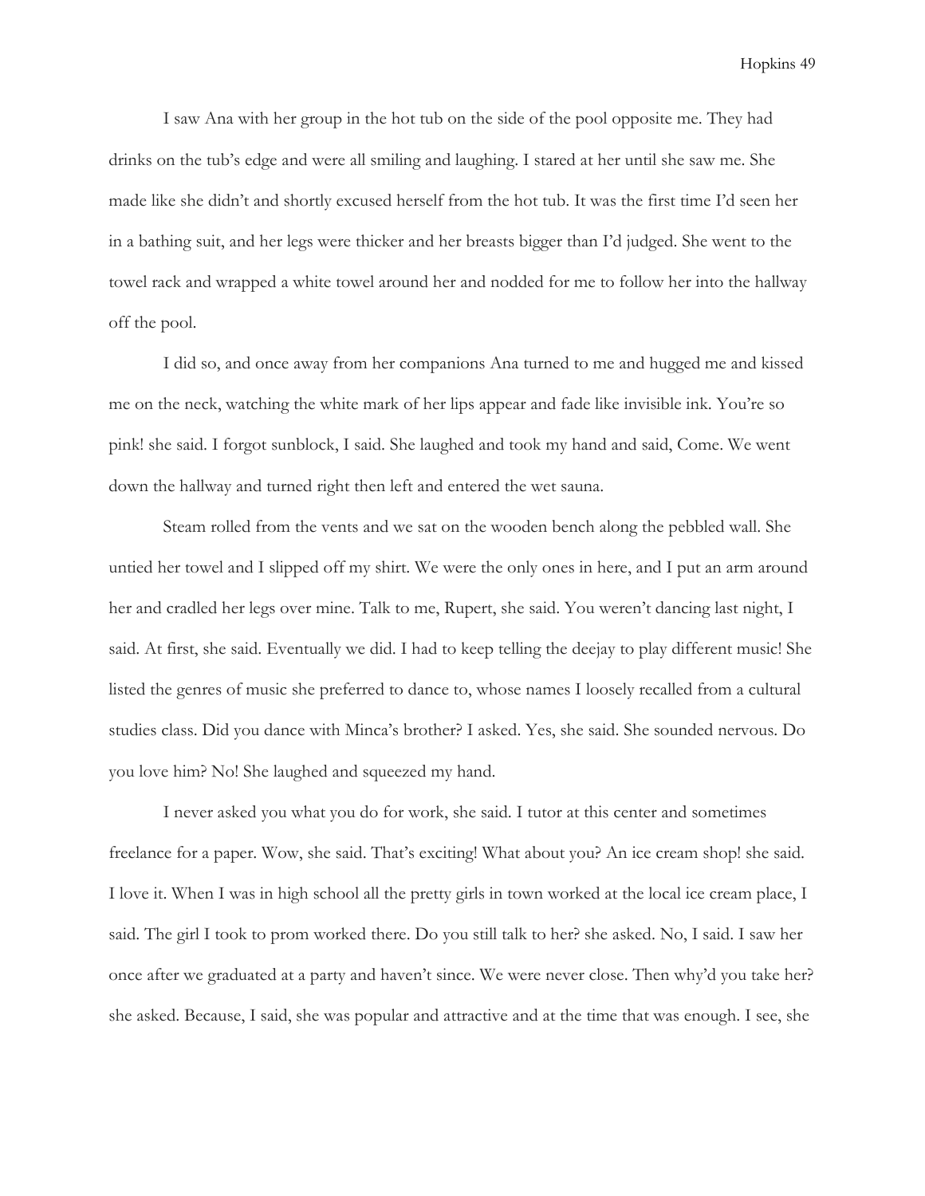I saw Ana with her group in the hot tub on the side of the pool opposite me. They had drinks on the tub's edge and were all smiling and laughing. I stared at her until she saw me. She made like she didn't and shortly excused herself from the hot tub. It was the first time I'd seen her in a bathing suit, and her legs were thicker and her breasts bigger than I'd judged. She went to the towel rack and wrapped a white towel around her and nodded for me to follow her into the hallway off the pool.

I did so, and once away from her companions Ana turned to me and hugged me and kissed me on the neck, watching the white mark of her lips appear and fade like invisible ink. You're so pink! she said. I forgot sunblock, I said. She laughed and took my hand and said, Come. We went down the hallway and turned right then left and entered the wet sauna.

Steam rolled from the vents and we sat on the wooden bench along the pebbled wall. She untied her towel and I slipped off my shirt. We were the only ones in here, and I put an arm around her and cradled her legs over mine. Talk to me, Rupert, she said. You weren't dancing last night, I said. At first, she said. Eventually we did. I had to keep telling the deejay to play different music! She listed the genres of music she preferred to dance to, whose names I loosely recalled from a cultural studies class. Did you dance with Minca's brother? I asked. Yes, she said. She sounded nervous. Do you love him? No! She laughed and squeezed my hand.

I never asked you what you do for work, she said. I tutor at this center and sometimes freelance for a paper. Wow, she said. That's exciting! What about you? An ice cream shop! she said. I love it. When I was in high school all the pretty girls in town worked at the local ice cream place, I said. The girl I took to prom worked there. Do you still talk to her? she asked. No, I said. I saw her once after we graduated at a party and haven't since. We were never close. Then why'd you take her? she asked. Because, I said, she was popular and attractive and at the time that was enough. I see, she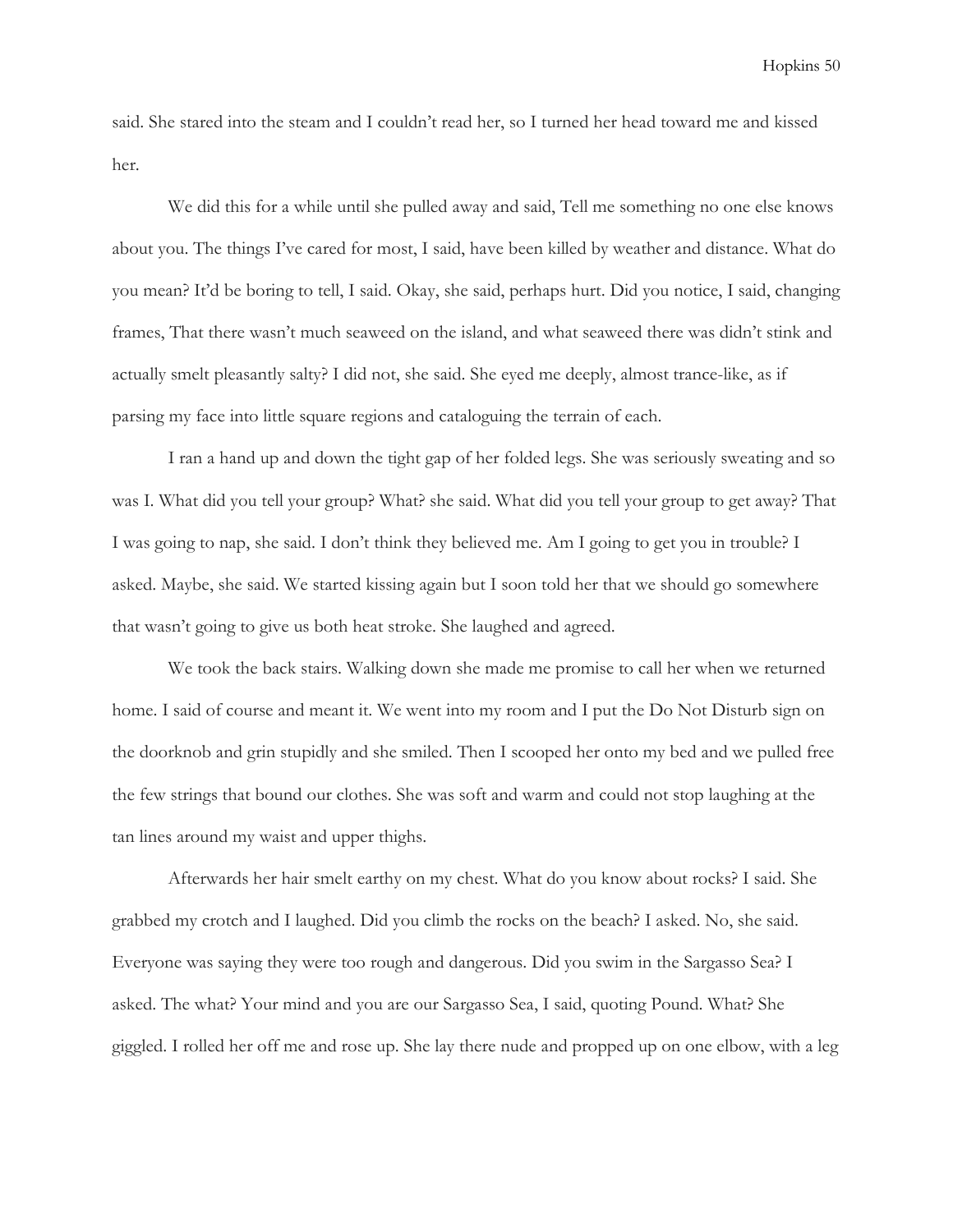said. She stared into the steam and I couldn't read her, so I turned her head toward me and kissed her.

We did this for a while until she pulled away and said, Tell me something no one else knows about you. The things I've cared for most, I said, have been killed by weather and distance. What do you mean? It'd be boring to tell, I said. Okay, she said, perhaps hurt. Did you notice, I said, changing frames, That there wasn't much seaweed on the island, and what seaweed there was didn't stink and actually smelt pleasantly salty? I did not, she said. She eyed me deeply, almost trance-like, as if parsing my face into little square regions and cataloguing the terrain of each.

I ran a hand up and down the tight gap of her folded legs. She was seriously sweating and so was I. What did you tell your group? What? she said. What did you tell your group to get away? That I was going to nap, she said. I don't think they believed me. Am I going to get you in trouble? I asked. Maybe, she said. We started kissing again but I soon told her that we should go somewhere that wasn't going to give us both heat stroke. She laughed and agreed.

We took the back stairs. Walking down she made me promise to call her when we returned home. I said of course and meant it. We went into my room and I put the Do Not Disturb sign on the doorknob and grin stupidly and she smiled. Then I scooped her onto my bed and we pulled free the few strings that bound our clothes. She was soft and warm and could not stop laughing at the tan lines around my waist and upper thighs.

Afterwards her hair smelt earthy on my chest. What do you know about rocks? I said. She grabbed my crotch and I laughed. Did you climb the rocks on the beach? I asked. No, she said. Everyone was saying they were too rough and dangerous. Did you swim in the Sargasso Sea? I asked. The what? Your mind and you are our Sargasso Sea, I said, quoting Pound. What? She giggled. I rolled her off me and rose up. She lay there nude and propped up on one elbow, with a leg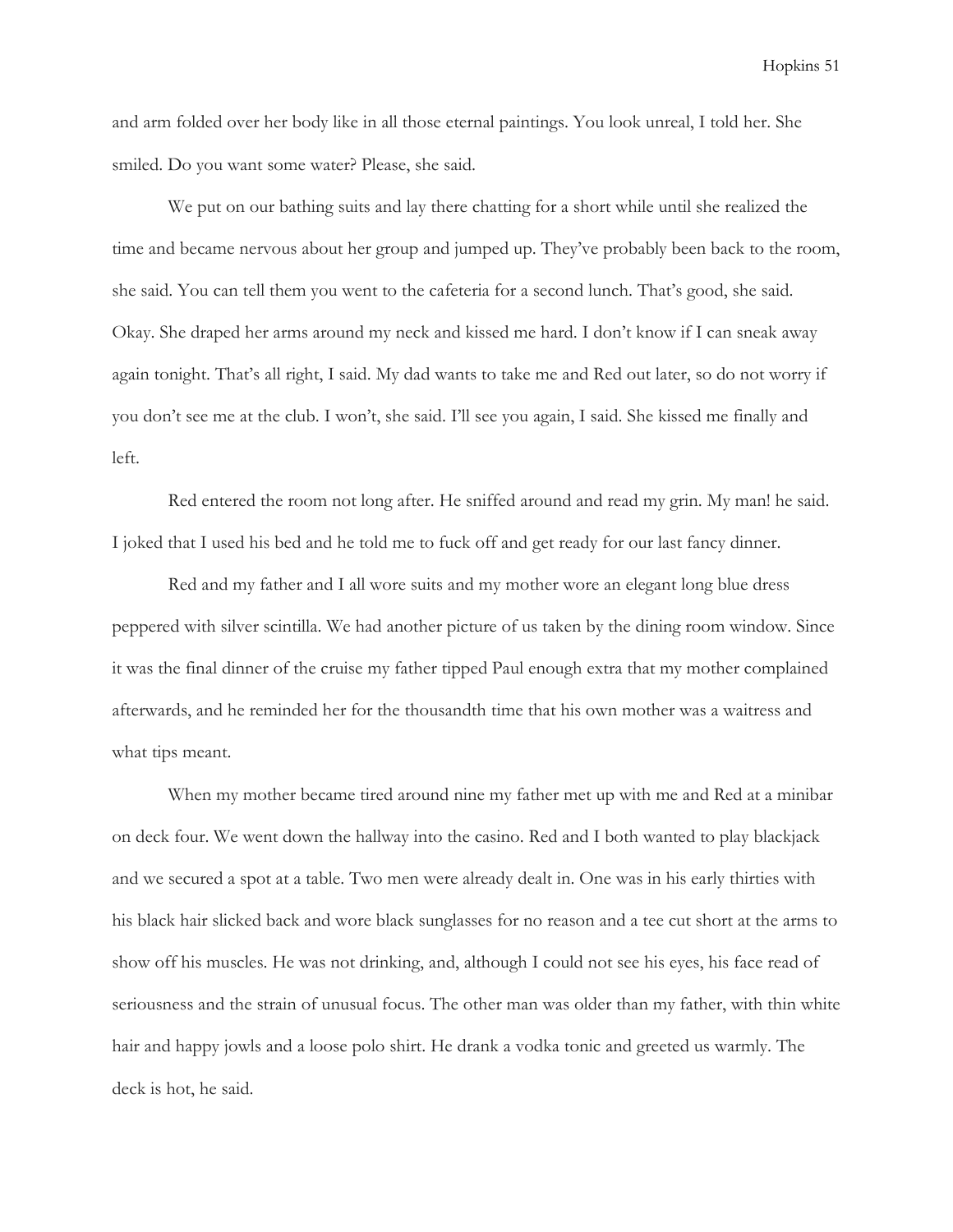and arm folded over her body like in all those eternal paintings. You look unreal, I told her. She smiled. Do you want some water? Please, she said.

We put on our bathing suits and lay there chatting for a short while until she realized the time and became nervous about her group and jumped up. They've probably been back to the room, she said. You can tell them you went to the cafeteria for a second lunch. That's good, she said. Okay. She draped her arms around my neck and kissed me hard. I don't know if I can sneak away again tonight. That's all right, I said. My dad wants to take me and Red out later, so do not worry if you don't see me at the club. I won't, she said. I'll see you again, I said. She kissed me finally and left.

Red entered the room not long after. He sniffed around and read my grin. My man! he said. I joked that I used his bed and he told me to fuck off and get ready for our last fancy dinner.

Red and my father and I all wore suits and my mother wore an elegant long blue dress peppered with silver scintilla. We had another picture of us taken by the dining room window. Since it was the final dinner of the cruise my father tipped Paul enough extra that my mother complained afterwards, and he reminded her for the thousandth time that his own mother was a waitress and what tips meant.

When my mother became tired around nine my father met up with me and Red at a minibar on deck four. We went down the hallway into the casino. Red and I both wanted to play blackjack and we secured a spot at a table. Two men were already dealt in. One was in his early thirties with his black hair slicked back and wore black sunglasses for no reason and a tee cut short at the arms to show off his muscles. He was not drinking, and, although I could not see his eyes, his face read of seriousness and the strain of unusual focus. The other man was older than my father, with thin white hair and happy jowls and a loose polo shirt. He drank a vodka tonic and greeted us warmly. The deck is hot, he said.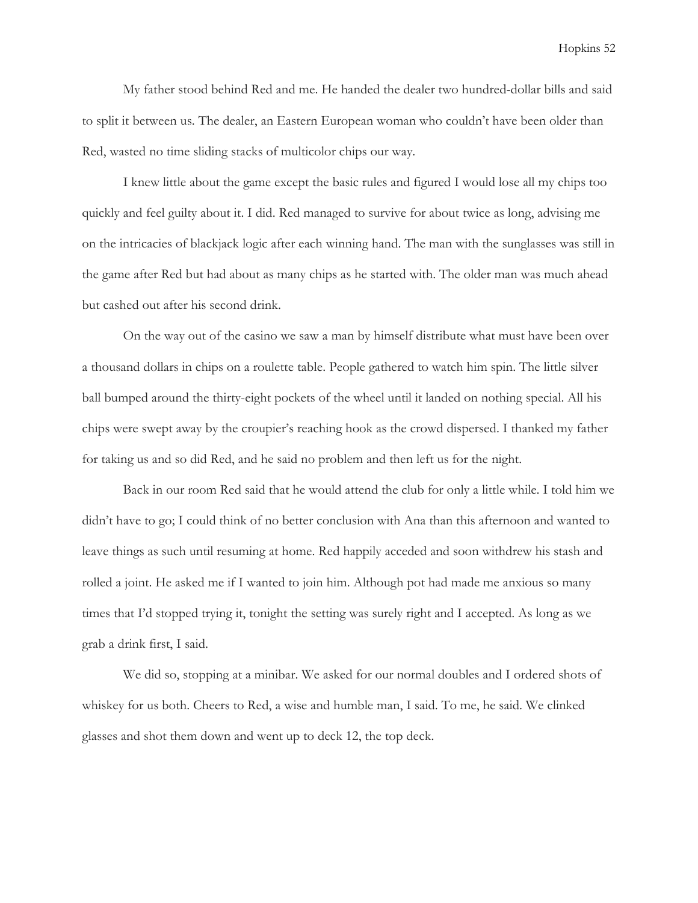My father stood behind Red and me. He handed the dealer two hundred-dollar bills and said to split it between us. The dealer, an Eastern European woman who couldn't have been older than Red, wasted no time sliding stacks of multicolor chips our way.

I knew little about the game except the basic rules and figured I would lose all my chips too quickly and feel guilty about it. I did. Red managed to survive for about twice as long, advising me on the intricacies of blackjack logic after each winning hand. The man with the sunglasses was still in the game after Red but had about as many chips as he started with. The older man was much ahead but cashed out after his second drink.

On the way out of the casino we saw a man by himself distribute what must have been over a thousand dollars in chips on a roulette table. People gathered to watch him spin. The little silver ball bumped around the thirty-eight pockets of the wheel until it landed on nothing special. All his chips were swept away by the croupier's reaching hook as the crowd dispersed. I thanked my father for taking us and so did Red, and he said no problem and then left us for the night.

Back in our room Red said that he would attend the club for only a little while. I told him we didn't have to go; I could think of no better conclusion with Ana than this afternoon and wanted to leave things as such until resuming at home. Red happily acceded and soon withdrew his stash and rolled a joint. He asked me if I wanted to join him. Although pot had made me anxious so many times that I'd stopped trying it, tonight the setting was surely right and I accepted. As long as we grab a drink first, I said.

We did so, stopping at a minibar. We asked for our normal doubles and I ordered shots of whiskey for us both. Cheers to Red, a wise and humble man, I said. To me, he said. We clinked glasses and shot them down and went up to deck 12, the top deck.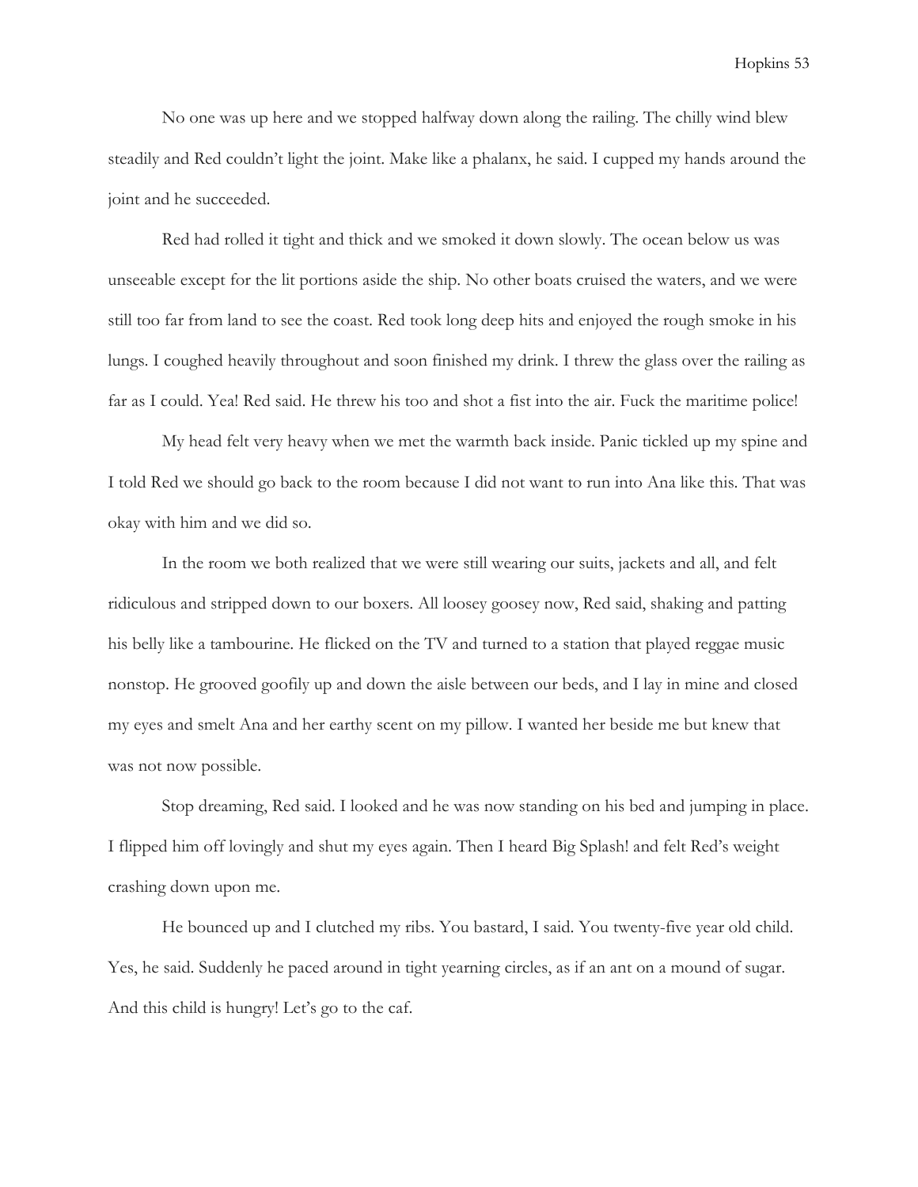No one was up here and we stopped halfway down along the railing. The chilly wind blew steadily and Red couldn't light the joint. Make like a phalanx, he said. I cupped my hands around the joint and he succeeded.

Red had rolled it tight and thick and we smoked it down slowly. The ocean below us was unseeable except for the lit portions aside the ship. No other boats cruised the waters, and we were still too far from land to see the coast. Red took long deep hits and enjoyed the rough smoke in his lungs. I coughed heavily throughout and soon finished my drink. I threw the glass over the railing as far as I could. Yea! Red said. He threw his too and shot a fist into the air. Fuck the maritime police!

My head felt very heavy when we met the warmth back inside. Panic tickled up my spine and I told Red we should go back to the room because I did not want to run into Ana like this. That was okay with him and we did so.

In the room we both realized that we were still wearing our suits, jackets and all, and felt ridiculous and stripped down to our boxers. All loosey goosey now, Red said, shaking and patting his belly like a tambourine. He flicked on the TV and turned to a station that played reggae music nonstop. He grooved goofily up and down the aisle between our beds, and I lay in mine and closed my eyes and smelt Ana and her earthy scent on my pillow. I wanted her beside me but knew that was not now possible.

Stop dreaming, Red said. I looked and he was now standing on his bed and jumping in place. I flipped him off lovingly and shut my eyes again. Then I heard Big Splash! and felt Red's weight crashing down upon me.

He bounced up and I clutched my ribs. You bastard, I said. You twenty-five year old child. Yes, he said. Suddenly he paced around in tight yearning circles, as if an ant on a mound of sugar. And this child is hungry! Let's go to the caf.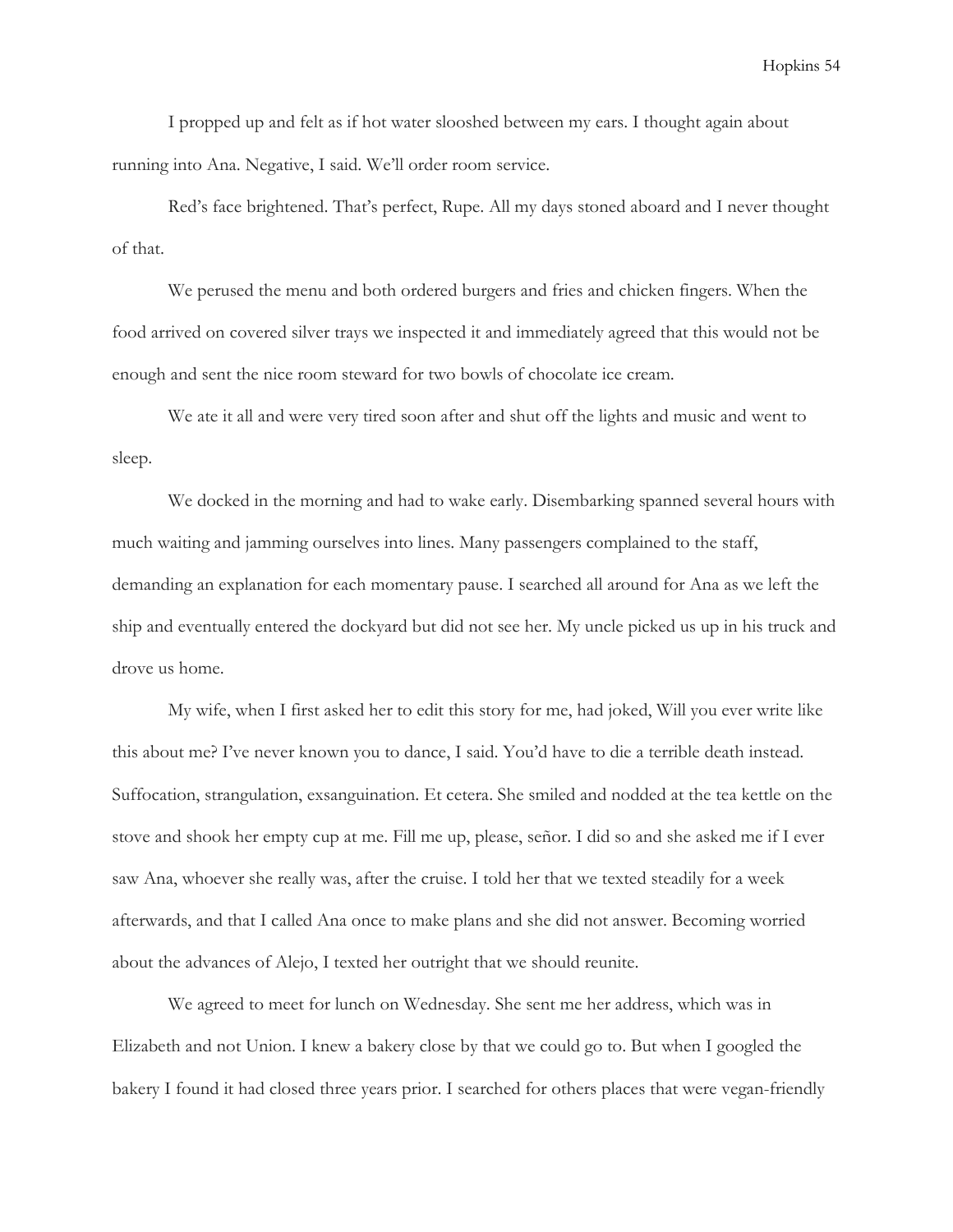I propped up and felt as if hot water slooshed between my ears. I thought again about running into Ana. Negative, I said. We'll order room service.

Red's face brightened. That's perfect, Rupe. All my days stoned aboard and I never thought of that.

We perused the menu and both ordered burgers and fries and chicken fingers. When the food arrived on covered silver trays we inspected it and immediately agreed that this would not be enough and sent the nice room steward for two bowls of chocolate ice cream.

We ate it all and were very tired soon after and shut off the lights and music and went to sleep.

We docked in the morning and had to wake early. Disembarking spanned several hours with much waiting and jamming ourselves into lines. Many passengers complained to the staff, demanding an explanation for each momentary pause. I searched all around for Ana as we left the ship and eventually entered the dockyard but did not see her. My uncle picked us up in his truck and drove us home.

My wife, when I first asked her to edit this story for me, had joked, Will you ever write like this about me? I've never known you to dance, I said. You'd have to die a terrible death instead. Suffocation, strangulation, exsanguination. Et cetera. She smiled and nodded at the tea kettle on the stove and shook her empty cup at me. Fill me up, please, señor. I did so and she asked me if I ever saw Ana, whoever she really was, after the cruise. I told her that we texted steadily for a week afterwards, and that I called Ana once to make plans and she did not answer. Becoming worried about the advances of Alejo, I texted her outright that we should reunite.

We agreed to meet for lunch on Wednesday. She sent me her address, which was in Elizabeth and not Union. I knew a bakery close by that we could go to. But when I googled the bakery I found it had closed three years prior. I searched for others places that were vegan-friendly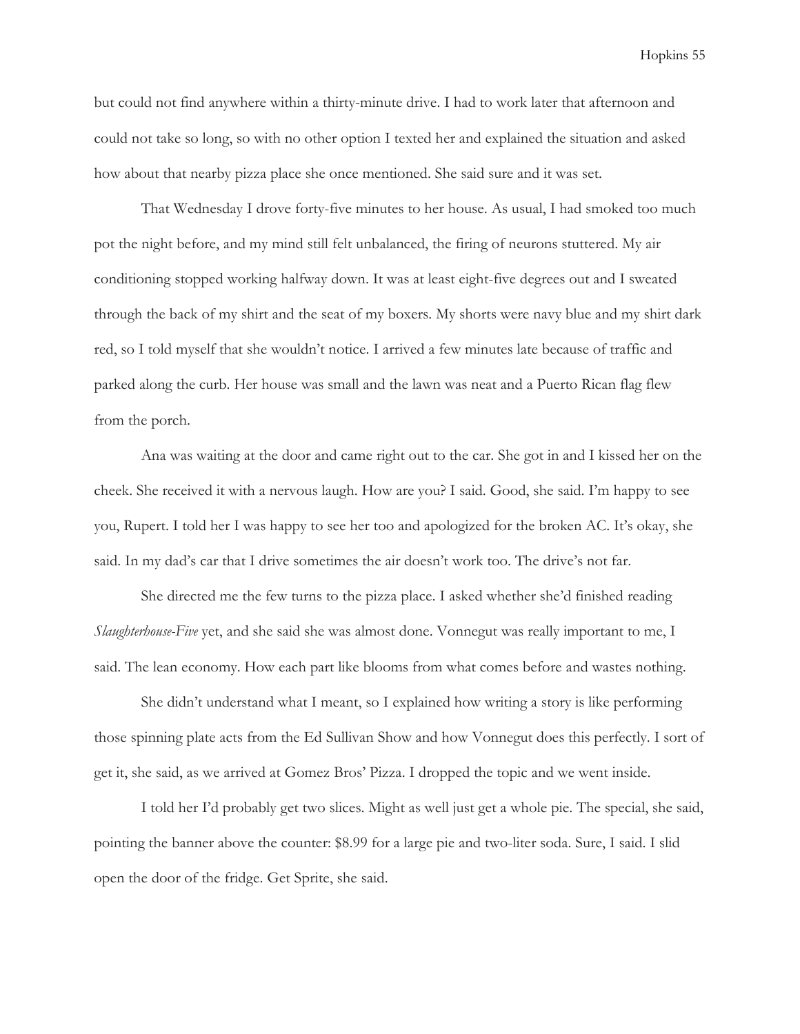but could not find anywhere within a thirty-minute drive. I had to work later that afternoon and could not take so long, so with no other option I texted her and explained the situation and asked how about that nearby pizza place she once mentioned. She said sure and it was set.

That Wednesday I drove forty-five minutes to her house. As usual, I had smoked too much pot the night before, and my mind still felt unbalanced, the firing of neurons stuttered. My air conditioning stopped working halfway down. It was at least eight-five degrees out and I sweated through the back of my shirt and the seat of my boxers. My shorts were navy blue and my shirt dark red, so I told myself that she wouldn't notice. I arrived a few minutes late because of traffic and parked along the curb. Her house was small and the lawn was neat and a Puerto Rican flag flew from the porch.

Ana was waiting at the door and came right out to the car. She got in and I kissed her on the cheek. She received it with a nervous laugh. How are you? I said. Good, she said. I'm happy to see you, Rupert. I told her I was happy to see her too and apologized for the broken AC. It's okay, she said. In my dad's car that I drive sometimes the air doesn't work too. The drive's not far.

She directed me the few turns to the pizza place. I asked whether she'd finished reading *Slaughterhouse-Five* yet, and she said she was almost done. Vonnegut was really important to me, I said. The lean economy. How each part like blooms from what comes before and wastes nothing.

She didn't understand what I meant, so I explained how writing a story is like performing those spinning plate acts from the Ed Sullivan Show and how Vonnegut does this perfectly. I sort of get it, she said, as we arrived at Gomez Bros' Pizza. I dropped the topic and we went inside.

I told her I'd probably get two slices. Might as well just get a whole pie. The special, she said, pointing the banner above the counter: $8.99 for a large pie and two-liter soda. Sure, I said. I slid open the door of the fridge. Get Sprite, she said.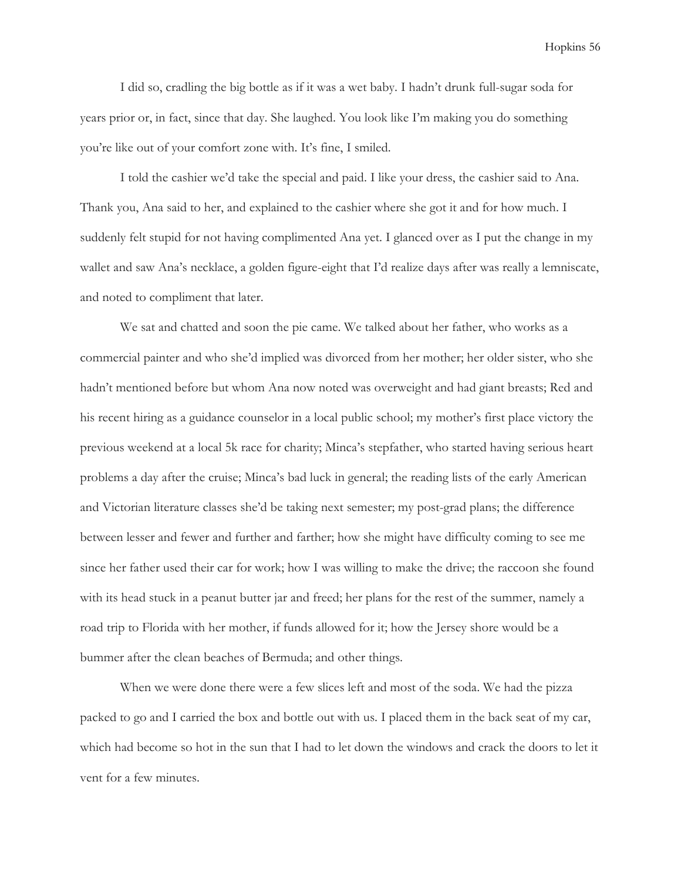I did so, cradling the big bottle as if it was a wet baby. I hadn't drunk full-sugar soda for years prior or, in fact, since that day. She laughed. You look like I'm making you do something you're like out of your comfort zone with. It's fine, I smiled.

I told the cashier we'd take the special and paid. I like your dress, the cashier said to Ana. Thank you, Ana said to her, and explained to the cashier where she got it and for how much. I suddenly felt stupid for not having complimented Ana yet. I glanced over as I put the change in my wallet and saw Ana's necklace, a golden figure-eight that I'd realize days after was really a lemniscate, and noted to compliment that later.

We sat and chatted and soon the pie came. We talked about her father, who works as a commercial painter and who she'd implied was divorced from her mother; her older sister, who she hadn't mentioned before but whom Ana now noted was overweight and had giant breasts; Red and his recent hiring as a guidance counselor in a local public school; my mother's first place victory the previous weekend at a local 5k race for charity; Minca's stepfather, who started having serious heart problems a day after the cruise; Minca's bad luck in general; the reading lists of the early American and Victorian literature classes she'd be taking next semester; my post-grad plans; the difference between lesser and fewer and further and farther; how she might have difficulty coming to see me since her father used their car for work; how I was willing to make the drive; the raccoon she found with its head stuck in a peanut butter jar and freed; her plans for the rest of the summer, namely a road trip to Florida with her mother, if funds allowed for it; how the Jersey shore would be a bummer after the clean beaches of Bermuda; and other things.

When we were done there were a few slices left and most of the soda. We had the pizza packed to go and I carried the box and bottle out with us. I placed them in the back seat of my car, which had become so hot in the sun that I had to let down the windows and crack the doors to let it vent for a few minutes.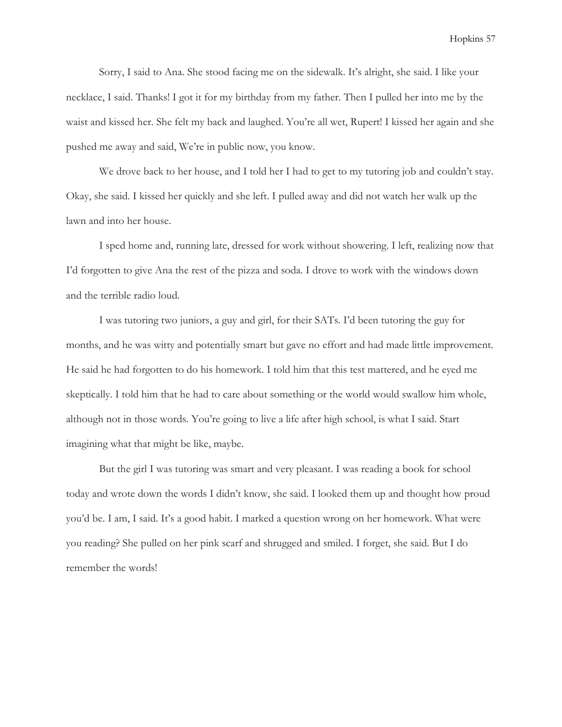Sorry, I said to Ana. She stood facing me on the sidewalk. It's alright, she said. I like your necklace, I said. Thanks! I got it for my birthday from my father. Then I pulled her into me by the waist and kissed her. She felt my back and laughed. You're all wet, Rupert! I kissed her again and she pushed me away and said, We're in public now, you know.

We drove back to her house, and I told her I had to get to my tutoring job and couldn't stay. Okay, she said. I kissed her quickly and she left. I pulled away and did not watch her walk up the lawn and into her house.

I sped home and, running late, dressed for work without showering. I left, realizing now that I'd forgotten to give Ana the rest of the pizza and soda. I drove to work with the windows down and the terrible radio loud.

I was tutoring two juniors, a guy and girl, for their SATs. I'd been tutoring the guy for months, and he was witty and potentially smart but gave no effort and had made little improvement. He said he had forgotten to do his homework. I told him that this test mattered, and he eyed me skeptically. I told him that he had to care about something or the world would swallow him whole, although not in those words. You're going to live a life after high school, is what I said. Start imagining what that might be like, maybe.

But the girl I was tutoring was smart and very pleasant. I was reading a book for school today and wrote down the words I didn't know, she said. I looked them up and thought how proud you'd be. I am, I said. It's a good habit. I marked a question wrong on her homework. What were you reading? She pulled on her pink scarf and shrugged and smiled. I forget, she said. But I do remember the words!